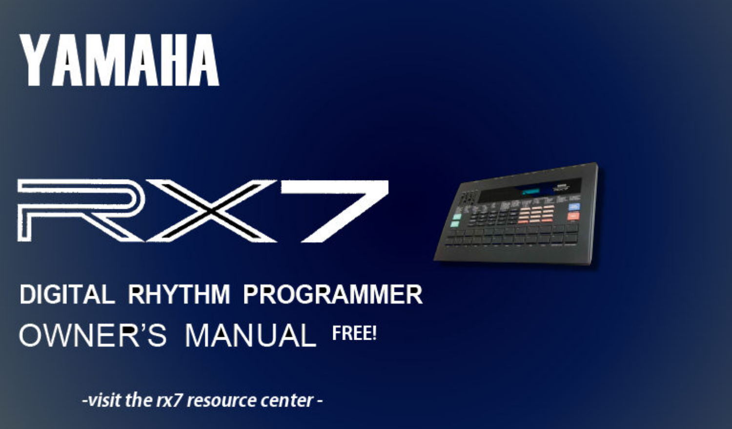# YAMAHA

# RX7

## DIGITAL RHYTHM PROGRAMMER

## OWNER'S MANUAL FREE!

*-visit the rx7 resource center -*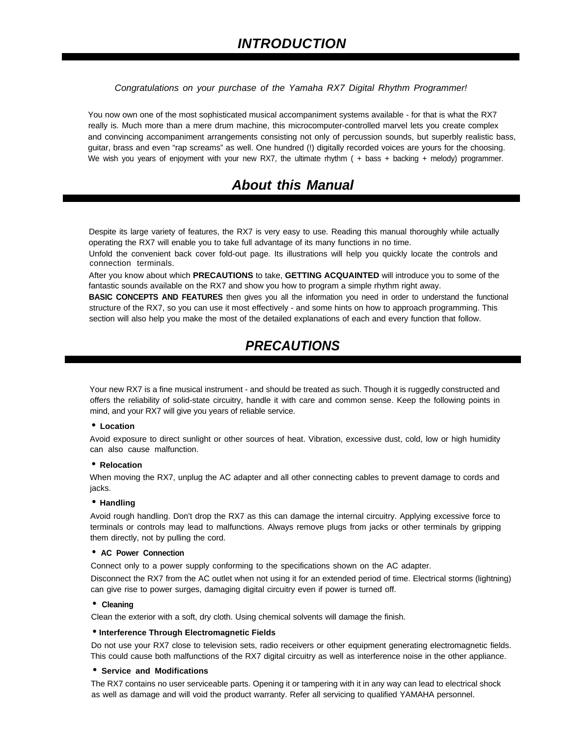# *INTRODUCTION*

*Congratulations on your purchase of the Yamaha RX7 Digital Rhythm Programmer!*

You now own one of the most sophisticated musical accompaniment systems available - for that is what the RX7 really is. Much more than a mere drum machine, this microcomputer-controlled marvel lets you create complex and convincing accompaniment arrangements consisting not only of percussion sounds, but superbly realistic bass, guitar, brass and even “rap screams” as well. One hundred (!) digitally recorded voices are yours for the choosing. We wish you years of enjoyment with your new RX7, the ultimate rhythm ( + bass + backing + melody) programmer.

# *About this Manual*

Despite its large variety of features, the RX7 is very easy to use. Reading this manual thoroughly while actually operating the RX7 will enable you to take full advantage of its many functions in no time.

Unfold the convenient back cover fold-out page. Its illustrations will help you quickly locate the controls and connection terminals.

After you know about which **PRECAUTIONS** to take, **GETTING ACQUAINTED** will introduce you to some of the fantastic sounds available on the RX7 and show you how to program a simple rhythm right away.

**BASIC CONCEPTS AND FEATURES** then gives you all the information you need in order to understand the functional structure of the RX7, so you can use it most effectively - and some hints on how to approach programming. This section will also help you make the most of the detailed explanations of each and every function that follow.

# *PRECAUTIONS*

Your new RX7 is a fine musical instrument - and should be treated as such. Though it is ruggedly constructed and offers the reliability of solid-state circuitry, handle it with care and common sense. Keep the following points in mind, and your RX7 will give you years of reliable service.

- **Location**

Avoid exposure to direct sunlight or other sources of heat. Vibration, excessive dust, cold, low or high humidity can also cause malfunction.

- **Relocation**

When moving the RX7, unplug the AC adapter and all other connecting cables to prevent damage to cords and jacks.

- **Handling**

Avoid rough handling. Don’t drop the RX7 as this can damage the internal circuitry. Applying excessive force to terminals or controls may lead to malfunctions. Always remove plugs from jacks or other terminals by gripping them directly, not by pulling the cord.

- **AC Power Connection**

Connect only to a power supply conforming to the specifications shown on the AC adapter.

Disconnect the RX7 from the AC outlet when not using it for an extended period of time. Electrical storms (lightning) can give rise to power surges, damaging digital circuitry even if power is turned off.

- **Cleaning**

Clean the exterior with a soft, dry cloth. Using chemical solvents will damage the finish.

- **Interference Through Electromagnetic Fields**

Do not use your RX7 close to television sets, radio receivers or other equipment generating electromagnetic fields. This could cause both malfunctions of the RX7 digital circuitry as well as interference noise in the other appliance.

- **Service and Modifications**

The RX7 contains no user serviceable parts. Opening it or tampering with it in any way can lead to electrical shock as well as damage and will void the product warranty. Refer all servicing to qualified YAMAHA personnel.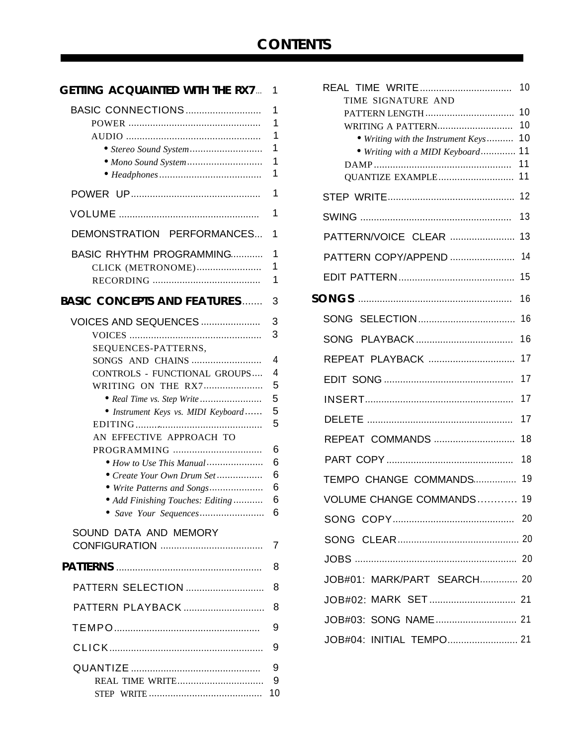# CONTENTS

**GETTING ACQUAINTED WITH THE RX7** ... 1

- BASIC CONNECTIONS ... 1
  - POWER ... 1
  - AUDIO ... 1
    - *Stereo Sound System* ... 1
    - *Mono Sound System* ... 1
    - *Headphones* ... 1
- POWER UP ... 1
- VOLUME ... 1
- DEMONSTRATION PERFORMANCES ... 1
- BASIC RHYTHM PROGRAMMING ... 1
  - CLICK (METRONOME) ... 1
  - RECORDING ... 1

**BASIC CONCEPTS AND FEATURES** ... 3

- VOICES AND SEQUENCES ... 3
  - VOICES ... 3
  - SEQUENCES-PATTERNS, SONGS AND CHAINS ... 4
  - CONTROLS - FUNCTIONAL GROUPS ... 4
  - WRITING ON THE RX7 ... 5
    - *Real Time vs. Step Write* ... 5
    - *Instrument Keys vs. MIDI Keyboard* ... 5
  - EDITING ... 5
  - AN EFFECTIVE APPROACH TO PROGRAMMING ... 6
    - *How to Use This Manual* ... 6
    - *Create Your Own Drum Set* ... 6
    - *Write Patterns and Songs* ... 6
    - *Add Finishing Touches: Editing* ... 6
    - *Save Your Sequences* ... 6
- SOUND DATA AND MEMORY CONFIGURATION ... 7

**PATTERNS** ... 8

- PATTERN SELECTION ... 8
- PATTERN PLAYBACK ... 8
- TEMPO ... 9
- CLICK ... 9
- QUANTIZE ... 9
  - REAL TIME WRITE ... 9
  - STEP WRITE ... 10
- REAL TIME WRITE ... 10
  - TIME SIGNATURE AND PATTERN LENGTH ... 10
  - WRITING A PATTERN ... 10
    - *Writing with the Instrument Keys* ... 10
    - *Writing with a MIDI Keyboard* ... 11
  - DAMP ... 11
  - QUANTIZE EXAMPLE ... 11
- STEP WRITE ... 12
- SWING ... 13
- PATTERN/VOICE CLEAR ... 13
- PATTERN COPY/APPEND ... 14
- EDIT PATTERN ... 15

**SONGS** ... 16

- SONG SELECTION ... 16
- SONG PLAYBACK ... 16
- REPEAT PLAYBACK ... 17
- EDIT SONG ... 17
- INSERT ... 17
- DELETE ... 17
- REPEAT COMMANDS ... 18
- PART COPY ... 18
- TEMPO CHANGE COMMANDS ... 19
- VOLUME CHANGE COMMANDS ... 19
- SONG COPY ... 20
- SONG CLEAR ... 20
- JOBS ... 20
- JOB#01: MARK/PART SEARCH ... 20
- JOB#02: MARK SET ... 21
- JOB#03: SONG NAME ... 21
- JOB#04: INITIAL TEMPO ... 21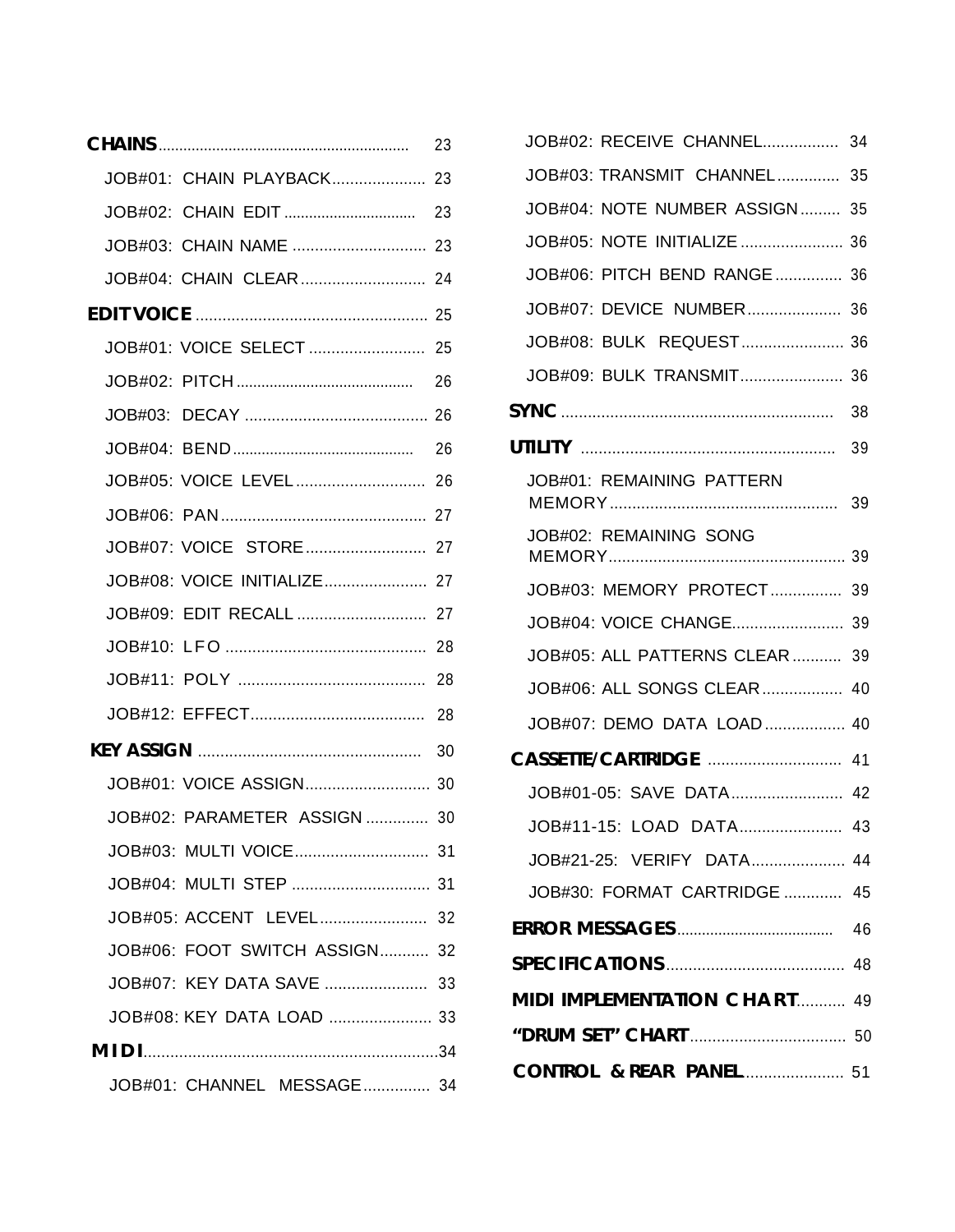**CHAINS** .......... 23

- JOB#01: CHAIN PLAYBACK .......... 23
- JOB#02: CHAIN EDIT .......... 23
- JOB#03: CHAIN NAME .......... 23
- JOB#04: CHAIN CLEAR .......... 24

**EDIT VOICE** .......... 25

- JOB#01: VOICE SELECT .......... 25
- JOB#02: PITCH .......... 26
- JOB#03: DECAY .......... 26
- JOB#04: BEND .......... 26
- JOB#05: VOICE LEVEL .......... 26
- JOB#06: PAN .......... 27
- JOB#07: VOICE STORE .......... 27
- JOB#08: VOICE INITIALIZE .......... 27
- JOB#09: EDIT RECALL .......... 27
- JOB#10: LFO .......... 28
- JOB#11: POLY .......... 28
- JOB#12: EFFECT .......... 28

**KEY ASSIGN** .......... 30

- JOB#01: VOICE ASSIGN .......... 30
- JOB#02: PARAMETER ASSIGN .......... 30
- JOB#03: MULTI VOICE .......... 31
- JOB#04: MULTI STEP .......... 31
- JOB#05: ACCENT LEVEL .......... 32
- JOB#06: FOOT SWITCH ASSIGN .......... 32
- JOB#07: KEY DATA SAVE .......... 33
- JOB#08: KEY DATA LOAD .......... 33

**MIDI** .......... 34

- JOB#01: CHANNEL MESSAGE .......... 34
- JOB#02: RECEIVE CHANNEL .......... 34
- JOB#03: TRANSMIT CHANNEL .......... 35
- JOB#04: NOTE NUMBER ASSIGN .......... 35
- JOB#05: NOTE INITIALIZE .......... 36
- JOB#06: PITCH BEND RANGE .......... 36
- JOB#07: DEVICE NUMBER .......... 36
- JOB#08: BULK REQUEST .......... 36
- JOB#09: BULK TRANSMIT .......... 36

**SYNC** .......... 38

**UTILITY** .......... 39

- JOB#01: REMAINING PATTERN MEMORY .......... 39
- JOB#02: REMAINING SONG MEMORY .......... 39
- JOB#03: MEMORY PROTECT .......... 39
- JOB#04: VOICE CHANGE .......... 39
- JOB#05: ALL PATTERNS CLEAR .......... 39
- JOB#06: ALL SONGS CLEAR .......... 40
- JOB#07: DEMO DATA LOAD .......... 40

**CASSETTE/CARTRIDGE** .......... 41

- JOB#01-05: SAVE DATA .......... 42
- JOB#11-15: LOAD DATA .......... 43
- JOB#21-25: VERIFY DATA .......... 44
- JOB#30: FORMAT CARTRIDGE .......... 45

**ERROR MESSAGES** .......... 46

**SPECIFICATIONS** .......... 48

**MIDI IMPLEMENTATION CHART** .......... 49

**"DRUM SET" CHART** .......... 50

**CONTROL & REAR PANEL** .......... 51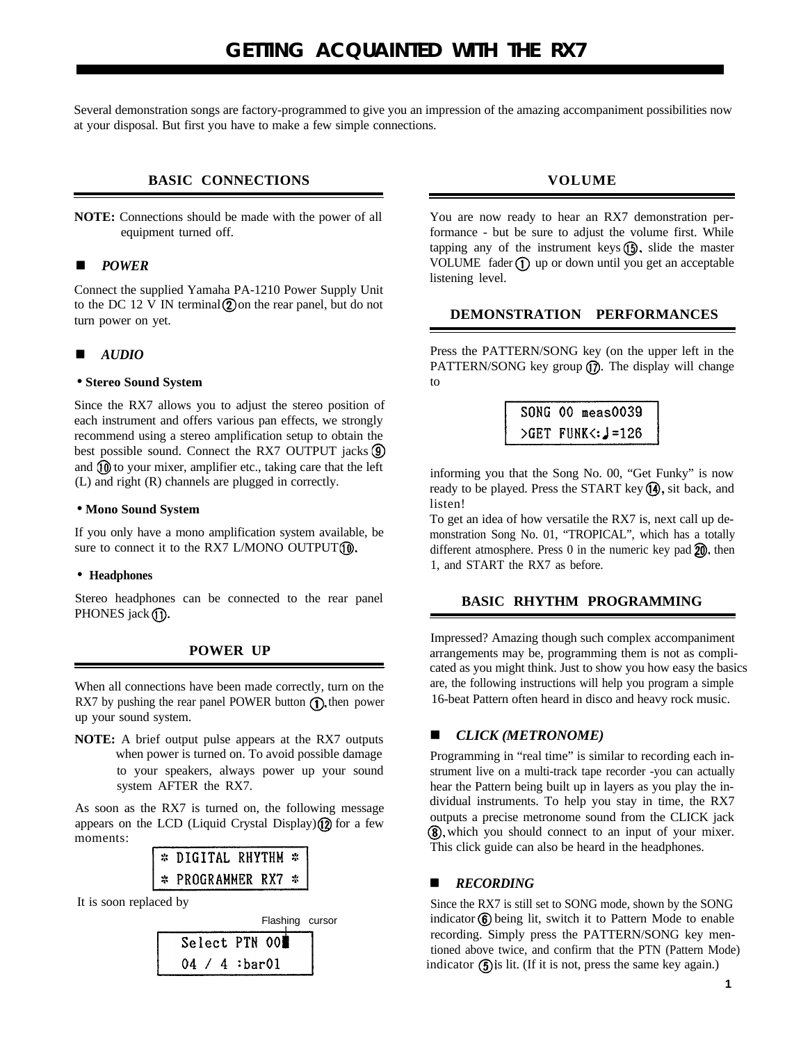# GETTING ACQUAINTED WITH THE RX7

Several demonstration songs are factory-programmed to give you an impression of the amazing accompaniment possibilities now at your disposal. But first you have to make a few simple connections.

## BASIC CONNECTIONS

**NOTE:** Connections should be made with the power of all equipment turned off.

### ■ *POWER*

Connect the supplied Yamaha PA-1210 Power Supply Unit to the DC 12 V IN terminal ② on the rear panel, but do not turn power on yet.

### ■ *AUDIO*

**• Stereo Sound System**

Since the RX7 allows you to adjust the stereo position of each instrument and offers various pan effects, we strongly recommend using a stereo amplification setup to obtain the best possible sound. Connect the RX7 OUTPUT jacks ⑨ and ⑩ to your mixer, amplifier etc., taking care that the left (L) and right (R) channels are plugged in correctly.

**• Mono Sound System**

If you only have a mono amplification system available, be sure to connect it to the RX7 L/MONO OUTPUT ⑩.

**• Headphones**

Stereo headphones can be connected to the rear panel PHONES jack ⑪.

## POWER UP

When all connections have been made correctly, turn on the RX7 by pushing the rear panel POWER button ①, then power up your sound system.

**NOTE:** A brief output pulse appears at the RX7 outputs when power is turned on. To avoid possible damage to your speakers, always power up your sound system AFTER the RX7.

As soon as the RX7 is turned on, the following message appears on the LCD (Liquid Crystal Display) ⑫ for a few moments:

```
* DIGITAL RHYTHM *
* PROGRAMMER RX7 *
```

It is soon replaced by

Flashing cursor

```
Select PTN 00█
04 / 4 :bar01
```

## VOLUME

You are now ready to hear an RX7 demonstration performance - but be sure to adjust the volume first. While tapping any of the instrument keys ⑮, slide the master VOLUME fader ① up or down until you get an acceptable listening level.

## DEMONSTRATION PERFORMANCES

Press the PATTERN/SONG key (on the upper left in the PATTERN/SONG key group ⑰. The display will change to

```
SONG 00 meas0039
>GET FUNK<:♩=126
```

informing you that the Song No. 00, "Get Funky" is now ready to be played. Press the START key ⑭, sit back, and listen!

To get an idea of how versatile the RX7 is, next call up demonstration Song No. 01, "TROPICAL", which has a totally different atmosphere. Press 0 in the numeric key pad ⑳, then 1, and START the RX7 as before.

## BASIC RHYTHM PROGRAMMING

Impressed? Amazing though such complex accompaniment arrangements may be, programming them is not as complicated as you might think. Just to show you how easy the basics are, the following instructions will help you program a simple 16-beat Pattern often heard in disco and heavy rock music.

### ■ *CLICK (METRONOME)*

Programming in "real time" is similar to recording each instrument live on a multi-track tape recorder -you can actually hear the Pattern being built up in layers as you play the individual instruments. To help you stay in time, the RX7 outputs a precise metronome sound from the CLICK jack ⑧, which you should connect to an input of your mixer. This click guide can also be heard in the headphones.

### ■ *RECORDING*

Since the RX7 is still set to SONG mode, shown by the SONG indicator ⑥ being lit, switch it to Pattern Mode to enable recording. Simply press the PATTERN/SONG key mentioned above twice, and confirm that the PTN (Pattern Mode) indicator ⑤ is lit. (If it is not, press the same key again.)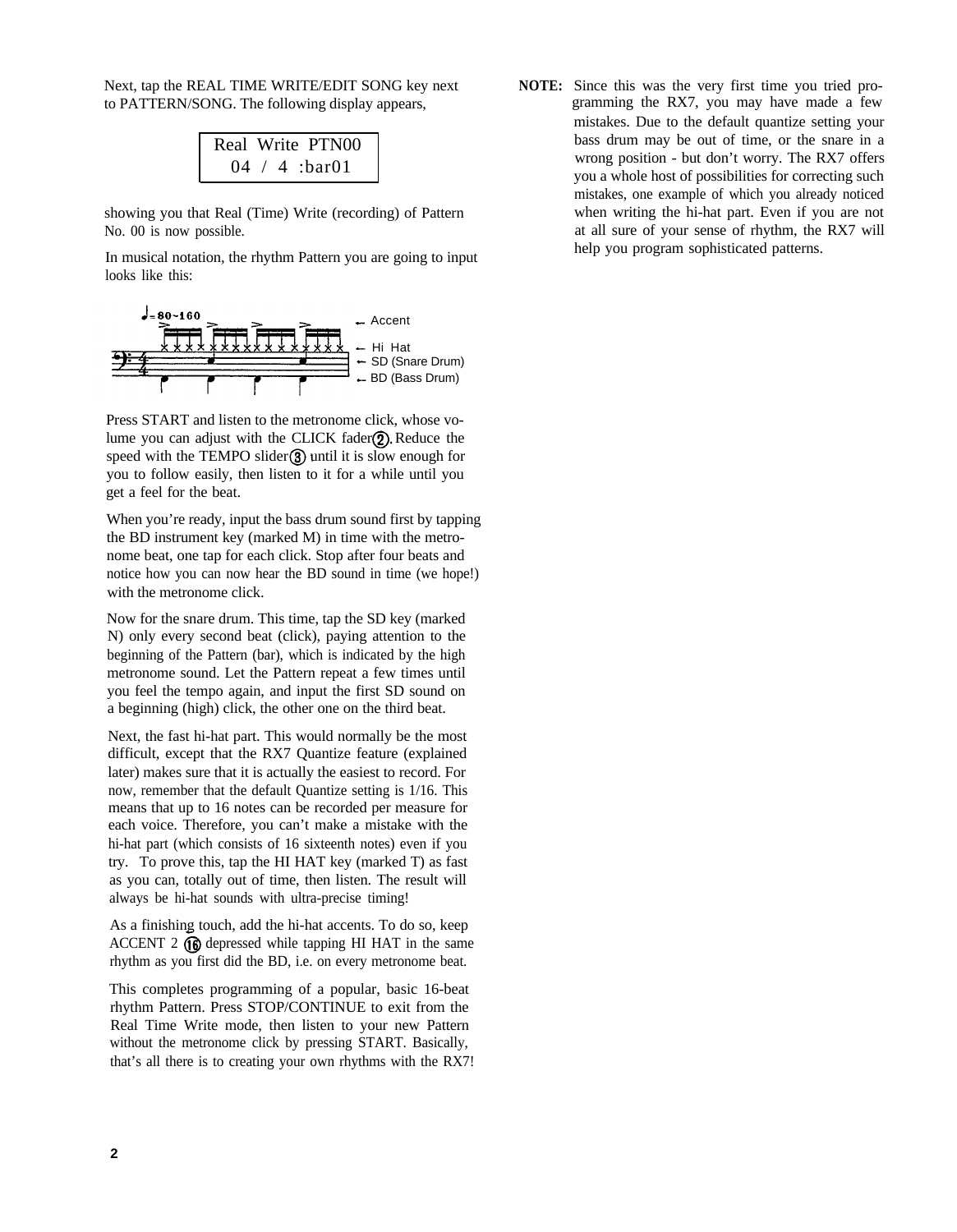Next, tap the REAL TIME WRITE/EDIT SONG key next to PATTERN/SONG. The following display appears,

```
Real Write PTN00
 04 / 4 :bar01
```

showing you that Real (Time) Write (recording) of Pattern No. 00 is now possible.

In musical notation, the rhythm Pattern you are going to input looks like this:

♩= 80~160

← Accent

← Hi Hat

← SD (Snare Drum)

← BD (Bass Drum)

Press START and listen to the metronome click, whose volume you can adjust with the CLICK fader ②. Reduce the speed with the TEMPO slider ③ until it is slow enough for you to follow easily, then listen to it for a while until you get a feel for the beat.

When you're ready, input the bass drum sound first by tapping the BD instrument key (marked M) in time with the metronome beat, one tap for each click. Stop after four beats and notice how you can now hear the BD sound in time (we hope!) with the metronome click.

Now for the snare drum. This time, tap the SD key (marked N) only every second beat (click), paying attention to the beginning of the Pattern (bar), which is indicated by the high metronome sound. Let the Pattern repeat a few times until you feel the tempo again, and input the first SD sound on a beginning (high) click, the other one on the third beat.

Next, the fast hi-hat part. This would normally be the most difficult, except that the RX7 Quantize feature (explained later) makes sure that it is actually the easiest to record. For now, remember that the default Quantize setting is 1/16. This means that up to 16 notes can be recorded per measure for each voice. Therefore, you can't make a mistake with the hi-hat part (which consists of 16 sixteenth notes) even if you try. To prove this, tap the HI HAT key (marked T) as fast as you can, totally out of time, then listen. The result will always be hi-hat sounds with ultra-precise timing!

As a finishing touch, add the hi-hat accents. To do so, keep ACCENT 2 ⑯ depressed while tapping HI HAT in the same rhythm as you first did the BD, i.e. on every metronome beat.

This completes programming of a popular, basic 16-beat rhythm Pattern. Press STOP/CONTINUE to exit from the Real Time Write mode, then listen to your new Pattern without the metronome click by pressing START. Basically, that's all there is to creating your own rhythms with the RX7!

**NOTE:** Since this was the very first time you tried programming the RX7, you may have made a few mistakes. Due to the default quantize setting your bass drum may be out of time, or the snare in a wrong position - but don't worry. The RX7 offers you a whole host of possibilities for correcting such mistakes, one example of which you already noticed when writing the hi-hat part. Even if you are not at all sure of your sense of rhythm, the RX7 will help you program sophisticated patterns.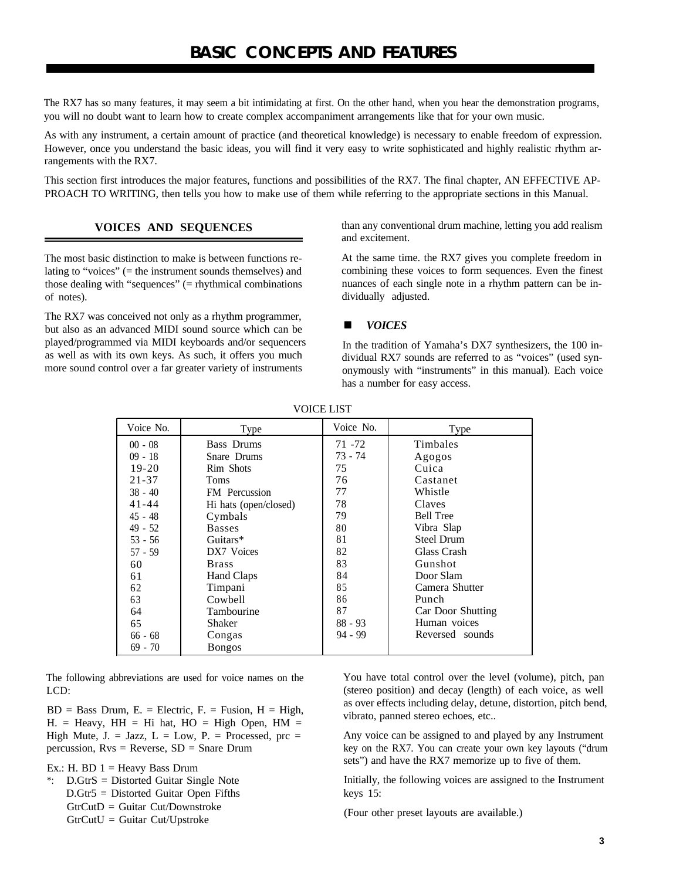# BASIC CONCEPTS AND FEATURES

The RX7 has so many features, it may seem a bit intimidating at first. On the other hand, when you hear the demonstration programs, you will no doubt want to learn how to create complex accompaniment arrangements like that for your own music.

As with any instrument, a certain amount of practice (and theoretical knowledge) is necessary to enable freedom of expression. However, once you understand the basic ideas, you will find it very easy to write sophisticated and highly realistic rhythm arrangements with the RX7.

This section first introduces the major features, functions and possibilities of the RX7. The final chapter, AN EFFECTIVE APPROACH TO WRITING, then tells you how to make use of them while referring to the appropriate sections in this Manual.

## VOICES AND SEQUENCES

The most basic distinction to make is between functions relating to "voices" (= the instrument sounds themselves) and those dealing with "sequences" (= rhythmical combinations of notes).

The RX7 was conceived not only as a rhythm programmer, but also as an advanced MIDI sound source which can be played/programmed via MIDI keyboards and/or sequencers as well as with its own keys. As such, it offers you much more sound control over a far greater variety of instruments than any conventional drum machine, letting you add realism and excitement.

At the same time. the RX7 gives you complete freedom in combining these voices to form sequences. Even the finest nuances of each single note in a rhythm pattern can be individually adjusted.

### ■ *VOICES*

In the tradition of Yamaha's DX7 synthesizers, the 100 individual RX7 sounds are referred to as "voices" (used synonymously with "instruments" in this manual). Each voice has a number for easy access.

VOICE LIST

| Voice No. | Type | Voice No. | Type |
|---|---|---|---|
| 00 - 08 | Bass Drums | 71 -72 | Timbales |
| 09 - 18 | Snare Drums | 73 - 74 | Agogos |
| 19-20 | Rim Shots | 75 | Cuica |
| 21-37 | Toms | 76 | Castanet |
| 38 - 40 | FM Percussion | 77 | Whistle |
| 41-44 | Hi hats (open/closed) | 78 | Claves |
| 45 - 48 | Cymbals | 79 | Bell Tree |
| 49 - 52 | Basses | 80 | Vibra Slap |
| 53 - 56 | Guitars* | 81 | Steel Drum |
| 57 - 59 | DX7 Voices | 82 | Glass Crash |
| 60 | Brass | 83 | Gunshot |
| 61 | Hand Claps | 84 | Door Slam |
| 62 | Timpani | 85 | Camera Shutter |
| 63 | Cowbell | 86 | Punch |
| 64 | Tambourine | 87 | Car Door Shutting |
| 65 | Shaker | 88 - 93 | Human voices |
| 66 - 68 | Congas | 94 - 99 | Reversed sounds |
| 69 - 70 | Bongos | | |

The following abbreviations are used for voice names on the LCD:

BD = Bass Drum, E. = Electric, F. = Fusion, H = High, H. = Heavy, HH = Hi hat, HO = High Open, HM = High Mute, J. = Jazz, L = Low, P. = Processed, prc = percussion, Rvs = Reverse, SD = Snare Drum

Ex.: H. BD 1 = Heavy Bass Drum

*: D.GtrS = Distorted Guitar Single Note
D.Gtr5 = Distorted Guitar Open Fifths
GtrCutD = Guitar Cut/Downstroke
GtrCutU = Guitar Cut/Upstroke

You have total control over the level (volume), pitch, pan (stereo position) and decay (length) of each voice, as well as over effects including delay, detune, distortion, pitch bend, vibrato, panned stereo echoes, etc..

Any voice can be assigned to and played by any Instrument key on the RX7. You can create your own key layouts ("drum sets") and have the RX7 memorize up to five of them.

Initially, the following voices are assigned to the Instrument keys 15:

(Four other preset layouts are available.)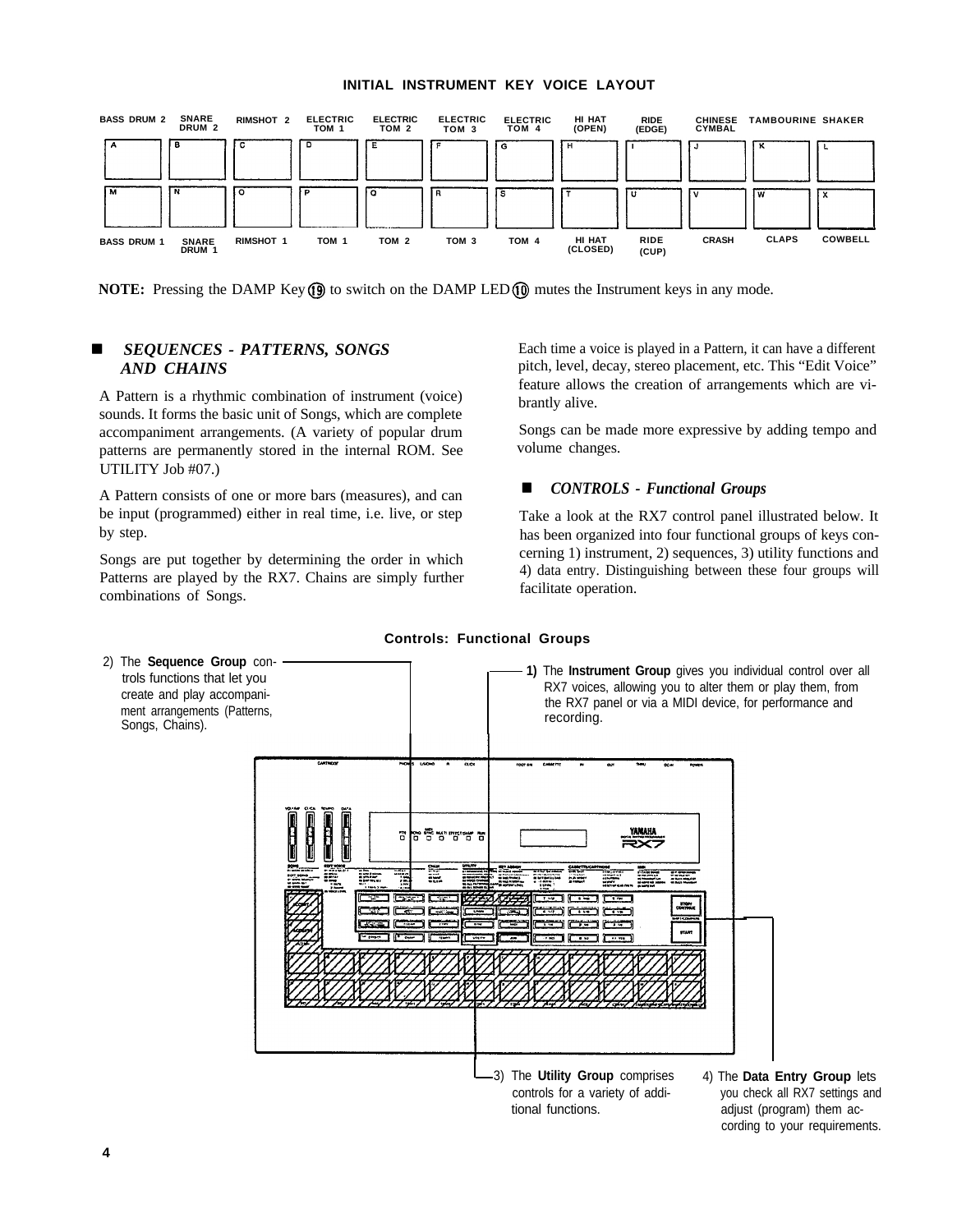### INITIAL INSTRUMENT KEY VOICE LAYOUT

| BASS DRUM 2 | SNARE DRUM 2 | RIMSHOT 2 | ELECTRIC TOM 1 | ELECTRIC TOM 2 | ELECTRIC TOM 3 | ELECTRIC TOM 4 | HI HAT (OPEN) | RIDE (EDGE) | CHINESE CYMBAL | TAMBOURINE | SHAKER |
|---|---|---|---|---|---|---|---|---|---|---|---|
| A | B | C | D | E | F | G | H | I | J | K | L |
| M | N | O | P | Q | R | S | T | U | V | W | X |
| BASS DRUM 1 | SNARE DRUM 1 | RIMSHOT 1 | TOM 1 | TOM 2 | TOM 3 | TOM 4 | HI HAT (CLOSED) | RIDE (CUP) | CRASH | CLAPS | COWBELL |

**NOTE:** Pressing the DAMP Key ⑲ to switch on the DAMP LED ⑩ mutes the Instrument keys in any mode.

## ■ *SEQUENCES - PATTERNS, SONGS AND CHAINS*

A Pattern is a rhythmic combination of instrument (voice) sounds. It forms the basic unit of Songs, which are complete accompaniment arrangements. (A variety of popular drum patterns are permanently stored in the internal ROM. See UTILITY Job #07.)

A Pattern consists of one or more bars (measures), and can be input (programmed) either in real time, i.e. live, or step by step.

Songs are put together by determining the order in which Patterns are played by the RX7. Chains are simply further combinations of Songs.

Each time a voice is played in a Pattern, it can have a different pitch, level, decay, stereo placement, etc. This "Edit Voice" feature allows the creation of arrangements which are vibrantly alive.

Songs can be made more expressive by adding tempo and volume changes.

## ■ *CONTROLS - Functional Groups*

Take a look at the RX7 control panel illustrated below. It has been organized into four functional groups of keys concerning 1) instrument, 2) sequences, 3) utility functions and 4) data entry. Distinguishing between these four groups will facilitate operation.

**Controls: Functional Groups**

2) The **Sequence Group** controls functions that let you create and play accompaniment arrangements (Patterns, Songs, Chains).

1) The **Instrument Group** gives you individual control over all RX7 voices, allowing you to alter them or play them, from the RX7 panel or via a MIDI device, for performance and recording.

3) The **Utility Group** comprises controls for a variety of additional functions.

4) The **Data Entry Group** lets you check all RX7 settings and adjust (program) them according to your requirements.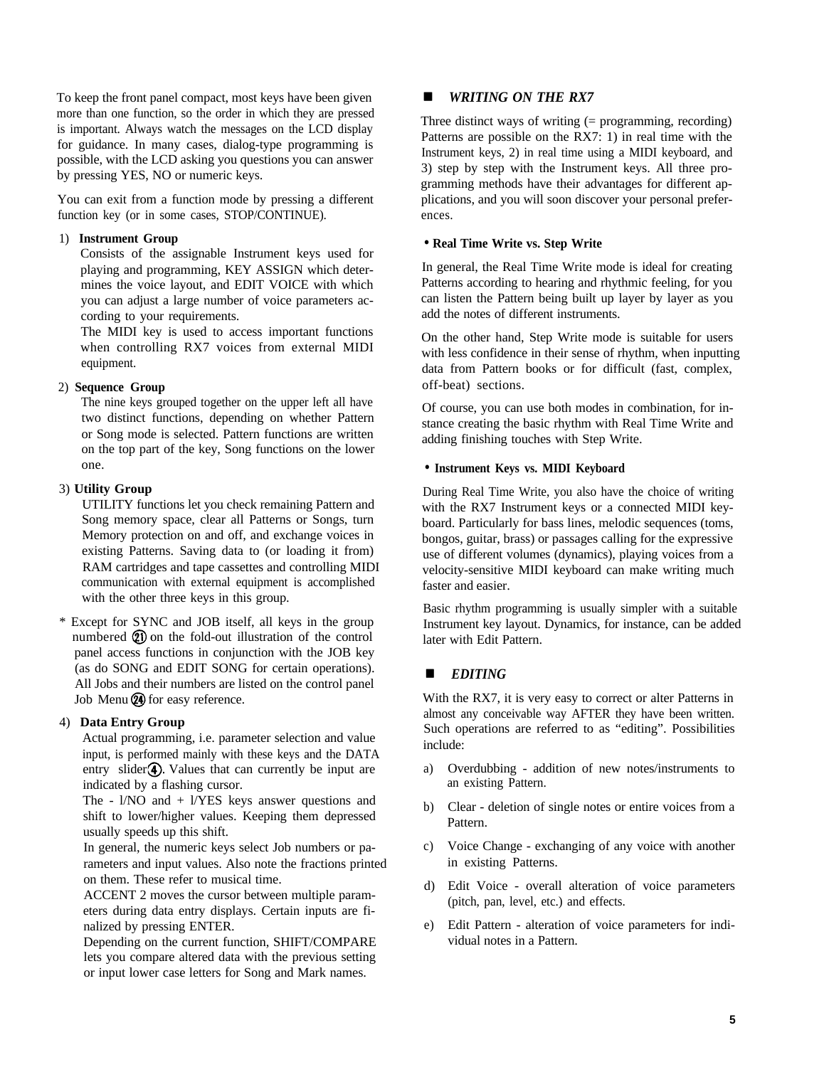To keep the front panel compact, most keys have been given more than one function, so the order in which they are pressed is important. Always watch the messages on the LCD display for guidance. In many cases, dialog-type programming is possible, with the LCD asking you questions you can answer by pressing YES, NO or numeric keys.

You can exit from a function mode by pressing a different function key (or in some cases, STOP/CONTINUE).

1) **Instrument Group**
   Consists of the assignable Instrument keys used for playing and programming, KEY ASSIGN which determines the voice layout, and EDIT VOICE with which you can adjust a large number of voice parameters according to your requirements.
   The MIDI key is used to access important functions when controlling RX7 voices from external MIDI equipment.

2) **Sequence Group**
   The nine keys grouped together on the upper left all have two distinct functions, depending on whether Pattern or Song mode is selected. Pattern functions are written on the top part of the key, Song functions on the lower one.

3) **Utility Group**
   UTILITY functions let you check remaining Pattern and Song memory space, clear all Patterns or Songs, turn Memory protection on and off, and exchange voices in existing Patterns. Saving data to (or loading it from) RAM cartridges and tape cassettes and controlling MIDI communication with external equipment is accomplished with the other three keys in this group.

\* Except for SYNC and JOB itself, all keys in the group numbered ㉑ on the fold-out illustration of the control panel access functions in conjunction with the JOB key (as do SONG and EDIT SONG for certain operations). All Jobs and their numbers are listed on the control panel Job Menu ㉔ for easy reference.

4) **Data Entry Group**
   Actual programming, i.e. parameter selection and value input, is performed mainly with these keys and the DATA entry slider ④. Values that can currently be input are indicated by a flashing cursor.
   The - l/NO and + l/YES keys answer questions and shift to lower/higher values. Keeping them depressed usually speeds up this shift.
   In general, the numeric keys select Job numbers or parameters and input values. Also note the fractions printed on them. These refer to musical time.
   ACCENT 2 moves the cursor between multiple parameters during data entry displays. Certain inputs are finalized by pressing ENTER.
   Depending on the current function, SHIFT/COMPARE lets you compare altered data with the previous setting or input lower case letters for Song and Mark names.

## ■ *WRITING ON THE RX7*

Three distinct ways of writing (= programming, recording) Patterns are possible on the RX7: 1) in real time with the Instrument keys, 2) in real time using a MIDI keyboard, and 3) step by step with the Instrument keys. All three programming methods have their advantages for different applications, and you will soon discover your personal preferences.

### • Real Time Write vs. Step Write

In general, the Real Time Write mode is ideal for creating Patterns according to hearing and rhythmic feeling, for you can listen the Pattern being built up layer by layer as you add the notes of different instruments.

On the other hand, Step Write mode is suitable for users with less confidence in their sense of rhythm, when inputting data from Pattern books or for difficult (fast, complex, off-beat) sections.

Of course, you can use both modes in combination, for instance creating the basic rhythm with Real Time Write and adding finishing touches with Step Write.

### • Instrument Keys vs. MIDI Keyboard

During Real Time Write, you also have the choice of writing with the RX7 Instrument keys or a connected MIDI keyboard. Particularly for bass lines, melodic sequences (toms, bongos, guitar, brass) or passages calling for the expressive use of different volumes (dynamics), playing voices from a velocity-sensitive MIDI keyboard can make writing much faster and easier.

Basic rhythm programming is usually simpler with a suitable Instrument key layout. Dynamics, for instance, can be added later with Edit Pattern.

## ■ *EDITING*

With the RX7, it is very easy to correct or alter Patterns in almost any conceivable way AFTER they have been written. Such operations are referred to as “editing”. Possibilities include:

a) Overdubbing - addition of new notes/instruments to an existing Pattern.
b) Clear - deletion of single notes or entire voices from a Pattern.
c) Voice Change - exchanging of any voice with another in existing Patterns.
d) Edit Voice - overall alteration of voice parameters (pitch, pan, level, etc.) and effects.
e) Edit Pattern - alteration of voice parameters for individual notes in a Pattern.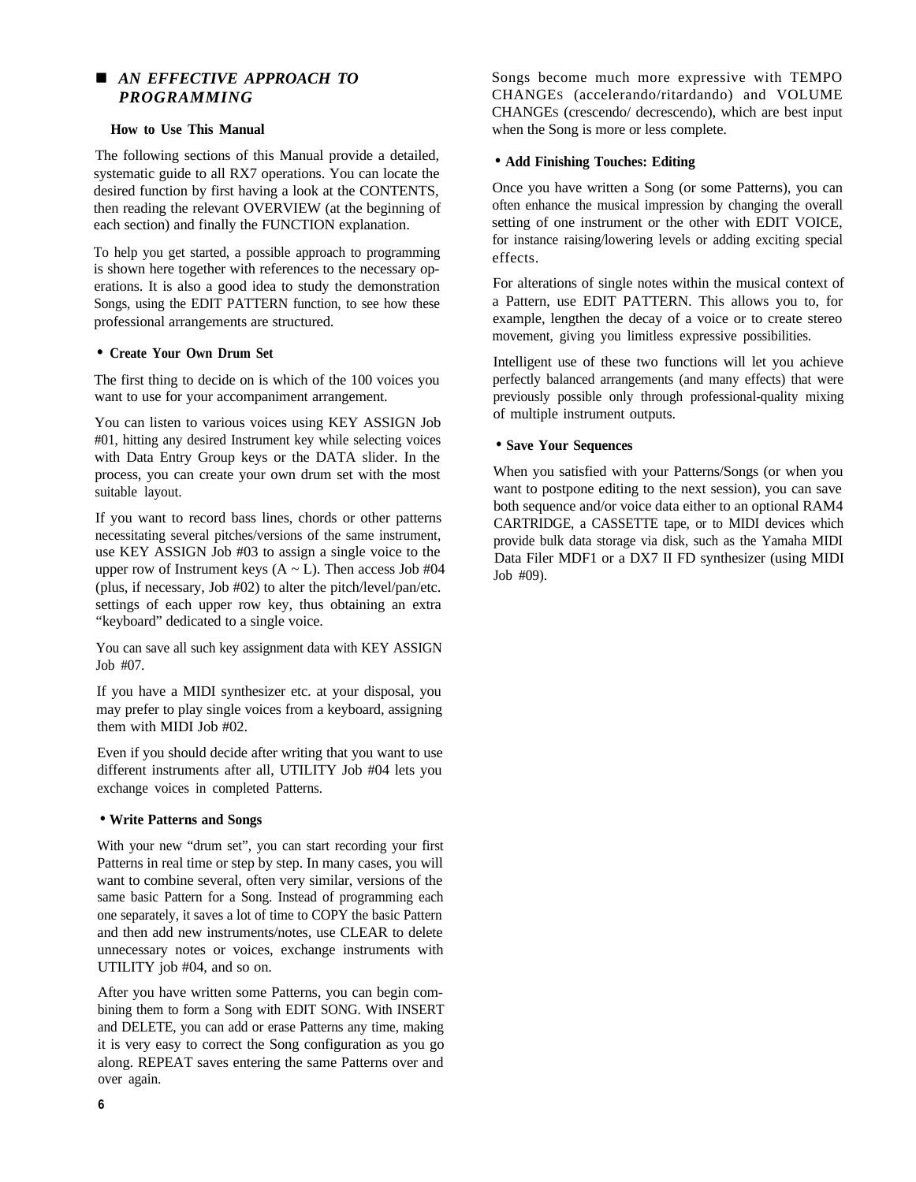## ■ *AN EFFECTIVE APPROACH TO PROGRAMMING*

### How to Use This Manual

The following sections of this Manual provide a detailed, systematic guide to all RX7 operations. You can locate the desired function by first having a look at the CONTENTS, then reading the relevant OVERVIEW (at the beginning of each section) and finally the FUNCTION explanation.

To help you get started, a possible approach to programming is shown here together with references to the necessary operations. It is also a good idea to study the demonstration Songs, using the EDIT PATTERN function, to see how these professional arrangements are structured.

### • Create Your Own Drum Set

The first thing to decide on is which of the 100 voices you want to use for your accompaniment arrangement.

You can listen to various voices using KEY ASSIGN Job #01, hitting any desired Instrument key while selecting voices with Data Entry Group keys or the DATA slider. In the process, you can create your own drum set with the most suitable layout.

If you want to record bass lines, chords or other patterns necessitating several pitches/versions of the same instrument, use KEY ASSIGN Job #03 to assign a single voice to the upper row of Instrument keys (A ~ L). Then access Job #04 (plus, if necessary, Job #02) to alter the pitch/level/pan/etc. settings of each upper row key, thus obtaining an extra "keyboard" dedicated to a single voice.

You can save all such key assignment data with KEY ASSIGN Job #07.

If you have a MIDI synthesizer etc. at your disposal, you may prefer to play single voices from a keyboard, assigning them with MIDI Job #02.

Even if you should decide after writing that you want to use different instruments after all, UTILITY Job #04 lets you exchange voices in completed Patterns.

### • Write Patterns and Songs

With your new "drum set", you can start recording your first Patterns in real time or step by step. In many cases, you will want to combine several, often very similar, versions of the same basic Pattern for a Song. Instead of programming each one separately, it saves a lot of time to COPY the basic Pattern and then add new instruments/notes, use CLEAR to delete unnecessary notes or voices, exchange instruments with UTILITY job #04, and so on.

After you have written some Patterns, you can begin combining them to form a Song with EDIT SONG. With INSERT and DELETE, you can add or erase Patterns any time, making it very easy to correct the Song configuration as you go along. REPEAT saves entering the same Patterns over and over again.

Songs become much more expressive with TEMPO CHANGEs (accelerando/ritardando) and VOLUME CHANGEs (crescendo/ decrescendo), which are best input when the Song is more or less complete.

### • Add Finishing Touches: Editing

Once you have written a Song (or some Patterns), you can often enhance the musical impression by changing the overall setting of one instrument or the other with EDIT VOICE, for instance raising/lowering levels or adding exciting special effects.

For alterations of single notes within the musical context of a Pattern, use EDIT PATTERN. This allows you to, for example, lengthen the decay of a voice or to create stereo movement, giving you limitless expressive possibilities.

Intelligent use of these two functions will let you achieve perfectly balanced arrangements (and many effects) that were previously possible only through professional-quality mixing of multiple instrument outputs.

### • Save Your Sequences

When you satisfied with your Patterns/Songs (or when you want to postpone editing to the next session), you can save both sequence and/or voice data either to an optional RAM4 CARTRIDGE, a CASSETTE tape, or to MIDI devices which provide bulk data storage via disk, such as the Yamaha MIDI Data Filer MDF1 or a DX7 II FD synthesizer (using MIDI Job #09).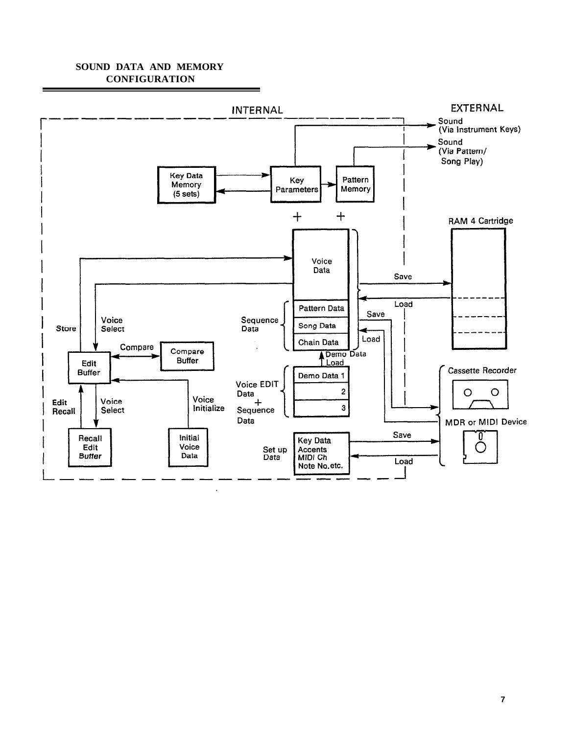## SOUND DATA AND MEMORY CONFIGURATION

INTERNAL

EXTERNAL

Sound (Via Instrument Keys)

Sound (Via Pattern/ Song Play)

Key Data Memory (5 sets)

Key Parameters

Pattern Memory

RAM 4 Cartridge

Voice Data

Save

Load

Sequence Data

Pattern Data

Song Data

Chain Data

Save

Load

Store

Voice Select

Compare

Compare Buffer

Edit Buffer

Demo Data Load

Demo Data 1

2

3

Voice EDIT Data + Sequence Data

Cassette Recorder

Edit Recall

Voice Select

Voice Initialize

MDR or MIDI Device

Recall Edit Buffer

Initial Voice Data

Set up Data

Key Data Accents MIDI Ch Note No.etc.

Save

Load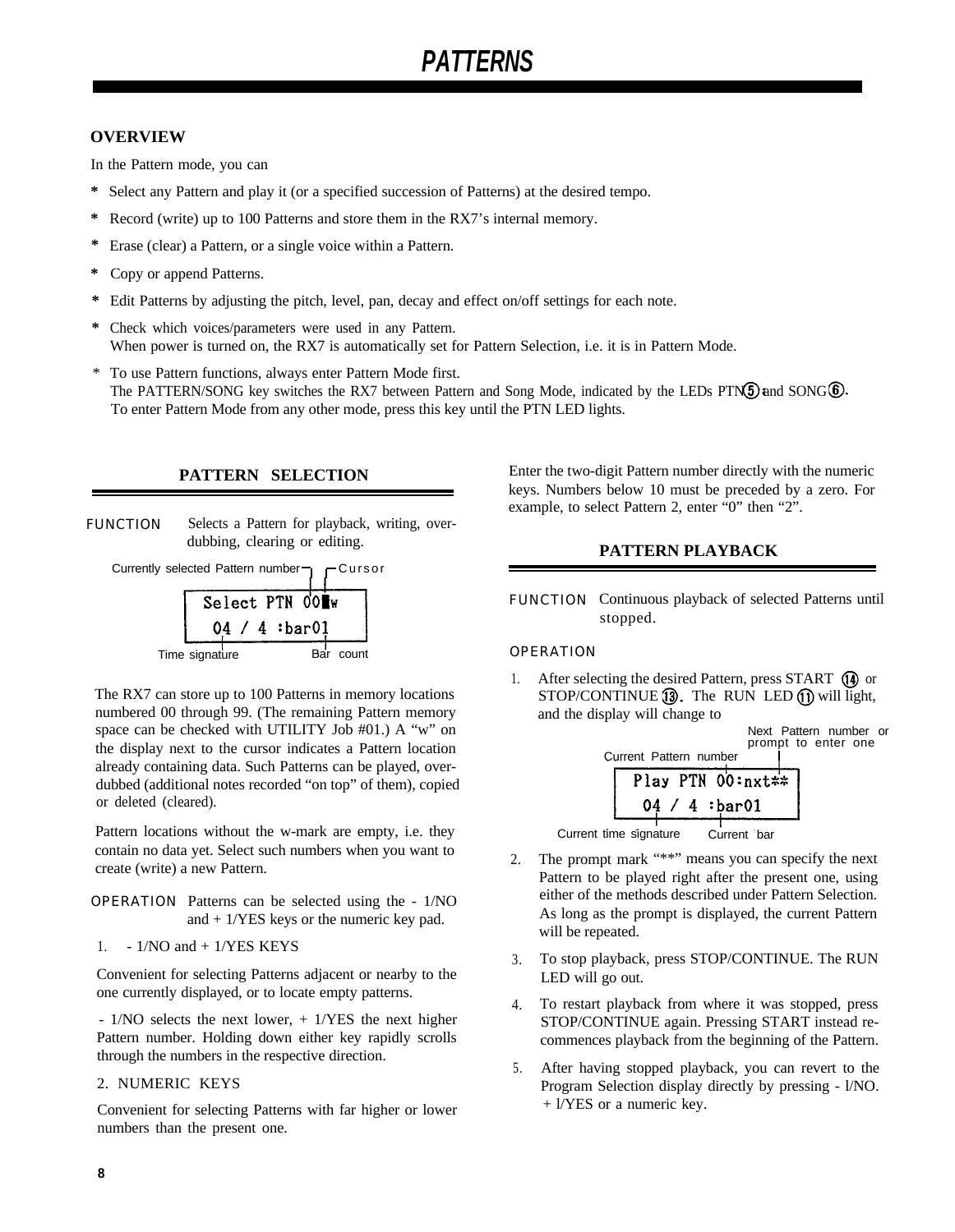# PATTERNS

## OVERVIEW

In the Pattern mode, you can

* Select any Pattern and play it (or a specified succession of Patterns) at the desired tempo.
* Record (write) up to 100 Patterns and store them in the RX7's internal memory.
* Erase (clear) a Pattern, or a single voice within a Pattern.
* Copy or append Patterns.
* Edit Patterns by adjusting the pitch, level, pan, decay and effect on/off settings for each note.
* Check which voices/parameters were used in any Pattern.
  When power is turned on, the RX7 is automatically set for Pattern Selection, i.e. it is in Pattern Mode.
* To use Pattern functions, always enter Pattern Mode first.
  The PATTERN/SONG key switches the RX7 between Pattern and Song Mode, indicated by the LEDs PTN⑤ and SONG⑥.
  To enter Pattern Mode from any other mode, press this key until the PTN LED lights.

## PATTERN SELECTION

FUNCTION Selects a Pattern for playback, writing, over-dubbing, clearing or editing.

Currently selected Pattern number — Cursor

```
Select PTN 00█w
 04 / 4 :bar01
```

Time signature — Bar count

The RX7 can store up to 100 Patterns in memory locations numbered 00 through 99. (The remaining Pattern memory space can be checked with UTILITY Job #01.) A "w" on the display next to the cursor indicates a Pattern location already containing data. Such Patterns can be played, over-dubbed (additional notes recorded "on top" of them), copied or deleted (cleared).

Pattern locations without the w-mark are empty, i.e. they contain no data yet. Select such numbers when you want to create (write) a new Pattern.

OPERATION Patterns can be selected using the - 1/NO and + 1/YES keys or the numeric key pad.

1. - 1/NO and + 1/YES KEYS

Convenient for selecting Patterns adjacent or nearby to the one currently displayed, or to locate empty patterns.

- 1/NO selects the next lower, + 1/YES the next higher Pattern number. Holding down either key rapidly scrolls through the numbers in the respective direction.

2. NUMERIC KEYS

Convenient for selecting Patterns with far higher or lower numbers than the present one.

Enter the two-digit Pattern number directly with the numeric keys. Numbers below 10 must be preceded by a zero. For example, to select Pattern 2, enter "0" then "2".

## PATTERN PLAYBACK

FUNCTION Continuous playback of selected Patterns until stopped.

OPERATION

1. After selecting the desired Pattern, press START ⑭ or STOP/CONTINUE ⑬. The RUN LED ⑪ will light, and the display will change to

Current Pattern number — Next Pattern number or prompt to enter one

```
Play PTN 00:nxt**
 04 / 4 :bar01
```

Current time signature — Current bar

2. The prompt mark "**" means you can specify the next Pattern to be played right after the present one, using either of the methods described under Pattern Selection. As long as the prompt is displayed, the current Pattern will be repeated.
3. To stop playback, press STOP/CONTINUE. The RUN LED will go out.
4. To restart playback from where it was stopped, press STOP/CONTINUE again. Pressing START instead re-commences playback from the beginning of the Pattern.
5. After having stopped playback, you can revert to the Program Selection display directly by pressing - l/NO. + l/YES or a numeric key.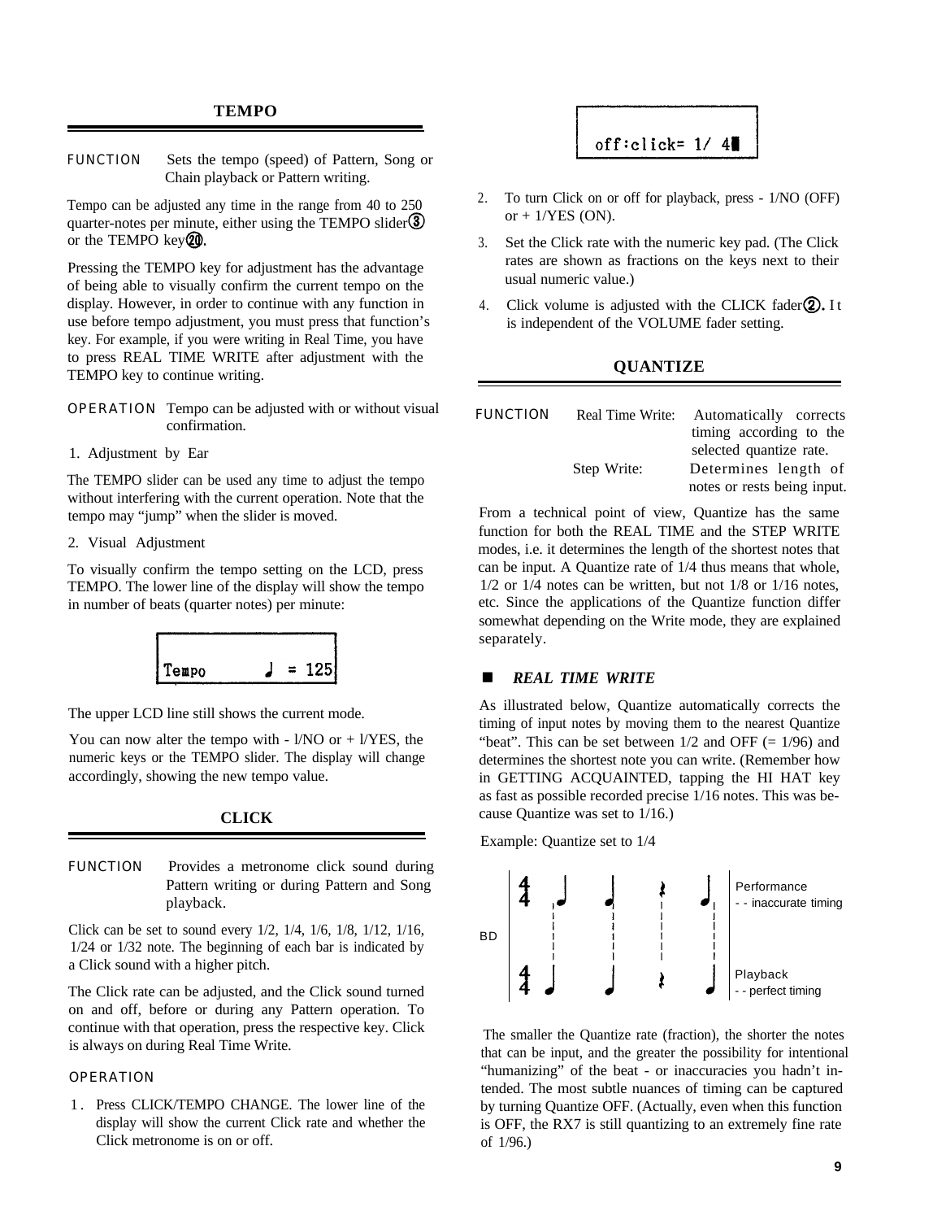## TEMPO

FUNCTION Sets the tempo (speed) of Pattern, Song or Chain playback or Pattern writing.

Tempo can be adjusted any time in the range from 40 to 250 quarter-notes per minute, either using the TEMPO slider③ or the TEMPO key⑳.

Pressing the TEMPO key for adjustment has the advantage of being able to visually confirm the current tempo on the display. However, in order to continue with any function in use before tempo adjustment, you must press that function's key. For example, if you were writing in Real Time, you have to press REAL TIME WRITE after adjustment with the TEMPO key to continue writing.

OPERATION Tempo can be adjusted with or without visual confirmation.

1. Adjustment by Ear

The TEMPO slider can be used any time to adjust the tempo without interfering with the current operation. Note that the tempo may "jump" when the slider is moved.

2. Visual Adjustment

To visually confirm the tempo setting on the LCD, press TEMPO. The lower line of the display will show the tempo in number of beats (quarter notes) per minute:

```
Tempo       ♩ = 125
```

The upper LCD line still shows the current mode.

You can now alter the tempo with - 1/NO or + 1/YES, the numeric keys or the TEMPO slider. The display will change accordingly, showing the new tempo value.

## CLICK

FUNCTION Provides a metronome click sound during Pattern writing or during Pattern and Song playback.

Click can be set to sound every 1/2, 1/4, 1/6, 1/8, 1/12, 1/16, 1/24 or 1/32 note. The beginning of each bar is indicated by a Click sound with a higher pitch.

The Click rate can be adjusted, and the Click sound turned on and off, before or during any Pattern operation. To continue with that operation, press the respective key. Click is always on during Real Time Write.

OPERATION

1. Press CLICK/TEMPO CHANGE. The lower line of the display will show the current Click rate and whether the Click metronome is on or off.

```
off:click= 1/ 4
```

2. To turn Click on or off for playback, press - 1/NO (OFF) or + 1/YES (ON).
3. Set the Click rate with the numeric key pad. (The Click rates are shown as fractions on the keys next to their usual numeric value.)
4. Click volume is adjusted with the CLICK fader②. It is independent of the VOLUME fader setting.

## QUANTIZE

FUNCTION Real Time Write: Automatically corrects timing according to the selected quantize rate.
Step Write: Determines length of notes or rests being input.

From a technical point of view, Quantize has the same function for both the REAL TIME and the STEP WRITE modes, i.e. it determines the length of the shortest notes that can be input. A Quantize rate of 1/4 thus means that whole, 1/2 or 1/4 notes can be written, but not 1/8 or 1/16 notes, etc. Since the applications of the Quantize function differ somewhat depending on the Write mode, they are explained separately.

### ■ *REAL TIME WRITE*

As illustrated below, Quantize automatically corrects the timing of input notes by moving them to the nearest Quantize "beat". This can be set between 1/2 and OFF (= 1/96) and determines the shortest note you can write. (Remember how in GETTING ACQUAINTED, tapping the HI HAT key as fast as possible recorded precise 1/16 notes. This was because Quantize was set to 1/16.)

Example: Quantize set to 1/4

BD

Performance
- - inaccurate timing

Playback
- - perfect timing

The smaller the Quantize rate (fraction), the shorter the notes that can be input, and the greater the possibility for intentional "humanizing" of the beat - or inaccuracies you hadn't intended. The most subtle nuances of timing can be captured by turning Quantize OFF. (Actually, even when this function is OFF, the RX7 is still quantizing to an extremely fine rate of 1/96.)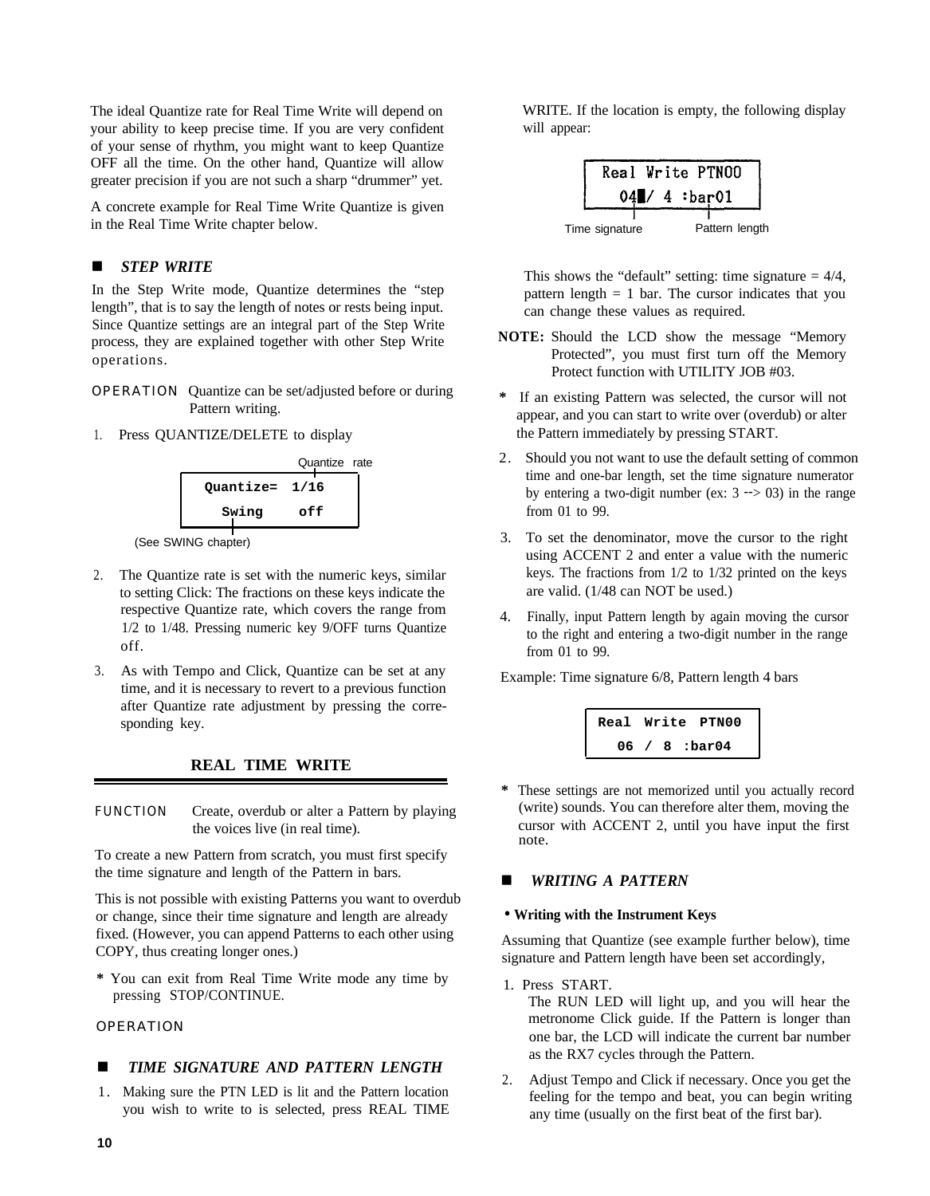The ideal Quantize rate for Real Time Write will depend on your ability to keep precise time. If you are very confident of your sense of rhythm, you might want to keep Quantize OFF all the time. On the other hand, Quantize will allow greater precision if you are not such a sharp "drummer" yet.

A concrete example for Real Time Write Quantize is given in the Real Time Write chapter below.

### ■ *STEP WRITE*

In the Step Write mode, Quantize determines the "step length", that is to say the length of notes or rests being input. Since Quantize settings are an integral part of the Step Write process, they are explained together with other Step Write operations.

OPERATION Quantize can be set/adjusted before or during Pattern writing.

1. Press QUANTIZE/DELETE to display

```
Quantize rate
 Quantize=  1/16
   Swing     off
(See SWING chapter)
```

2. The Quantize rate is set with the numeric keys, similar to setting Click: The fractions on these keys indicate the respective Quantize rate, which covers the range from 1/2 to 1/48. Pressing numeric key 9/OFF turns Quantize off.
3. As with Tempo and Click, Quantize can be set at any time, and it is necessary to revert to a previous function after Quantize rate adjustment by pressing the corresponding key.

## REAL TIME WRITE

FUNCTION Create, overdub or alter a Pattern by playing the voices live (in real time).

To create a new Pattern from scratch, you must first specify the time signature and length of the Pattern in bars.

This is not possible with existing Patterns you want to overdub or change, since their time signature and length are already fixed. (However, you can append Patterns to each other using COPY, thus creating longer ones.)

* You can exit from Real Time Write mode any time by pressing STOP/CONTINUE.

OPERATION

### ■ *TIME SIGNATURE AND PATTERN LENGTH*

1. Making sure the PTN LED is lit and the Pattern location you wish to write to is selected, press REAL TIME WRITE. If the location is empty, the following display will appear:

```
Real Write PTN00
  04█/ 4 :bar01
Time signature   Pattern length
```

This shows the "default" setting: time signature = 4/4, pattern length = 1 bar. The cursor indicates that you can change these values as required.

**NOTE:** Should the LCD show the message "Memory Protected", you must first turn off the Memory Protect function with UTILITY JOB #03.

* If an existing Pattern was selected, the cursor will not appear, and you can start to write over (overdub) or alter the Pattern immediately by pressing START.

2. Should you not want to use the default setting of common time and one-bar length, set the time signature numerator by entering a two-digit number (ex: 3 --> 03) in the range from 01 to 99.
3. To set the denominator, move the cursor to the right using ACCENT 2 and enter a value with the numeric keys. The fractions from 1/2 to 1/32 printed on the keys are valid. (1/48 can NOT be used.)
4. Finally, input Pattern length by again moving the cursor to the right and entering a two-digit number in the range from 01 to 99.

Example: Time signature 6/8, Pattern length 4 bars

```
Real  Write  PTN00
  06  /  8  :bar04
```

* These settings are not memorized until you actually record (write) sounds. You can therefore alter them, moving the cursor with ACCENT 2, until you have input the first note.

### ■ *WRITING A PATTERN*

**• Writing with the Instrument Keys**

Assuming that Quantize (see example further below), time signature and Pattern length have been set accordingly,

1. Press START.
   The RUN LED will light up, and you will hear the metronome Click guide. If the Pattern is longer than one bar, the LCD will indicate the current bar number as the RX7 cycles through the Pattern.
2. Adjust Tempo and Click if necessary. Once you get the feeling for the tempo and beat, you can begin writing any time (usually on the first beat of the first bar).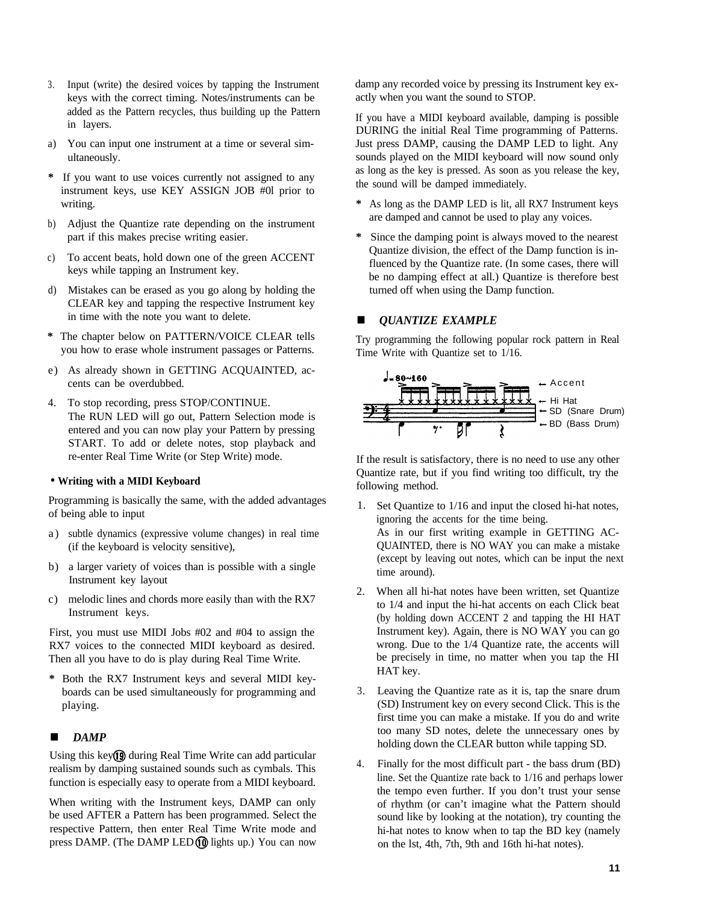3. Input (write) the desired voices by tapping the Instrument keys with the correct timing. Notes/instruments can be added as the Pattern recycles, thus building up the Pattern in layers.

a) You can input one instrument at a time or several simultaneously.

* If you want to use voices currently not assigned to any instrument keys, use KEY ASSIGN JOB #0l prior to writing.

b) Adjust the Quantize rate depending on the instrument part if this makes precise writing easier.

c) To accent beats, hold down one of the green ACCENT keys while tapping an Instrument key.

d) Mistakes can be erased as you go along by holding the CLEAR key and tapping the respective Instrument key in time with the note you want to delete.

* The chapter below on PATTERN/VOICE CLEAR tells you how to erase whole instrument passages or Patterns.

e) As already shown in GETTING ACQUAINTED, accents can be overdubbed.

4. To stop recording, press STOP/CONTINUE.
   The RUN LED will go out, Pattern Selection mode is entered and you can now play your Pattern by pressing START. To add or delete notes, stop playback and re-enter Real Time Write (or Step Write) mode.

**• Writing with a MIDI Keyboard**

Programming is basically the same, with the added advantages of being able to input

a) subtle dynamics (expressive volume changes) in real time (if the keyboard is velocity sensitive),

b) a larger variety of voices than is possible with a single Instrument key layout

c) melodic lines and chords more easily than with the RX7 Instrument keys.

First, you must use MIDI Jobs #02 and #04 to assign the RX7 voices to the connected MIDI keyboard as desired. Then all you have to do is play during Real Time Write.

* Both the RX7 Instrument keys and several MIDI keyboards can be used simultaneously for programming and playing.

## ■ *DAMP*

Using this key ⑲ during Real Time Write can add particular realism by damping sustained sounds such as cymbals. This function is especially easy to operate from a MIDI keyboard.

When writing with the Instrument keys, DAMP can only be used AFTER a Pattern has been programmed. Select the respective Pattern, then enter Real Time Write mode and press DAMP. (The DAMP LED ⑩ lights up.) You can now damp any recorded voice by pressing its Instrument key exactly when you want the sound to STOP.

If you have a MIDI keyboard available, damping is possible DURING the initial Real Time programming of Patterns. Just press DAMP, causing the DAMP LED to light. Any sounds played on the MIDI keyboard will now sound only as long as the key is pressed. As soon as you release the key, the sound will be damped immediately.

* As long as the DAMP LED is lit, all RX7 Instrument keys are damped and cannot be used to play any voices.

* Since the damping point is always moved to the nearest Quantize division, the effect of the Damp function is influenced by the Quantize rate. (In some cases, there will be no damping effect at all.) Quantize is therefore best turned off when using the Damp function.

## ■ *QUANTIZE EXAMPLE*

Try programming the following popular rock pattern in Real Time Write with Quantize set to 1/16.

♩= 80~160

← Accent
← Hi Hat
← SD (Snare Drum)
← BD (Bass Drum)

If the result is satisfactory, there is no need to use any other Quantize rate, but if you find writing too difficult, try the following method.

1. Set Quantize to 1/16 and input the closed hi-hat notes, ignoring the accents for the time being.
   As in our first writing example in GETTING ACQUAINTED, there is NO WAY you can make a mistake (except by leaving out notes, which can be input the next time around).

2. When all hi-hat notes have been written, set Quantize to 1/4 and input the hi-hat accents on each Click beat (by holding down ACCENT 2 and tapping the HI HAT Instrument key). Again, there is NO WAY you can go wrong. Due to the 1/4 Quantize rate, the accents will be precisely in time, no matter when you tap the HI HAT key.

3. Leaving the Quantize rate as it is, tap the snare drum (SD) Instrument key on every second Click. This is the first time you can make a mistake. If you do and write too many SD notes, delete the unnecessary ones by holding down the CLEAR button while tapping SD.

4. Finally for the most difficult part - the bass drum (BD) line. Set the Quantize rate back to 1/16 and perhaps lower the tempo even further. If you don’t trust your sense of rhythm (or can’t imagine what the Pattern should sound like by looking at the notation), try counting the hi-hat notes to know when to tap the BD key (namely on the lst, 4th, 7th, 9th and 16th hi-hat notes).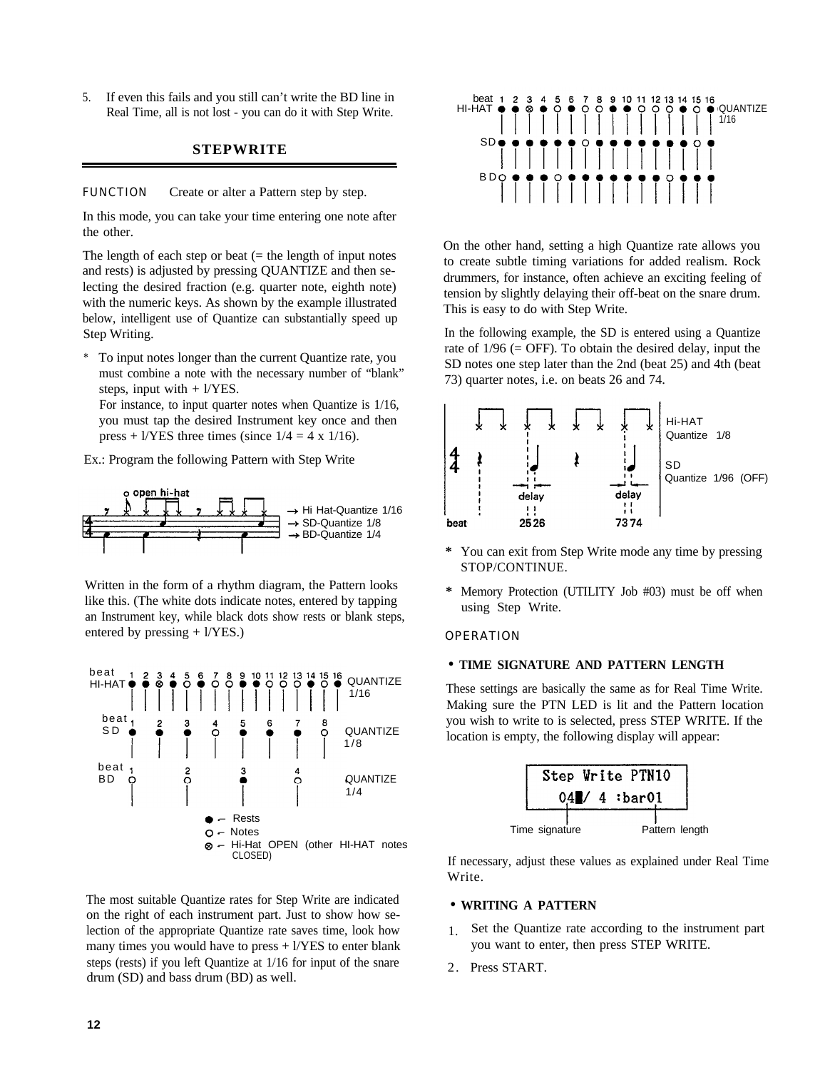5. If even this fails and you still can't write the BD line in Real Time, all is not lost - you can do it with Step Write.

## STEPWRITE

FUNCTION    Create or alter a Pattern step by step.

In this mode, you can take your time entering one note after the other.

The length of each step or beat (= the length of input notes and rests) is adjusted by pressing QUANTIZE and then selecting the desired fraction (e.g. quarter note, eighth note) with the numeric keys. As shown by the example illustrated below, intelligent use of Quantize can substantially speed up Step Writing.

* To input notes longer than the current Quantize rate, you must combine a note with the necessary number of "blank" steps, input with + l/YES.
  For instance, to input quarter notes when Quantize is 1/16, you must tap the desired Instrument key once and then press + l/YES three times (since 1/4 = 4 x 1/16).

Ex.: Program the following Pattern with Step Write

o open hi-hat

→ Hi Hat-Quantize 1/16
→ SD-Quantize 1/8
→ BD-Quantize 1/4

Written in the form of a rhythm diagram, the Pattern looks like this. (The white dots indicate notes, entered by tapping an Instrument key, while black dots show rests or blank steps, entered by pressing + l/YES.)

beat HI-HAT 1–16 — QUANTIZE 1/16
beat SD 1–8 — QUANTIZE 1/8
beat BD 1–4 — QUANTIZE 1/4

● ← Rests
○ ← Notes
⊗ ← Hi-Hat OPEN (other HI-HAT notes CLOSED)

The most suitable Quantize rates for Step Write are indicated on the right of each instrument part. Just to show how selection of the appropriate Quantize rate saves time, look how many times you would have to press + l/YES to enter blank steps (rests) if you left Quantize at 1/16 for input of the snare drum (SD) and bass drum (BD) as well.

beat 1–16 HI-HAT / SD / BD — QUANTIZE 1/16

On the other hand, setting a high Quantize rate allows you to create subtle timing variations for added realism. Rock drummers, for instance, often achieve an exciting feeling of tension by slightly delaying their off-beat on the snare drum. This is easy to do with Step Write.

In the following example, the SD is entered using a Quantize rate of 1/96 (= OFF). To obtain the desired delay, input the SD notes one step later than the 2nd (beat 25) and 4th (beat 73) quarter notes, i.e. on beats 26 and 74.

Hi-HAT Quantize 1/8
SD Quantize 1/96 (OFF)
delay — beat 25 26 — delay — 73 74

* You can exit from Step Write mode any time by pressing STOP/CONTINUE.
* Memory Protection (UTILITY Job #03) must be off when using Step Write.

OPERATION

### • TIME SIGNATURE AND PATTERN LENGTH

These settings are basically the same as for Real Time Write. Making sure the PTN LED is lit and the Pattern location you wish to write to is selected, press STEP WRITE. If the location is empty, the following display will appear:

```
Step Write PTN10
  04█/ 4 :bar01
```

Time signature    Pattern length

If necessary, adjust these values as explained under Real Time Write.

### • WRITING A PATTERN

1. Set the Quantize rate according to the instrument part you want to enter, then press STEP WRITE.
2. Press START.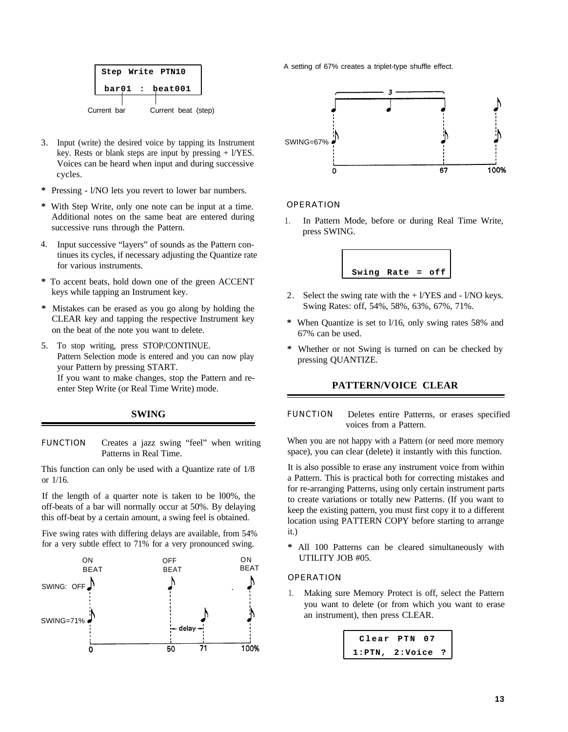```
Step Write PTN10
 bar01 : beat001
```

Current bar    Current beat (step)

3. Input (write) the desired voice by tapping its Instrument key. Rests or blank steps are input by pressing + l/YES. Voices can be heard when input and during successive cycles.

* Pressing - l/NO lets you revert to lower bar numbers.

* With Step Write, only one note can be input at a time. Additional notes on the same beat are entered during successive runs through the Pattern.

4. Input successive "layers" of sounds as the Pattern continues its cycles, if necessary adjusting the Quantize rate for various instruments.

* To accent beats, hold down one of the green ACCENT keys while tapping an Instrument key.

* Mistakes can be erased as you go along by holding the CLEAR key and tapping the respective Instrument key on the beat of the note you want to delete.

5. To stop writing, press STOP/CONTINUE. Pattern Selection mode is entered and you can now play your Pattern by pressing START. If you want to make changes, stop the Pattern and re-enter Step Write (or Real Time Write) mode.

## SWING

FUNCTION Creates a jazz swing "feel" when writing Patterns in Real Time.

This function can only be used with a Quantize rate of 1/8 or 1/16.

If the length of a quarter note is taken to be l00%, the off-beats of a bar will normally occur at 50%. By delaying this off-beat by a certain amount, a swing feel is obtained.

Five swing rates with differing delays are available, from 54% for a very subtle effect to 71% for a very pronounced swing.

ON BEAT / OFF BEAT / ON BEAT

SWING: OFF

SWING=71%

delay

0 50 71 100%

A setting of 67% creates a triplet-type shuffle effect.

3

SWING=67%

0 67 100%

OPERATION

1. In Pattern Mode, before or during Real Time Write, press SWING.

```
Swing Rate = off
```

2. Select the swing rate with the + l/YES and - l/NO keys. Swing Rates: off, 54%, 58%, 63%, 67%, 71%.

* When Quantize is set to l/16, only swing rates 58% and 67% can be used.

* Whether or not Swing is turned on can be checked by pressing QUANTIZE.

## PATTERN/VOICE CLEAR

FUNCTION Deletes entire Patterns, or erases specified voices from a Pattern.

When you are not happy with a Pattern (or need more memory space), you can clear (delete) it instantly with this function.

It is also possible to erase any instrument voice from within a Pattern. This is practical both for correcting mistakes and for re-arranging Patterns, using only certain instrument parts to create variations or totally new Patterns. (If you want to keep the existing pattern, you must first copy it to a different location using PATTERN COPY before starting to arrange it.)

* All 100 Patterns can be cleared simultaneously with UTILITY JOB #05.

OPERATION

1. Making sure Memory Protect is off, select the Pattern you want to delete (or from which you want to erase an instrument), then press CLEAR.

```
Clear PTN 07
1:PTN, 2:Voice ?
```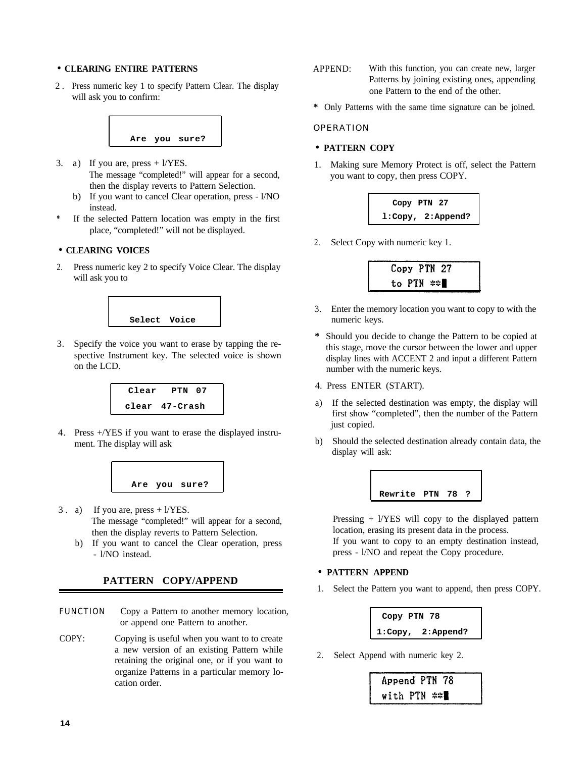**• CLEARING ENTIRE PATTERNS**

2. Press numeric key 1 to specify Pattern Clear. The display will ask you to confirm:

```
Are you sure?
```

3. a) If you are, press + l/YES.
   The message "completed!" will appear for a second, then the display reverts to Pattern Selection.
   b) If you want to cancel Clear operation, press - l/NO instead.

\* If the selected Pattern location was empty in the first place, "completed!" will not be displayed.

**• CLEARING VOICES**

2. Press numeric key 2 to specify Voice Clear. The display will ask you to

```
Select Voice
```

3. Specify the voice you want to erase by tapping the respective Instrument key. The selected voice is shown on the LCD.

```
Clear  PTN 07
clear 47-Crash
```

4. Press +/YES if you want to erase the displayed instrument. The display will ask

```
Are you sure?
```

3. a) If you are, press + l/YES.
   The message "completed!" will appear for a second, then the display reverts to Pattern Selection.
   b) If you want to cancel the Clear operation, press - l/NO instead.

## PATTERN COPY/APPEND

FUNCTION Copy a Pattern to another memory location, or append one Pattern to another.

COPY: Copying is useful when you want to to create a new version of an existing Pattern while retaining the original one, or if you want to organize Patterns in a particular memory location order.

APPEND: With this function, you can create new, larger Patterns by joining existing ones, appending one Pattern to the end of the other.

\* Only Patterns with the same time signature can be joined.

OPERATION

**• PATTERN COPY**

1. Making sure Memory Protect is off, select the Pattern you want to copy, then press COPY.

```
Copy PTN 27
l:Copy, 2:Append?
```

2. Select Copy with numeric key 1.

```
Copy PTN 27
to PTN **█
```

3. Enter the memory location you want to copy to with the numeric keys.

\* Should you decide to change the Pattern to be copied at this stage, move the cursor between the lower and upper display lines with ACCENT 2 and input a different Pattern number with the numeric keys.

4. Press ENTER (START).

a) If the selected destination was empty, the display will first show "completed", then the number of the Pattern just copied.

b) Should the selected destination already contain data, the display will ask:

```
Rewrite PTN 78 ?
```

Pressing + l/YES will copy to the displayed pattern location, erasing its present data in the process.
If you want to copy to an empty destination instead, press - l/NO and repeat the Copy procedure.

**• PATTERN APPEND**

1. Select the Pattern you want to append, then press COPY.

```
Copy PTN 78
1:Copy, 2:Append?
```

2. Select Append with numeric key 2.

```
Append PTN 78
with PTN **█
```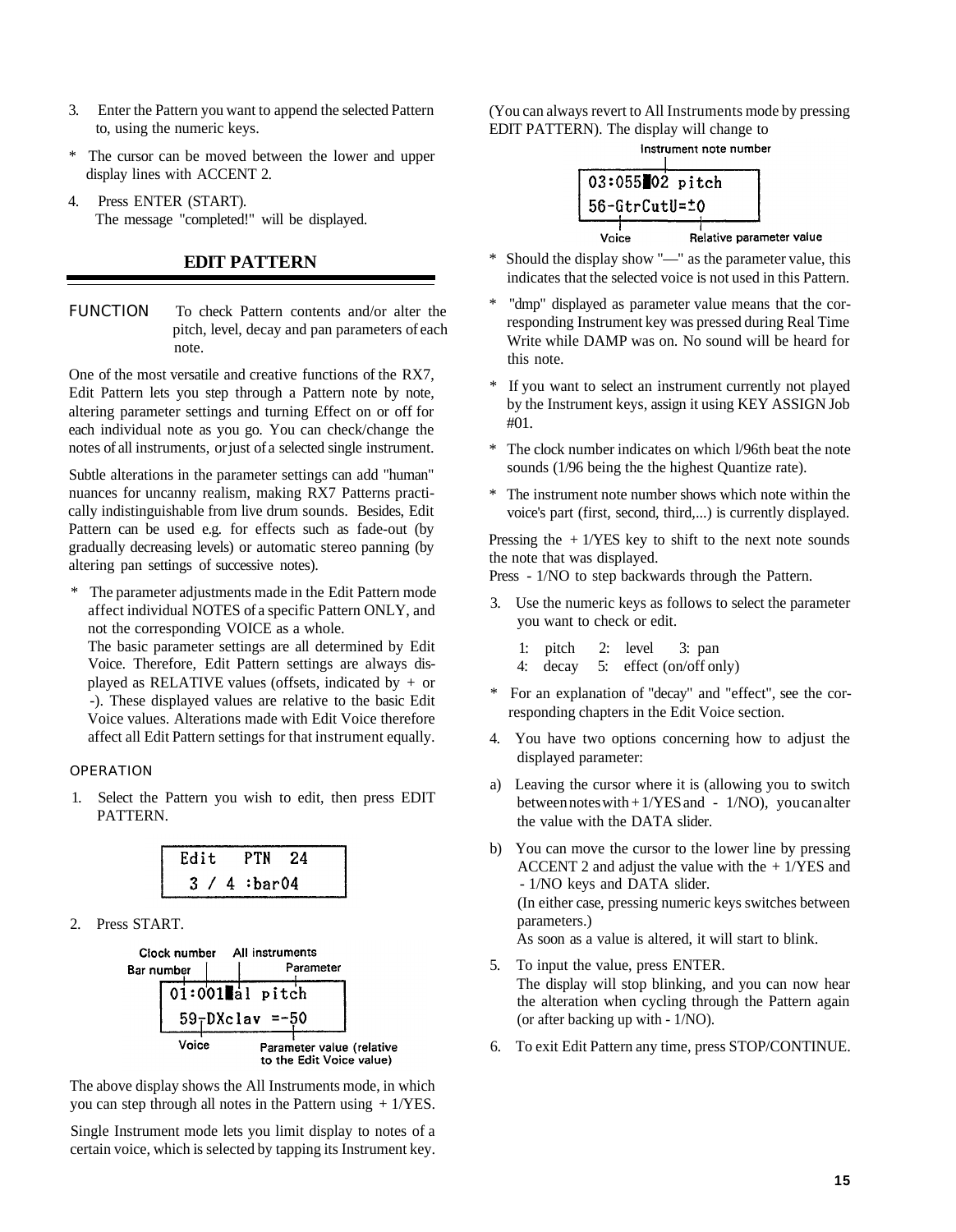3. Enter the Pattern you want to append the selected Pattern to, using the numeric keys.

* The cursor can be moved between the lower and upper display lines with ACCENT 2.

4. Press ENTER (START).
   The message "completed!" will be displayed.

## EDIT PATTERN

FUNCTION To check Pattern contents and/or alter the pitch, level, decay and pan parameters of each note.

One of the most versatile and creative functions of the RX7, Edit Pattern lets you step through a Pattern note by note, altering parameter settings and turning Effect on or off for each individual note as you go. You can check/change the notes of all instruments, or just of a selected single instrument.

Subtle alterations in the parameter settings can add "human" nuances for uncanny realism, making RX7 Patterns practically indistinguishable from live drum sounds. Besides, Edit Pattern can be used e.g. for effects such as fade-out (by gradually decreasing levels) or automatic stereo panning (by altering pan settings of successive notes).

* The parameter adjustments made in the Edit Pattern mode affect individual NOTES of a specific Pattern ONLY, and not the corresponding VOICE as a whole.
  The basic parameter settings are all determined by Edit Voice. Therefore, Edit Pattern settings are always displayed as RELATIVE values (offsets, indicated by + or -). These displayed values are relative to the basic Edit Voice values. Alterations made with Edit Voice therefore affect all Edit Pattern settings for that instrument equally.

OPERATION

1. Select the Pattern you wish to edit, then press EDIT PATTERN.

```
Edit   PTN  24
 3 / 4 :bar04
```

2. Press START.

```
01:001▮al pitch
 59-DXclav =-50
```

Bar number / Clock number / All instruments / Parameter / Voice / Parameter value (relative to the Edit Voice value)

The above display shows the All Instruments mode, in which you can step through all notes in the Pattern using + 1/YES.

Single Instrument mode lets you limit display to notes of a certain voice, which is selected by tapping its Instrument key. (You can always revert to All Instruments mode by pressing EDIT PATTERN). The display will change to

```
03:055▮02 pitch
56-GtrCutU=±0
```

Instrument note number / Voice / Relative parameter value

* Should the display show "—" as the parameter value, this indicates that the selected voice is not used in this Pattern.

* "dmp" displayed as parameter value means that the corresponding Instrument key was pressed during Real Time Write while DAMP was on. No sound will be heard for this note.

* If you want to select an instrument currently not played by the Instrument keys, assign it using KEY ASSIGN Job #01.

* The clock number indicates on which 1/96th beat the note sounds (1/96 being the the highest Quantize rate).

* The instrument note number shows which note within the voice's part (first, second, third,...) is currently displayed.

Pressing the + 1/YES key to shift to the next note sounds the note that was displayed.
Press - 1/NO to step backwards through the Pattern.

3. Use the numeric keys as follows to select the parameter you want to check or edit.

   1: pitch 2: level 3: pan
   4: decay 5: effect (on/off only)

* For an explanation of "decay" and "effect", see the corresponding chapters in the Edit Voice section.

4. You have two options concerning how to adjust the displayed parameter:

a) Leaving the cursor where it is (allowing you to switch between notes with + 1/YES and - 1/NO), you can alter the value with the DATA slider.

b) You can move the cursor to the lower line by pressing ACCENT 2 and adjust the value with the + 1/YES and - 1/NO keys and DATA slider.
   (In either case, pressing numeric keys switches between parameters.)
   As soon as a value is altered, it will start to blink.

5. To input the value, press ENTER.
   The display will stop blinking, and you can now hear the alteration when cycling through the Pattern again (or after backing up with - 1/NO).

6. To exit Edit Pattern any time, press STOP/CONTINUE.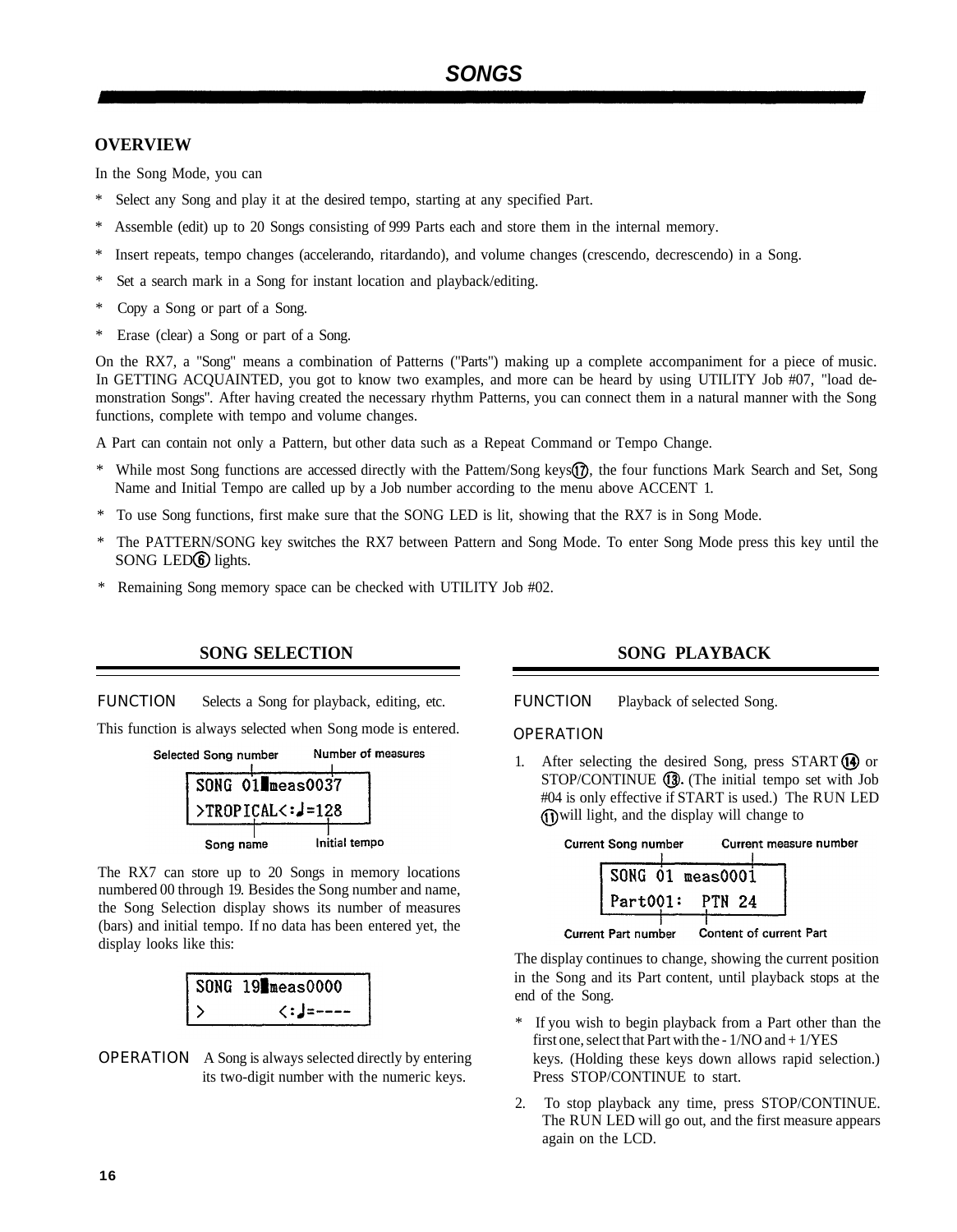# SONGS

## OVERVIEW

In the Song Mode, you can

* Select any Song and play it at the desired tempo, starting at any specified Part.
* Assemble (edit) up to 20 Songs consisting of 999 Parts each and store them in the internal memory.
* Insert repeats, tempo changes (accelerando, ritardando), and volume changes (crescendo, decrescendo) in a Song.
* Set a search mark in a Song for instant location and playback/editing.
* Copy a Song or part of a Song.
* Erase (clear) a Song or part of a Song.

On the RX7, a "Song" means a combination of Patterns ("Parts") making up a complete accompaniment for a piece of music. In GETTING ACQUAINTED, you got to know two examples, and more can be heard by using UTILITY Job #07, "load demonstration Songs". After having created the necessary rhythm Patterns, you can connect them in a natural manner with the Song functions, complete with tempo and volume changes.

A Part can contain not only a Pattern, but other data such as a Repeat Command or Tempo Change.

* While most Song functions are accessed directly with the Pattern/Song keys⑰, the four functions Mark Search and Set, Song Name and Initial Tempo are called up by a Job number according to the menu above ACCENT 1.
* To use Song functions, first make sure that the SONG LED is lit, showing that the RX7 is in Song Mode.
* The PATTERN/SONG key switches the RX7 between Pattern and Song Mode. To enter Song Mode press this key until the SONG LED⑥ lights.
* Remaining Song memory space can be checked with UTILITY Job #02.

## SONG SELECTION

FUNCTION Selects a Song for playback, editing, etc.

This function is always selected when Song mode is entered.

Selected Song number — Number of measures

```
SONG 01█meas0037
>TROPICAL<:♩=128
```

Song name — Initial tempo

The RX7 can store up to 20 Songs in memory locations numbered 00 through 19. Besides the Song number and name, the Song Selection display shows its number of measures (bars) and initial tempo. If no data has been entered yet, the display looks like this:

```
SONG 19█meas0000
>        <:♩=----
```

OPERATION A Song is always selected directly by entering its two-digit number with the numeric keys.

## SONG PLAYBACK

FUNCTION Playback of selected Song.

OPERATION

1. After selecting the desired Song, press START ⑭ or STOP/CONTINUE ⑬. (The initial tempo set with Job #04 is only effective if START is used.) The RUN LED ⑪ will light, and the display will change to

Current Song number — Current measure number

```
SONG 01 meas0001
Part001:  PTN 24
```

Current Part number — Content of current Part

The display continues to change, showing the current position in the Song and its Part content, until playback stops at the end of the Song.

* If you wish to begin playback from a Part other than the first one, select that Part with the - 1/NO and + 1/YES keys. (Holding these keys down allows rapid selection.) Press STOP/CONTINUE to start.

2. To stop playback any time, press STOP/CONTINUE. The RUN LED will go out, and the first measure appears again on the LCD.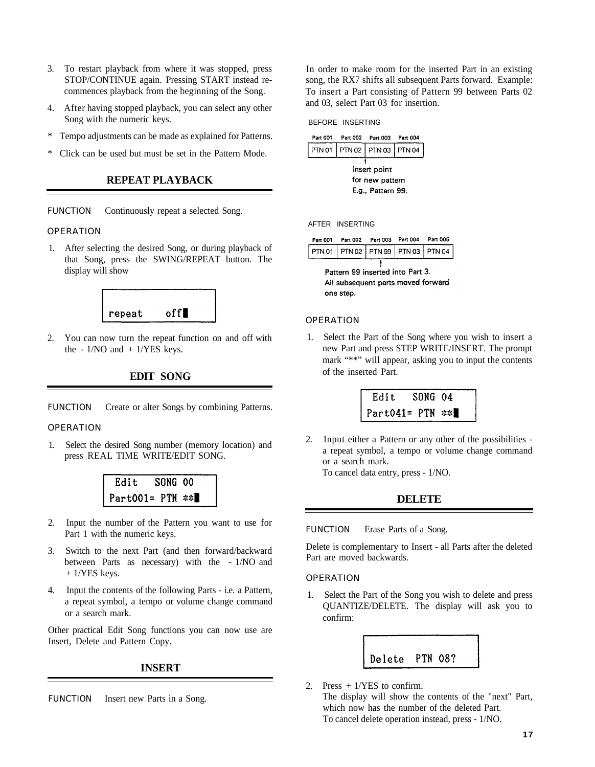3. To restart playback from where it was stopped, press STOP/CONTINUE again. Pressing START instead recommences playback from the beginning of the Song.

4. After having stopped playback, you can select any other Song with the numeric keys.

* Tempo adjustments can be made as explained for Patterns.

* Click can be used but must be set in the Pattern Mode.

## REPEAT PLAYBACK

FUNCTION Continuously repeat a selected Song.

OPERATION

1. After selecting the desired Song, or during playback of that Song, press the SWING/REPEAT button. The display will show

```
repeat    off█
```

2. You can now turn the repeat function on and off with the - 1/NO and + 1/YES keys.

## EDIT SONG

FUNCTION Create or alter Songs by combining Patterns.

OPERATION

1. Select the desired Song number (memory location) and press REAL TIME WRITE/EDIT SONG.

```
 Edit   SONG 00
Part001= PTN **█
```

2. Input the number of the Pattern you want to use for Part 1 with the numeric keys.

3. Switch to the next Part (and then forward/backward between Parts as necessary) with the - 1/NO and + 1/YES keys.

4. Input the contents of the following Parts - i.e. a Pattern, a repeat symbol, a tempo or volume change command or a search mark.

Other practical Edit Song functions you can now use are Insert, Delete and Pattern Copy.

## INSERT

FUNCTION Insert new Parts in a Song.

In order to make room for the inserted Part in an existing song, the RX7 shifts all subsequent Parts forward. Example: To insert a Part consisting of Pattern 99 between Parts 02 and 03, select Part 03 for insertion.

BEFORE INSERTING

| Part 001 | Part 002 | Part 003 | Part 004 |
|---|---|---|---|
| PTN 01 | PTN 02 | PTN 03 | PTN 04 |

Insert point for new pattern E.g., Pattern 99.

AFTER INSERTING

| Part 001 | Part 002 | Part 003 | Part 004 | Part 005 |
|---|---|---|---|---|
| PTN 01 | PTN 02 | PTN 99 | PTN 03 | PTN 04 |

Pattern 99 inserted into Part 3. All subsequent parts moved forward one step.

OPERATION

1. Select the Part of the Song where you wish to insert a new Part and press STEP WRITE/INSERT. The prompt mark "**" will appear, asking you to input the contents of the inserted Part.

```
 Edit   SONG 04
Part041= PTN **█
```

2. Input either a Pattern or any other of the possibilities - a repeat symbol, a tempo or volume change command or a search mark.
   To cancel data entry, press - 1/NO.

## DELETE

FUNCTION Erase Parts of a Song.

Delete is complementary to Insert - all Parts after the deleted Part are moved backwards.

OPERATION

1. Select the Part of the Song you wish to delete and press QUANTIZE/DELETE. The display will ask you to confirm:

```
Delete  PTN 08?
```

2. Press + 1/YES to confirm.
   The display will show the contents of the "next" Part, which now has the number of the deleted Part.
   To cancel delete operation instead, press - 1/NO.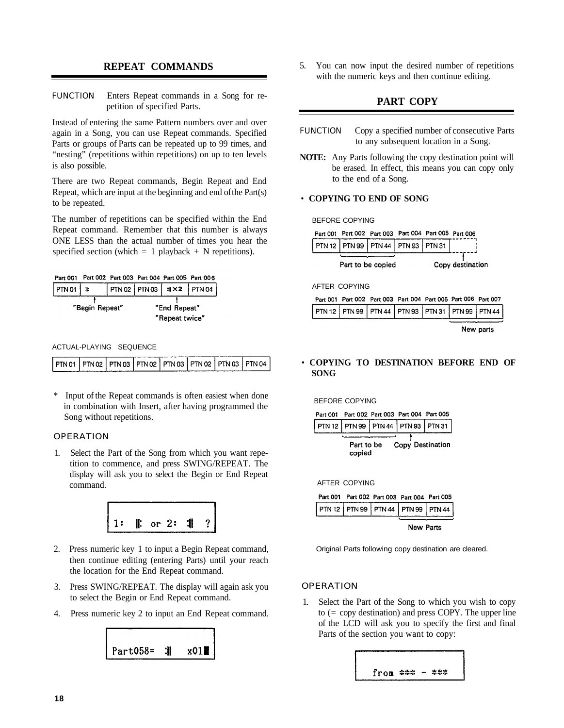## REPEAT COMMANDS

FUNCTION  Enters Repeat commands in a Song for repetition of specified Parts.

Instead of entering the same Pattern numbers over and over again in a Song, you can use Repeat commands. Specified Parts or groups of Parts can be repeated up to 99 times, and "nesting" (repetitions within repetitions) on up to ten levels is also possible.

There are two Repeat commands, Begin Repeat and End Repeat, which are input at the beginning and end of the Part(s) to be repeated.

The number of repetitions can be specified within the End Repeat command. Remember that this number is always ONE LESS than the actual number of times you hear the specified section (which = 1 playback + N repetitions).

| Part 001 | Part 002 | Part 003 | Part 004 | Part 005 | Part 006 |
|---|---|---|---|---|---|
| PTN 01 | ‖: | PTN 02 | PTN 03 | :‖ ×2 | PTN 04 |

"Begin Repeat" "End Repeat" "Repeat twice"

ACTUAL-PLAYING SEQUENCE

| PTN 01 | PTN 02 | PTN 03 | PTN 02 | PTN 03 | PTN 02 | PTN 03 | PTN 04 |
|---|---|---|---|---|---|---|---|

\* Input of the Repeat commands is often easiest when done in combination with Insert, after having programmed the Song without repetitions.

### OPERATION

1. Select the Part of the Song from which you want repetition to commence, and press SWING/REPEAT. The display will ask you to select the Begin or End Repeat command.

```
1: ‖: or 2: :‖ ?
```

2. Press numeric key 1 to input a Begin Repeat command, then continue editing (entering Parts) until your reach the location for the End Repeat command.
3. Press SWING/REPEAT. The display will again ask you to select the Begin or End Repeat command.
4. Press numeric key 2 to input an End Repeat command.

```
Part058= :‖ x01█
```

5. You can now input the desired number of repetitions with the numeric keys and then continue editing.

## PART COPY

FUNCTION  Copy a specified number of consecutive Parts to any subsequent location in a Song.

**NOTE:** Any Parts following the copy destination point will be erased. In effect, this means you can copy only to the end of a Song.

- **COPYING TO END OF SONG**

BEFORE COPYING

| Part 001 | Part 002 | Part 003 | Part 004 | Part 005 | Part 006 |
|---|---|---|---|---|---|
| PTN 12 | PTN 99 | PTN 44 | PTN 93 | PTN 31 | |

Part to be copied (Part 002–003) Copy destination (Part 006)

AFTER COPYING

| Part 001 | Part 002 | Part 003 | Part 004 | Part 005 | Part 006 | Part 007 |
|---|---|---|---|---|---|---|
| PTN 12 | PTN 99 | PTN 44 | PTN 93 | PTN 31 | PTN 99 | PTN 44 |

New parts (Part 006–007)

- **COPYING TO DESTINATION BEFORE END OF SONG**

BEFORE COPYING

| Part 001 | Part 002 | Part 003 | Part 004 | Part 005 |
|---|---|---|---|---|
| PTN 12 | PTN 99 | PTN 44 | PTN 93 | PTN 31 |

Part to be copied (Part 002–003) Copy Destination (Part 004)

AFTER COPYING

| Part 001 | Part 002 | Part 003 | Part 004 | Part 005 |
|---|---|---|---|---|
| PTN 12 | PTN 99 | PTN 44 | PTN 99 | PTN 44 |

New Parts (Part 004–005)

Original Parts following copy destination are cleared.

### OPERATION

1. Select the Part of the Song to which you wish to copy to (= copy destination) and press COPY. The upper line of the LCD will ask you to specify the first and final Parts of the section you want to copy:

```
from *** - ***
```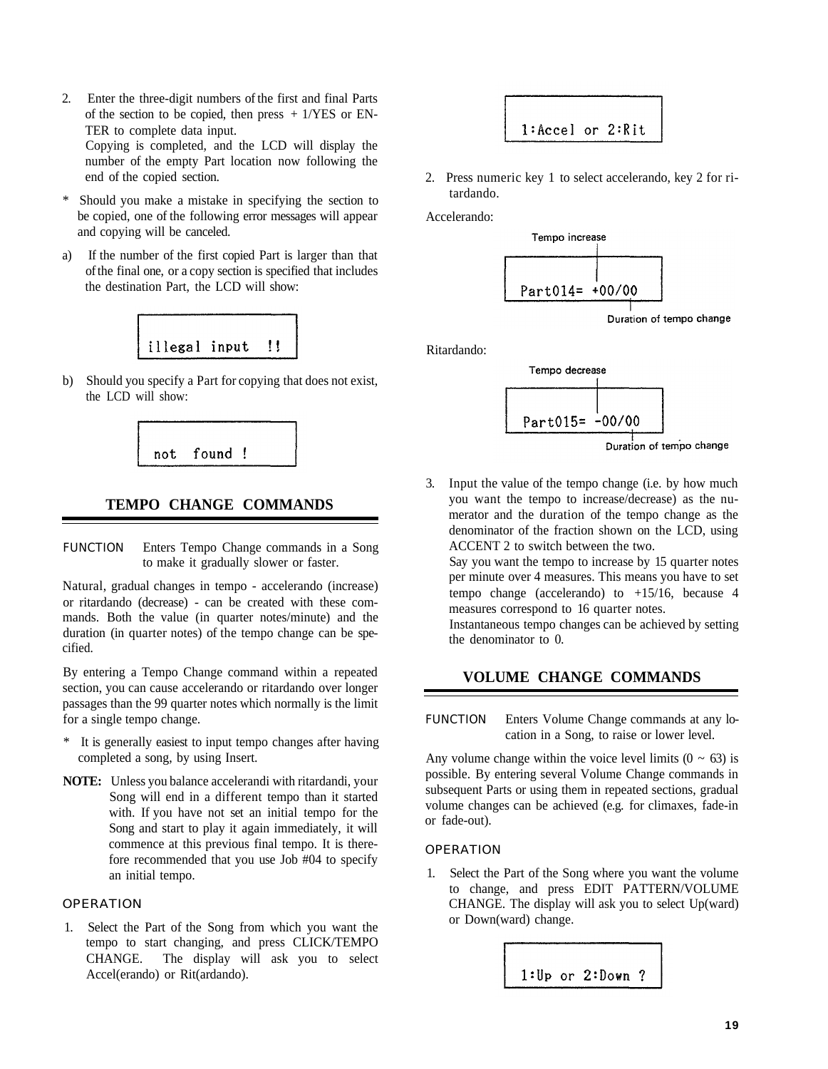2. Enter the three-digit numbers of the first and final Parts of the section to be copied, then press + 1/YES or ENTER to complete data input.
   Copying is completed, and the LCD will display the number of the empty Part location now following the end of the copied section.

* Should you make a mistake in specifying the section to be copied, one of the following error messages will appear and copying will be canceled.

a) If the number of the first copied Part is larger than that of the final one, or a copy section is specified that includes the destination Part, the LCD will show:

```
illegal input !!
```

b) Should you specify a Part for copying that does not exist, the LCD will show:

```
not found !
```

## TEMPO CHANGE COMMANDS

FUNCTION Enters Tempo Change commands in a Song to make it gradually slower or faster.

Natural, gradual changes in tempo - accelerando (increase) or ritardando (decrease) - can be created with these commands. Both the value (in quarter notes/minute) and the duration (in quarter notes) of the tempo change can be specified.

By entering a Tempo Change command within a repeated section, you can cause accelerando or ritardando over longer passages than the 99 quarter notes which normally is the limit for a single tempo change.

* It is generally easiest to input tempo changes after having completed a song, by using Insert.

**NOTE:** Unless you balance accelerandi with ritardandi, your Song will end in a different tempo than it started with. If you have not set an initial tempo for the Song and start to play it again immediately, it will commence at this previous final tempo. It is therefore recommended that you use Job #04 to specify an initial tempo.

### OPERATION

1. Select the Part of the Song from which you want the tempo to start changing, and press CLICK/TEMPO CHANGE. The display will ask you to select Accel(erando) or Rit(ardando).

```
1:Accel or 2:Rit
```

2. Press numeric key 1 to select accelerando, key 2 for ritardando.

Accelerando:

Tempo increase

```
Part014= +00/00
```

Duration of tempo change

Ritardando:

Tempo decrease

```
Part015= -00/00
```

Duration of tempo change

3. Input the value of the tempo change (i.e. by how much you want the tempo to increase/decrease) as the numerator and the duration of the tempo change as the denominator of the fraction shown on the LCD, using ACCENT 2 to switch between the two.
   Say you want the tempo to increase by 15 quarter notes per minute over 4 measures. This means you have to set tempo change (accelerando) to +15/16, because 4 measures correspond to 16 quarter notes.
   Instantaneous tempo changes can be achieved by setting the denominator to 0.

## VOLUME CHANGE COMMANDS

FUNCTION Enters Volume Change commands at any location in a Song, to raise or lower level.

Any volume change within the voice level limits (0 ~ 63) is possible. By entering several Volume Change commands in subsequent Parts or using them in repeated sections, gradual volume changes can be achieved (e.g. for climaxes, fade-in or fade-out).

### OPERATION

1. Select the Part of the Song where you want the volume to change, and press EDIT PATTERN/VOLUME CHANGE. The display will ask you to select Up(ward) or Down(ward) change.

```
1:Up or 2:Down ?
```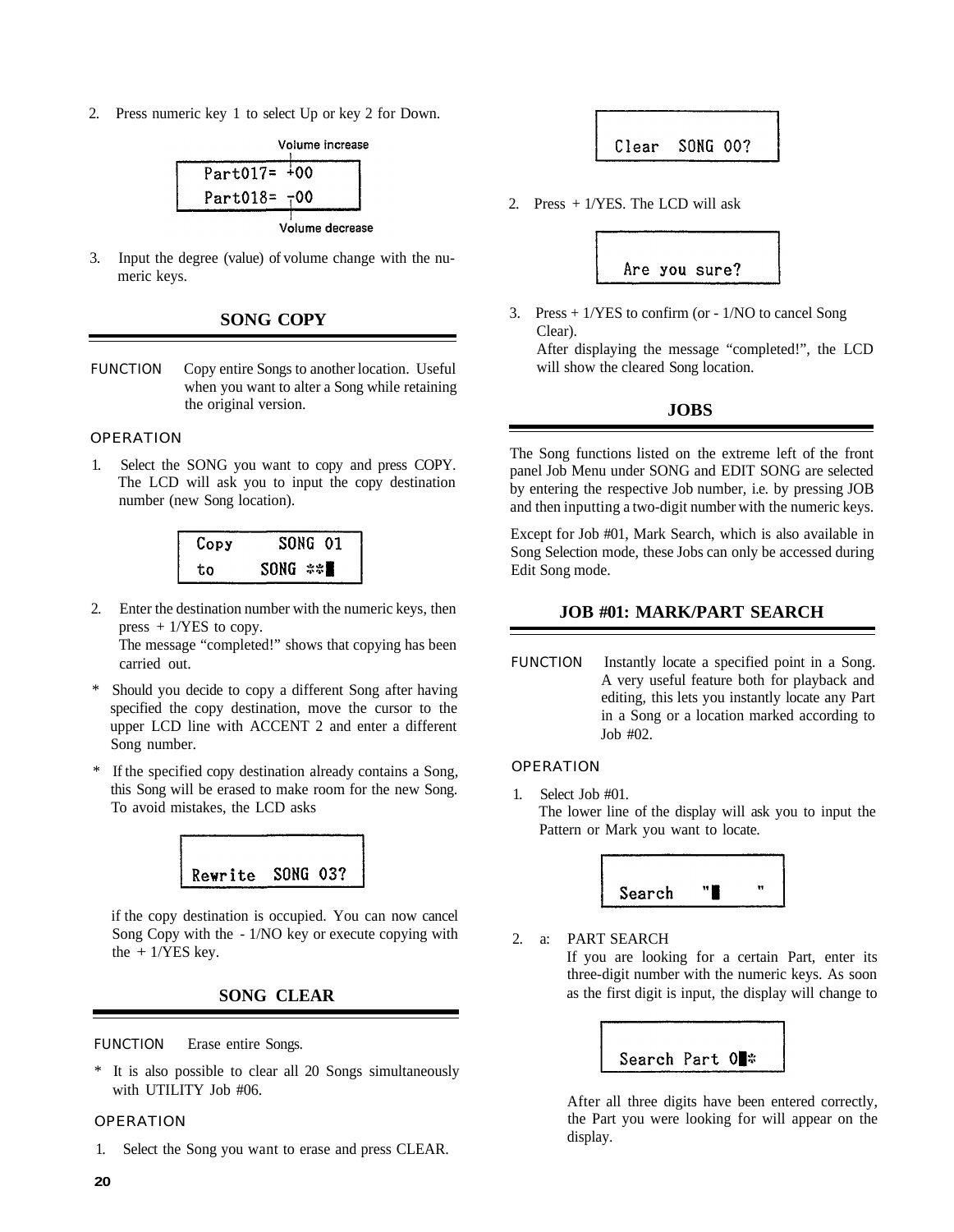2. Press numeric key 1 to select Up or key 2 for Down.

```
Volume increase
Part017= +00
Part018= -00
Volume decrease
```

3. Input the degree (value) of volume change with the numeric keys.

## SONG COPY

FUNCTION Copy entire Songs to another location. Useful when you want to alter a Song while retaining the original version.

OPERATION

1. Select the SONG you want to copy and press COPY. The LCD will ask you to input the copy destination number (new Song location).

```
Copy    SONG 01
to      SONG **
```

2. Enter the destination number with the numeric keys, then press + 1/YES to copy.
   The message "completed!" shows that copying has been carried out.

* Should you decide to copy a different Song after having specified the copy destination, move the cursor to the upper LCD line with ACCENT 2 and enter a different Song number.

* If the specified copy destination already contains a Song, this Song will be erased to make room for the new Song. To avoid mistakes, the LCD asks

```
Rewrite  SONG 03?
```

if the copy destination is occupied. You can now cancel Song Copy with the - 1/NO key or execute copying with the + 1/YES key.

## SONG CLEAR

FUNCTION Erase entire Songs.

* It is also possible to clear all 20 Songs simultaneously with UTILITY Job #06.

OPERATION

1. Select the Song you want to erase and press CLEAR.

```
Clear  SONG 00?
```

2. Press + 1/YES. The LCD will ask

```
Are you sure?
```

3. Press + 1/YES to confirm (or - 1/NO to cancel Song Clear).
   After displaying the message "completed!", the LCD will show the cleared Song location.

## JOBS

The Song functions listed on the extreme left of the front panel Job Menu under SONG and EDIT SONG are selected by entering the respective Job number, i.e. by pressing JOB and then inputting a two-digit number with the numeric keys.

Except for Job #01, Mark Search, which is also available in Song Selection mode, these Jobs can only be accessed during Edit Song mode.

## JOB #01: MARK/PART SEARCH

FUNCTION Instantly locate a specified point in a Song. A very useful feature both for playback and editing, this lets you instantly locate any Part in a Song or a location marked according to Job #02.

OPERATION

1. Select Job #01.
   The lower line of the display will ask you to input the Pattern or Mark you want to locate.

```
Search   "     "
```

2. a: PART SEARCH
   If you are looking for a certain Part, enter its three-digit number with the numeric keys. As soon as the first digit is input, the display will change to

```
Search Part 0*
```

After all three digits have been entered correctly, the Part you were looking for will appear on the display.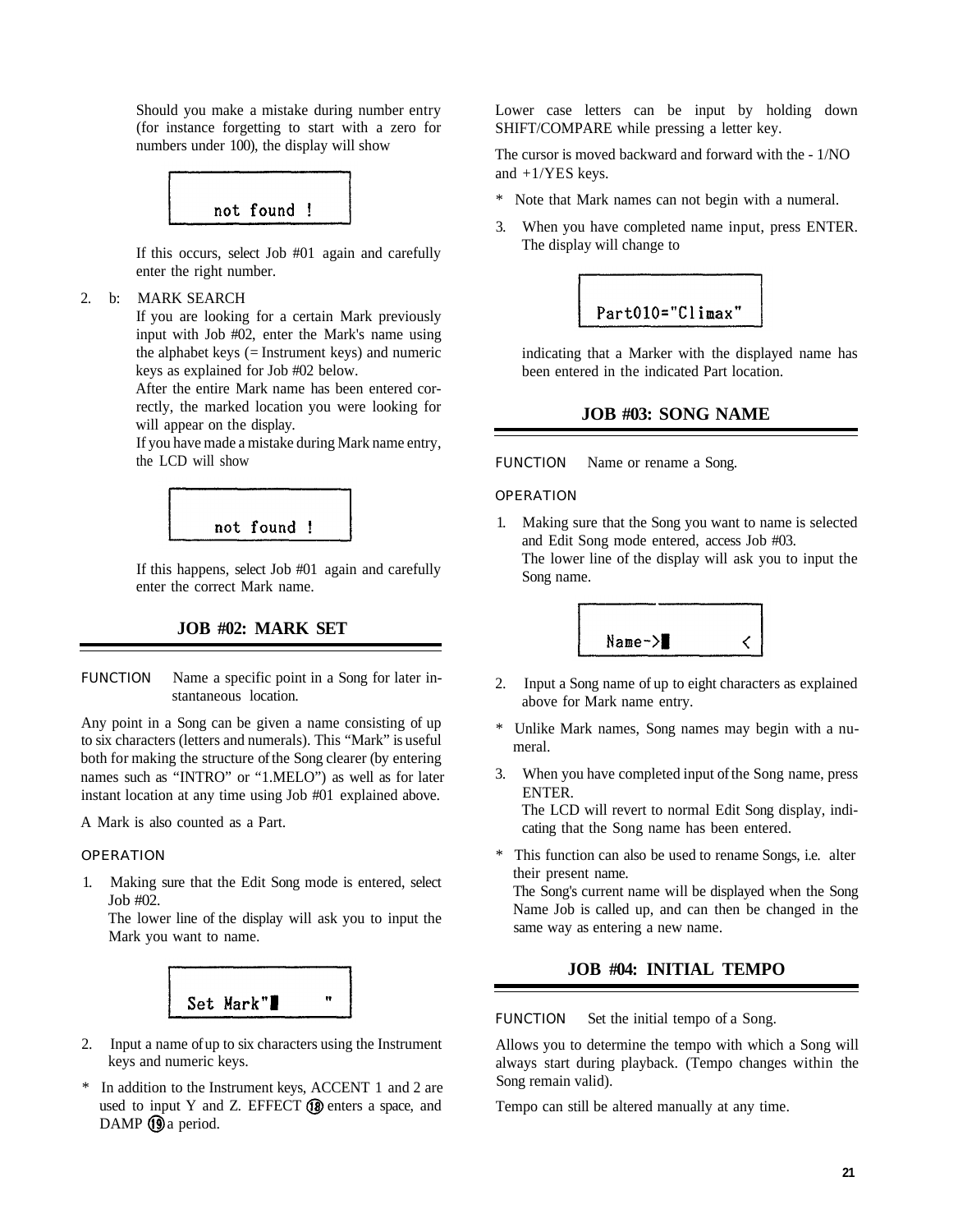Should you make a mistake during number entry (for instance forgetting to start with a zero for numbers under 100), the display will show

```
not found !
```

If this occurs, select Job #01 again and carefully enter the right number.

2. b: MARK SEARCH
   If you are looking for a certain Mark previously input with Job #02, enter the Mark's name using the alphabet keys (= Instrument keys) and numeric keys as explained for Job #02 below.
   After the entire Mark name has been entered correctly, the marked location you were looking for will appear on the display.
   If you have made a mistake during Mark name entry, the LCD will show

```
not found !
```

If this happens, select Job #01 again and carefully enter the correct Mark name.

## JOB #02: MARK SET

FUNCTION Name a specific point in a Song for later instantaneous location.

Any point in a Song can be given a name consisting of up to six characters (letters and numerals). This "Mark" is useful both for making the structure of the Song clearer (by entering names such as "INTRO" or "1.MELO") as well as for later instant location at any time using Job #01 explained above.

A Mark is also counted as a Part.

OPERATION

1. Making sure that the Edit Song mode is entered, select Job #02.
   The lower line of the display will ask you to input the Mark you want to name.

```
Set Mark"█      "
```

2. Input a name of up to six characters using the Instrument keys and numeric keys.

* In addition to the Instrument keys, ACCENT 1 and 2 are used to input Y and Z. EFFECT ⑱ enters a space, and DAMP ⑲ a period.

Lower case letters can be input by holding down SHIFT/COMPARE while pressing a letter key.

The cursor is moved backward and forward with the - 1/NO and +1/YES keys.

* Note that Mark names can not begin with a numeral.

3. When you have completed name input, press ENTER. The display will change to

```
Part010="Climax"
```

indicating that a Marker with the displayed name has been entered in the indicated Part location.

## JOB #03: SONG NAME

FUNCTION Name or rename a Song.

OPERATION

1. Making sure that the Song you want to name is selected and Edit Song mode entered, access Job #03.
   The lower line of the display will ask you to input the Song name.

```
Name->█        <
```

2. Input a Song name of up to eight characters as explained above for Mark name entry.

* Unlike Mark names, Song names may begin with a numeral.

3. When you have completed input of the Song name, press ENTER.
   The LCD will revert to normal Edit Song display, indicating that the Song name has been entered.

* This function can also be used to rename Songs, i.e. alter their present name.
  The Song's current name will be displayed when the Song Name Job is called up, and can then be changed in the same way as entering a new name.

## JOB #04: INITIAL TEMPO

FUNCTION Set the initial tempo of a Song.

Allows you to determine the tempo with which a Song will always start during playback. (Tempo changes within the Song remain valid).

Tempo can still be altered manually at any time.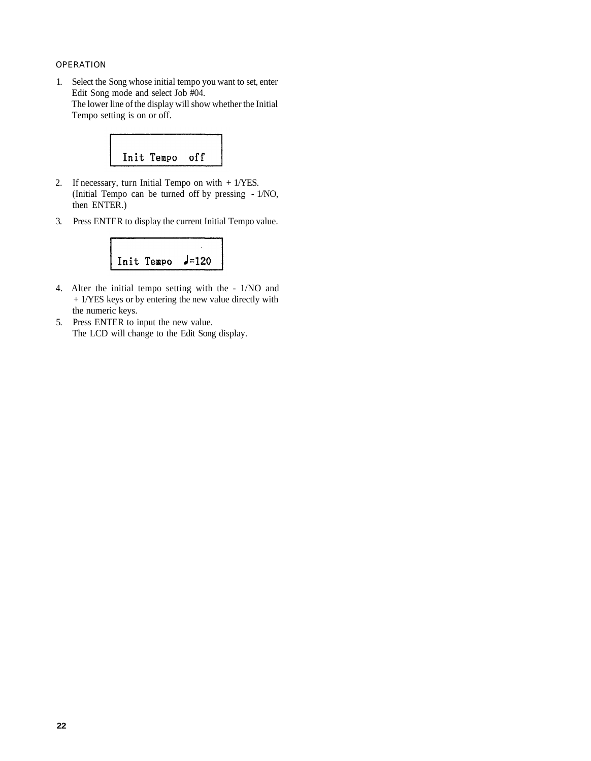OPERATION

1. Select the Song whose initial tempo you want to set, enter Edit Song mode and select Job #04.
   The lower line of the display will show whether the Initial Tempo setting is on or off.

```
Init Tempo  off
```

2. If necessary, turn Initial Tempo on with + 1/YES. (Initial Tempo can be turned off by pressing - 1/NO, then ENTER.)
3. Press ENTER to display the current Initial Tempo value.

```
Init Tempo  ♩=120
```

4. Alter the initial tempo setting with the - 1/NO and + 1/YES keys or by entering the new value directly with the numeric keys.
5. Press ENTER to input the new value.
   The LCD will change to the Edit Song display.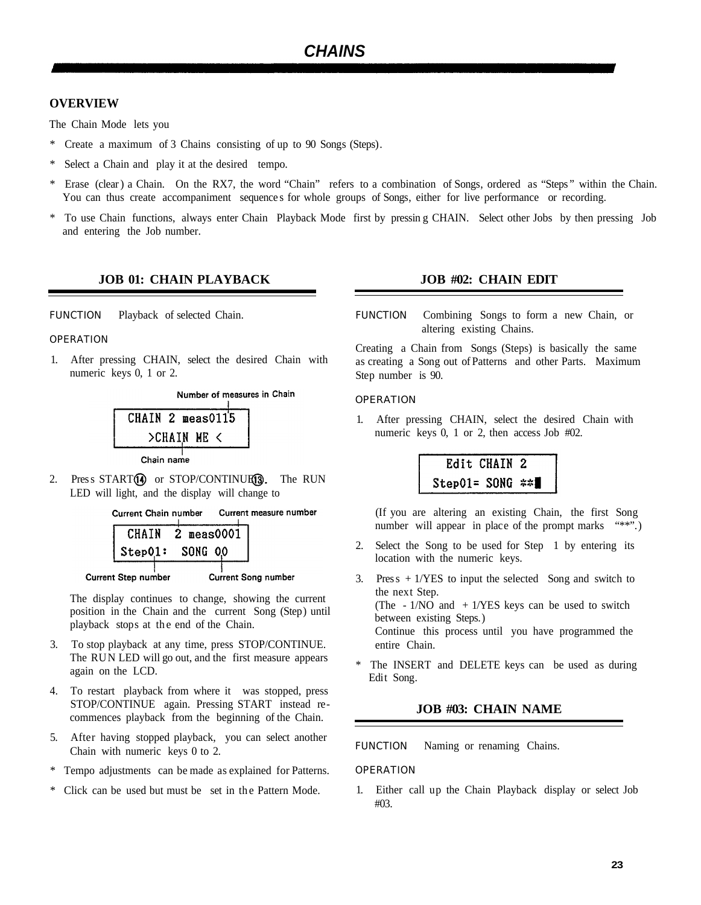# CHAINS

## OVERVIEW

The Chain Mode lets you

* Create a maximum of 3 Chains consisting of up to 90 Songs (Steps).
* Select a Chain and play it at the desired tempo.
* Erase (clear) a Chain. On the RX7, the word "Chain" refers to a combination of Songs, ordered as "Steps" within the Chain. You can thus create accompaniment sequences for whole groups of Songs, either for live performance or recording.
* To use Chain functions, always enter Chain Playback Mode first by pressing CHAIN. Select other Jobs by then pressing Job and entering the Job number.

## JOB 01: CHAIN PLAYBACK

FUNCTION Playback of selected Chain.

OPERATION

1. After pressing CHAIN, select the desired Chain with numeric keys 0, 1 or 2.

Number of measures in Chain

```
CHAIN 2 meas0115
   >CHAIN ME <
```

Chain name

2. Press START⑭ or STOP/CONTINUE⑬. The RUN LED will light, and the display will change to

Current Chain number   Current measure number

```
CHAIN  2 meas0001
Step01:  SONG 00
```

Current Step number   Current Song number

The display continues to change, showing the current position in the Chain and the current Song (Step) until playback stops at the end of the Chain.

3. To stop playback at any time, press STOP/CONTINUE. The RUN LED will go out, and the first measure appears again on the LCD.
4. To restart playback from where it was stopped, press STOP/CONTINUE again. Pressing START instead recommences playback from the beginning of the Chain.
5. After having stopped playback, you can select another Chain with numeric keys 0 to 2.

* Tempo adjustments can be made as explained for Patterns.
* Click can be used but must be set in the Pattern Mode.

## JOB #02: CHAIN EDIT

FUNCTION Combining Songs to form a new Chain, or altering existing Chains.

Creating a Chain from Songs (Steps) is basically the same as creating a Song out of Patterns and other Parts. Maximum Step number is 90.

OPERATION

1. After pressing CHAIN, select the desired Chain with numeric keys 0, 1 or 2, then access Job #02.

```
  Edit CHAIN 2
Step01= SONG **█
```

(If you are altering an existing Chain, the first Song number will appear in place of the prompt marks "**".)

2. Select the Song to be used for Step 1 by entering its location with the numeric keys.
3. Press + 1/YES to input the selected Song and switch to the next Step.
   (The - 1/NO and + 1/YES keys can be used to switch between existing Steps.)
   Continue this process until you have programmed the entire Chain.

* The INSERT and DELETE keys can be used as during Edit Song.

## JOB #03: CHAIN NAME

FUNCTION Naming or renaming Chains.

OPERATION

1. Either call up the Chain Playback display or select Job #03.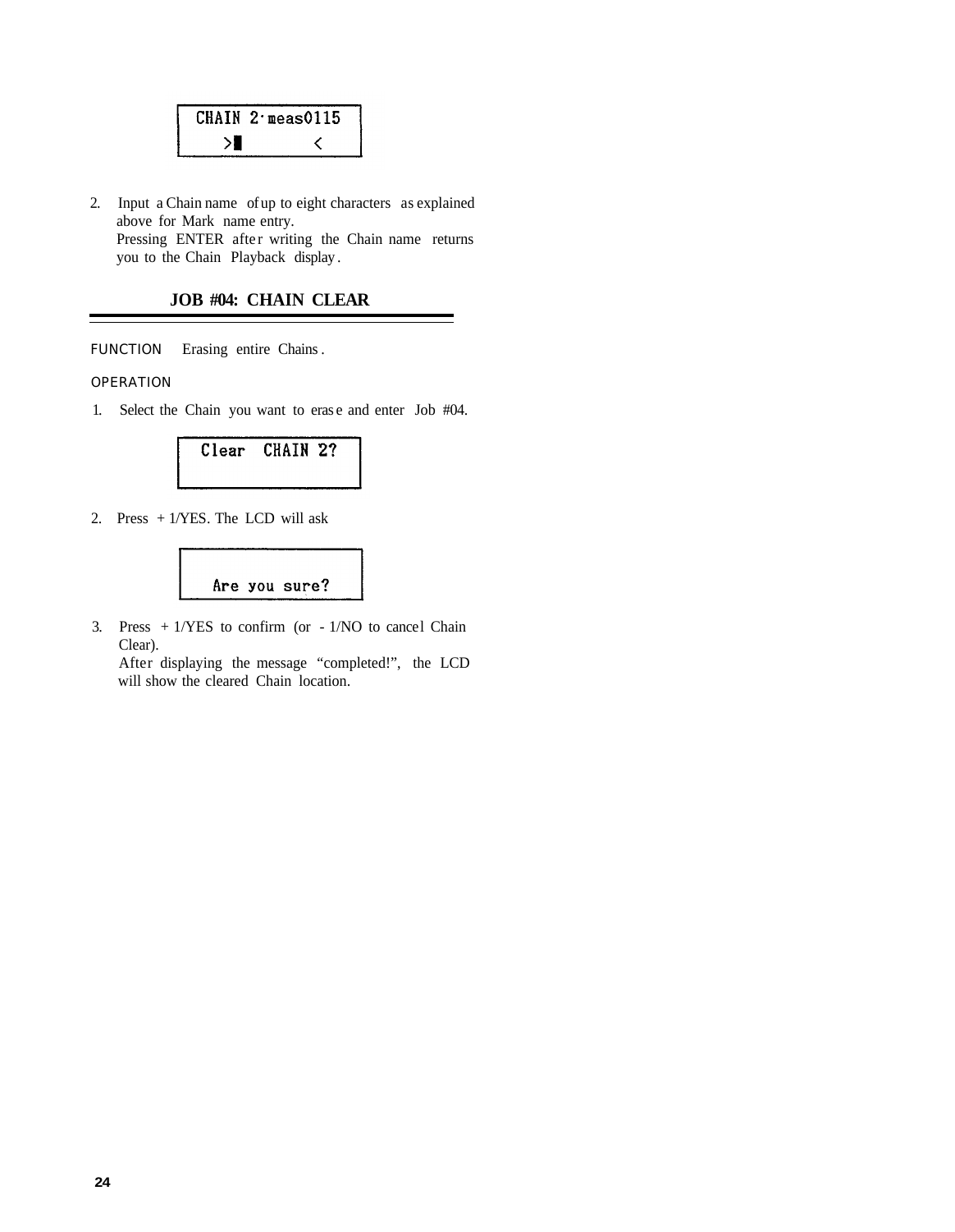```
CHAIN 2·meas0115
   >█        <
```

2. Input a Chain name of up to eight characters as explained above for Mark name entry.
   Pressing ENTER after writing the Chain name returns you to the Chain Playback display.

## JOB #04: CHAIN CLEAR

FUNCTION Erasing entire Chains.

OPERATION

1. Select the Chain you want to erase and enter Job #04.

```
Clear  CHAIN 2?
```

2. Press + 1/YES. The LCD will ask

```
   Are you sure?
```

3. Press + 1/YES to confirm (or - 1/NO to cancel Chain Clear).
   After displaying the message “completed!”, the LCD will show the cleared Chain location.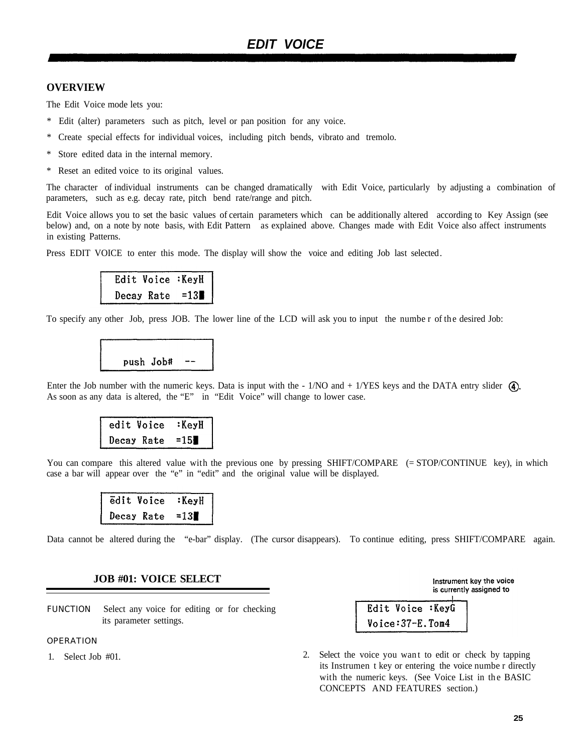# EDIT VOICE

## OVERVIEW

The Edit Voice mode lets you:

* Edit (alter) parameters such as pitch, level or pan position for any voice.
* Create special effects for individual voices, including pitch bends, vibrato and tremolo.
* Store edited data in the internal memory.
* Reset an edited voice to its original values.

The character of individual instruments can be changed dramatically with Edit Voice, particularly by adjusting a combination of parameters, such as e.g. decay rate, pitch bend rate/range and pitch.

Edit Voice allows you to set the basic values of certain parameters which can be additionally altered according to Key Assign (see below) and, on a note by note basis, with Edit Pattern as explained above. Changes made with Edit Voice also affect instruments in existing Patterns.

Press EDIT VOICE to enter this mode. The display will show the voice and editing Job last selected.

```
Edit Voice :KeyH
Decay Rate  =13█
```

To specify any other Job, press JOB. The lower line of the LCD will ask you to input the number of the desired Job:

```

  push Job#  --
```

Enter the Job number with the numeric keys. Data is input with the - 1/NO and + 1/YES keys and the DATA entry slider ④. As soon as any data is altered, the "E" in "Edit Voice" will change to lower case.

```
edit Voice  :KeyH
Decay Rate  =15█
```

You can compare this altered value with the previous one by pressing SHIFT/COMPARE (= STOP/CONTINUE key), in which case a bar will appear over the "e" in "edit" and the original value will be displayed.

```
ēdit Voice  :KeyH
Decay Rate  =13█
```

Data cannot be altered during the "e-bar" display. (The cursor disappears). To continue editing, press SHIFT/COMPARE again.

### JOB #01: VOICE SELECT

FUNCTION Select any voice for editing or for checking its parameter settings.

OPERATION

1. Select Job #01.

Instrument key the voice is currently assigned to

```
Edit Voice :KeyG
Voice:37-E.Tom4
```

2. Select the voice you want to edit or check by tapping its Instrument key or entering the voice number directly with the numeric keys. (See Voice List in the BASIC CONCEPTS AND FEATURES section.)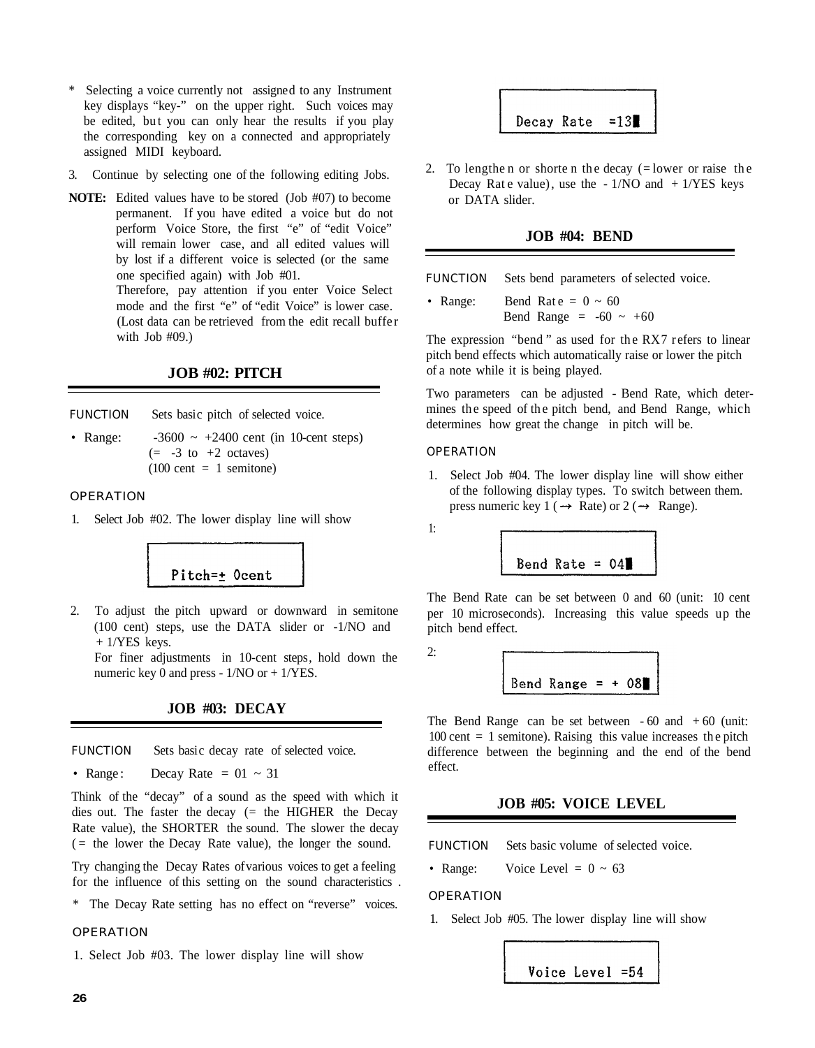\* Selecting a voice currently not assigned to any Instrument key displays "key-" on the upper right. Such voices may be edited, but you can only hear the results if you play the corresponding key on a connected and appropriately assigned MIDI keyboard.

3. Continue by selecting one of the following editing Jobs.

**NOTE:** Edited values have to be stored (Job #07) to become permanent. If you have edited a voice but do not perform Voice Store, the first "e" of "edit Voice" will remain lower case, and all edited values will by lost if a different voice is selected (or the same one specified again) with Job #01.
Therefore, pay attention if you enter Voice Select mode and the first "e" of "edit Voice" is lower case. (Lost data can be retrieved from the edit recall buffer with Job #09.)

## JOB #02: PITCH

FUNCTION Sets basic pitch of selected voice.

- Range: -3600 ~ +2400 cent (in 10-cent steps)
  (= -3 to +2 octaves)
  (100 cent = 1 semitone)

OPERATION

1. Select Job #02. The lower display line will show

```
Pitch=± 0cent
```

2. To adjust the pitch upward or downward in semitone (100 cent) steps, use the DATA slider or -1/NO and +1/YES keys.
   For finer adjustments in 10-cent steps, hold down the numeric key 0 and press -1/NO or +1/YES.

## JOB #03: DECAY

FUNCTION Sets basic decay rate of selected voice.

- Range: Decay Rate = 01 ~ 31

Think of the "decay" of a sound as the speed with which it dies out. The faster the decay (= the HIGHER the Decay Rate value), the SHORTER the sound. The slower the decay (= the lower the Decay Rate value), the longer the sound.

Try changing the Decay Rates of various voices to get a feeling for the influence of this setting on the sound characteristics .

\* The Decay Rate setting has no effect on "reverse" voices.

OPERATION

1. Select Job #03. The lower display line will show

```
Decay Rate  =13█
```

2. To lengthen or shorten the decay (= lower or raise the Decay Rate value), use the -1/NO and +1/YES keys or DATA slider.

## JOB #04: BEND

FUNCTION Sets bend parameters of selected voice.

- Range: Bend Rate = 0 ~ 60
  Bend Range = -60 ~ +60

The expression "bend" as used for the RX7 refers to linear pitch bend effects which automatically raise or lower the pitch of a note while it is being played.

Two parameters can be adjusted - Bend Rate, which determines the speed of the pitch bend, and Bend Range, which determines how great the change in pitch will be.

OPERATION

1. Select Job #04. The lower display line will show either of the following display types. To switch between them. press numeric key 1 (→ Rate) or 2 (→ Range).

1:

```
Bend Rate = 04█
```

The Bend Rate can be set between 0 and 60 (unit: 10 cent per 10 microseconds). Increasing this value speeds up the pitch bend effect.

2:

```
Bend Range = + 08█
```

The Bend Range can be set between -60 and +60 (unit: 100 cent = 1 semitone). Raising this value increases the pitch difference between the beginning and the end of the bend effect.

## JOB #05: VOICE LEVEL

FUNCTION Sets basic volume of selected voice.

- Range: Voice Level = 0 ~ 63

OPERATION

1. Select Job #05. The lower display line will show

```
Voice Level =54
```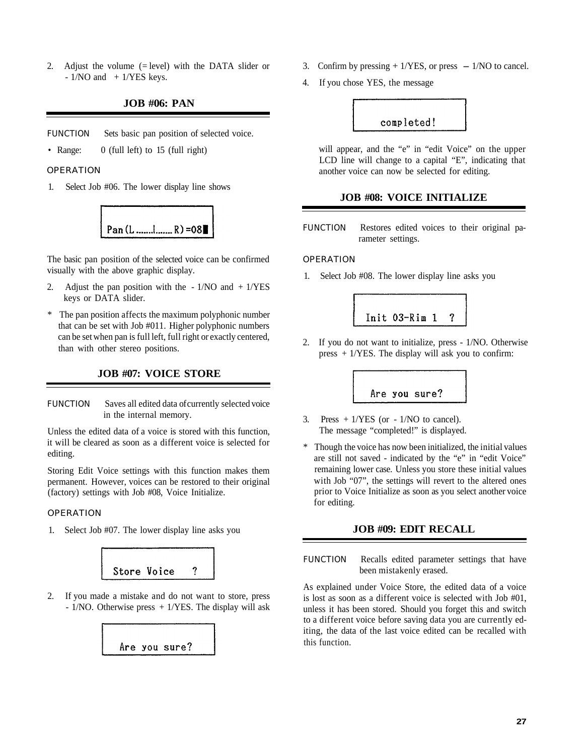2. Adjust the volume (= level) with the DATA slider or - 1/NO and + 1/YES keys.

## JOB #06: PAN

FUNCTION Sets basic pan position of selected voice.

- Range: 0 (full left) to 15 (full right)

### OPERATION

1. Select Job #06. The lower display line shows

```
Pan(L.......|.......R)=08█
```

The basic pan position of the selected voice can be confirmed visually with the above graphic display.

2. Adjust the pan position with the - 1/NO and + 1/YES keys or DATA slider.

* The pan position affects the maximum polyphonic number that can be set with Job #011. Higher polyphonic numbers can be set when pan is full left, full right or exactly centered, than with other stereo positions.

## JOB #07: VOICE STORE

FUNCTION Saves all edited data of currently selected voice in the internal memory.

Unless the edited data of a voice is stored with this function, it will be cleared as soon as a different voice is selected for editing.

Storing Edit Voice settings with this function makes them permanent. However, voices can be restored to their original (factory) settings with Job #08, Voice Initialize.

### OPERATION

1. Select Job #07. The lower display line asks you

```
Store Voice    ?
```

2. If you made a mistake and do not want to store, press - 1/NO. Otherwise press + 1/YES. The display will ask

```
Are you sure?
```

3. Confirm by pressing + 1/YES, or press – 1/NO to cancel.
4. If you chose YES, the message

```
completed!
```

will appear, and the "e" in "edit Voice" on the upper LCD line will change to a capital "E", indicating that another voice can now be selected for editing.

## JOB #08: VOICE INITIALIZE

FUNCTION Restores edited voices to their original parameter settings.

### OPERATION

1. Select Job #08. The lower display line asks you

```
Init 03-Rim 1  ?
```

2. If you do not want to initialize, press - 1/NO. Otherwise press + 1/YES. The display will ask you to confirm:

```
Are you sure?
```

3. Press + 1/YES (or - 1/NO to cancel). The message "completed!" is displayed.

* Though the voice has now been initialized, the initial values are still not saved - indicated by the "e" in "edit Voice" remaining lower case. Unless you store these initial values with Job "07", the settings will revert to the altered ones prior to Voice Initialize as soon as you select another voice for editing.

## JOB #09: EDIT RECALL

FUNCTION Recalls edited parameter settings that have been mistakenly erased.

As explained under Voice Store, the edited data of a voice is lost as soon as a different voice is selected with Job #01, unless it has been stored. Should you forget this and switch to a different voice before saving data you are currently editing, the data of the last voice edited can be recalled with this function.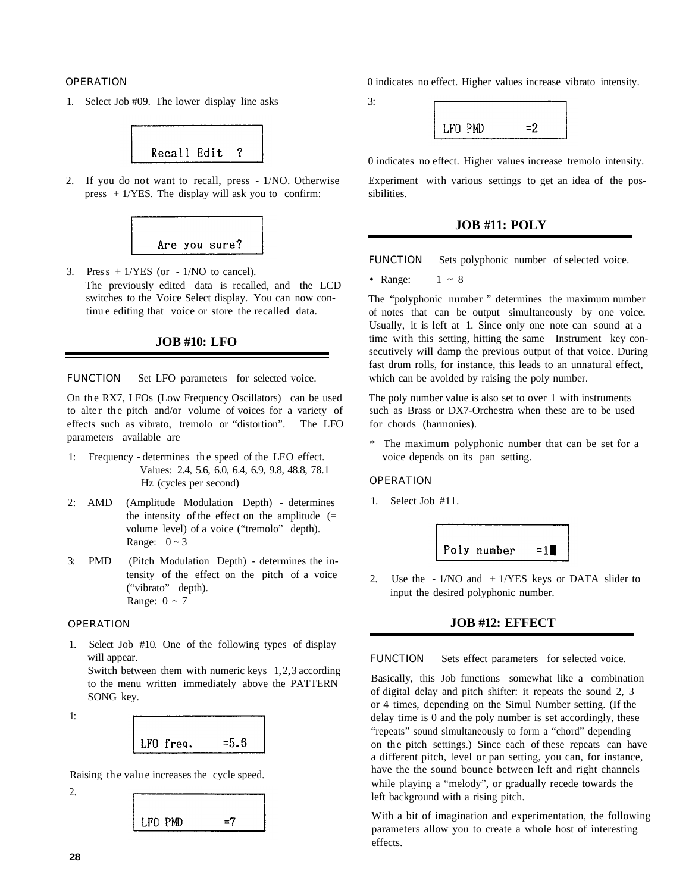### OPERATION

1. Select Job #09. The lower display line asks

```
Recall Edit  ?
```

2. If you do not want to recall, press - 1/NO. Otherwise press + 1/YES. The display will ask you to confirm:

```
Are you sure?
```

3. Press + 1/YES (or - 1/NO to cancel).
   The previously edited data is recalled, and the LCD switches to the Voice Select display. You can now continue editing that voice or store the recalled data.

## JOB #10: LFO

**FUNCTION** Set LFO parameters for selected voice.

On the RX7, LFOs (Low Frequency Oscillators) can be used to alter the pitch and/or volume of voices for a variety of effects such as vibrato, tremolo or "distortion". The LFO parameters available are

1: Frequency - determines the speed of the LFO effect.
   Values: 2.4, 5.6, 6.0, 6.4, 6.9, 9.8, 48.8, 78.1 Hz (cycles per second)

2: AMD (Amplitude Modulation Depth) - determines the intensity of the effect on the amplitude (= volume level) of a voice ("tremolo" depth).
   Range: 0 ~ 3

3: PMD (Pitch Modulation Depth) - determines the intensity of the effect on the pitch of a voice ("vibrato" depth).
   Range: 0 ~ 7

### OPERATION

1. Select Job #10. One of the following types of display will appear.
   Switch between them with numeric keys 1, 2, 3 according to the menu written immediately above the PATTERN SONG key.

1:

```
LFO freq.    =5.6
```

Raising the value increases the cycle speed.

2.

```
LFO PMD      =7
```

0 indicates no effect. Higher values increase vibrato intensity.

3:

```
LFO PMD      =2
```

0 indicates no effect. Higher values increase tremolo intensity.

Experiment with various settings to get an idea of the possibilities.

## JOB #11: POLY

**FUNCTION** Sets polyphonic number of selected voice.

- Range: 1 ~ 8

The "polyphonic number" determines the maximum number of notes that can be output simultaneously by one voice. Usually, it is left at 1. Since only one note can sound at a time with this setting, hitting the same Instrument key consecutively will damp the previous output of that voice. During fast drum rolls, for instance, this leads to an unnatural effect, which can be avoided by raising the poly number.

The poly number value is also set to over 1 with instruments such as Brass or DX7-Orchestra when these are to be used for chords (harmonies).

\* The maximum polyphonic number that can be set for a voice depends on its pan setting.

### OPERATION

1. Select Job #11.

```
Poly number   =1█
```

2. Use the - 1/NO and + 1/YES keys or DATA slider to input the desired polyphonic number.

## JOB #12: EFFECT

**FUNCTION** Sets effect parameters for selected voice.

Basically, this Job functions somewhat like a combination of digital delay and pitch shifter: it repeats the sound 2, 3 or 4 times, depending on the Simul Number setting. (If the delay time is 0 and the poly number is set accordingly, these "repeats" sound simultaneously to form a "chord" depending on the pitch settings.) Since each of these repeats can have a different pitch, level or pan setting, you can, for instance, have the the sound bounce between left and right channels while playing a "melody", or gradually recede towards the left background with a rising pitch.

With a bit of imagination and experimentation, the following parameters allow you to create a whole host of interesting effects.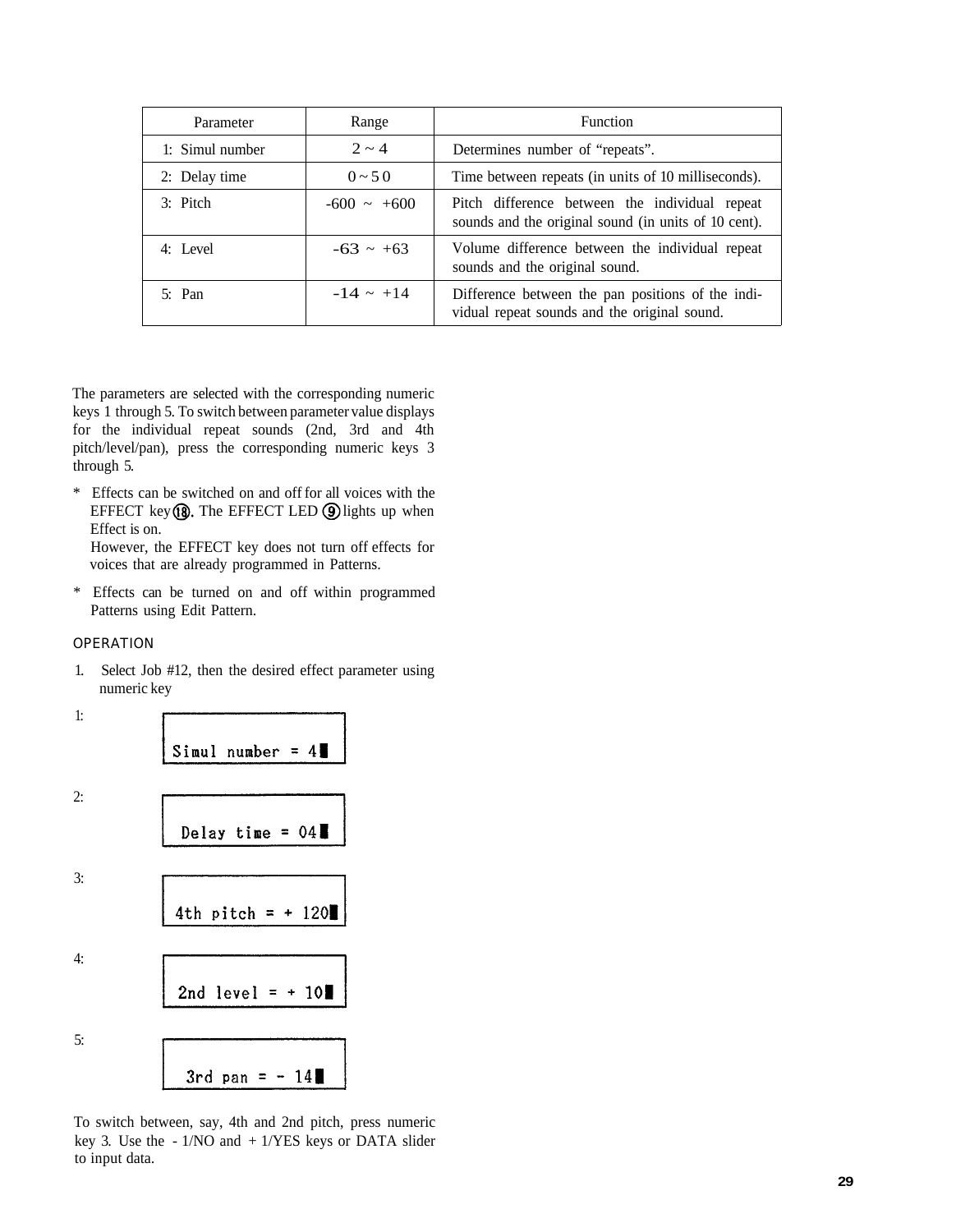| Parameter | Range | Function |
|---|---|---|
| 1: Simul number | 2 ~ 4 | Determines number of “repeats”. |
| 2: Delay time | 0 ~ 50 | Time between repeats (in units of 10 milliseconds). |
| 3: Pitch | -600 ~ +600 | Pitch difference between the individual repeat sounds and the original sound (in units of 10 cent). |
| 4: Level | -63 ~ +63 | Volume difference between the individual repeat sounds and the original sound. |
| 5: Pan | -14 ~ +14 | Difference between the pan positions of the individual repeat sounds and the original sound. |

The parameters are selected with the corresponding numeric keys 1 through 5. To switch between parameter value displays for the individual repeat sounds (2nd, 3rd and 4th pitch/level/pan), press the corresponding numeric keys 3 through 5.

* Effects can be switched on and off for all voices with the EFFECT key ⑱. The EFFECT LED ⑨ lights up when Effect is on.
  However, the EFFECT key does not turn off effects for voices that are already programmed in Patterns.

* Effects can be turned on and off within programmed Patterns using Edit Pattern.

### OPERATION

1. Select Job #12, then the desired effect parameter using numeric key

1:

```
Simul number = 4█
```

2:

```
Delay time = 04█
```

3:

```
4th pitch = + 120█
```

4:

```
2nd level = + 10█
```

5:

```
3rd pan = - 14█
```

To switch between, say, 4th and 2nd pitch, press numeric key 3. Use the - 1/NO and + 1/YES keys or DATA slider to input data.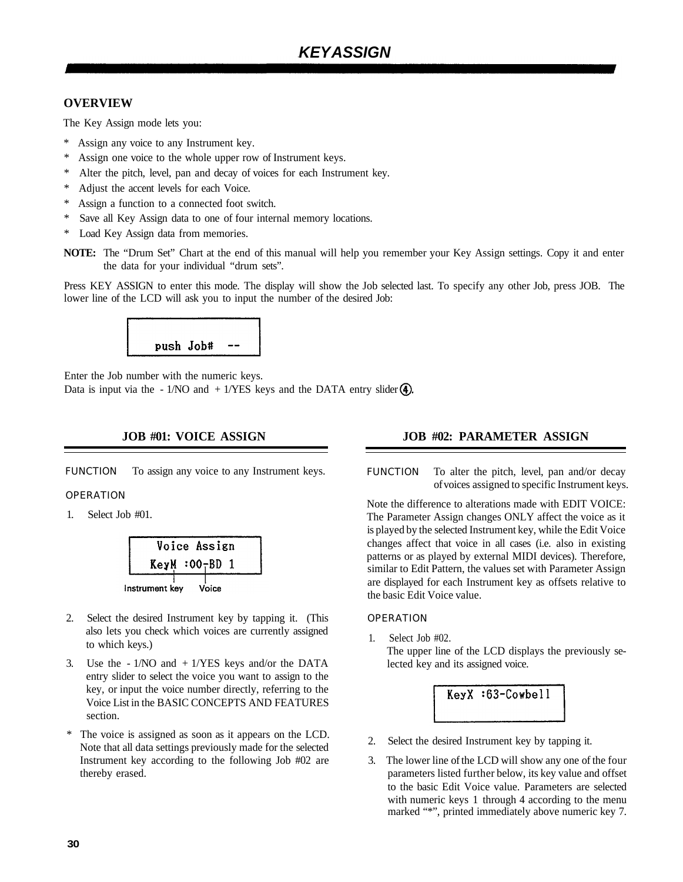# KEY ASSIGN

### OVERVIEW

The Key Assign mode lets you:

* Assign any voice to any Instrument key.
* Assign one voice to the whole upper row of Instrument keys.
* Alter the pitch, level, pan and decay of voices for each Instrument key.
* Adjust the accent levels for each Voice.
* Assign a function to a connected foot switch.
* Save all Key Assign data to one of four internal memory locations.
* Load Key Assign data from memories.

**NOTE:** The "Drum Set" Chart at the end of this manual will help you remember your Key Assign settings. Copy it and enter the data for your individual "drum sets".

Press KEY ASSIGN to enter this mode. The display will show the Job selected last. To specify any other Job, press JOB. The lower line of the LCD will ask you to input the number of the desired Job:

```
push Job#  --
```

Enter the Job number with the numeric keys.
Data is input via the - 1/NO and + 1/YES keys and the DATA entry slider ④.

### JOB #01: VOICE ASSIGN

FUNCTION To assign any voice to any Instrument keys.

OPERATION

1. Select Job #01.

```
 Voice Assign
KeyM :00-BD 1
```

Instrument key    Voice

2. Select the desired Instrument key by tapping it. (This also lets you check which voices are currently assigned to which keys.)
3. Use the - 1/NO and + 1/YES keys and/or the DATA entry slider to select the voice you want to assign to the key, or input the voice number directly, referring to the Voice List in the BASIC CONCEPTS AND FEATURES section.

* The voice is assigned as soon as it appears on the LCD. Note that all data settings previously made for the selected Instrument key according to the following Job #02 are thereby erased.

### JOB #02: PARAMETER ASSIGN

FUNCTION To alter the pitch, level, pan and/or decay of voices assigned to specific Instrument keys.

Note the difference to alterations made with EDIT VOICE: The Parameter Assign changes ONLY affect the voice as it is played by the selected Instrument key, while the Edit Voice changes affect that voice in all cases (i.e. also in existing patterns or as played by external MIDI devices). Therefore, similar to Edit Pattern, the values set with Parameter Assign are displayed for each Instrument key as offsets relative to the basic Edit Voice value.

OPERATION

1. Select Job #02.
   The upper line of the LCD displays the previously selected key and its assigned voice.

```
KeyX :63-Cowbell
```

2. Select the desired Instrument key by tapping it.
3. The lower line of the LCD will show any one of the four parameters listed further below, its key value and offset to the basic Edit Voice value. Parameters are selected with numeric keys 1 through 4 according to the menu marked "*", printed immediately above numeric key 7.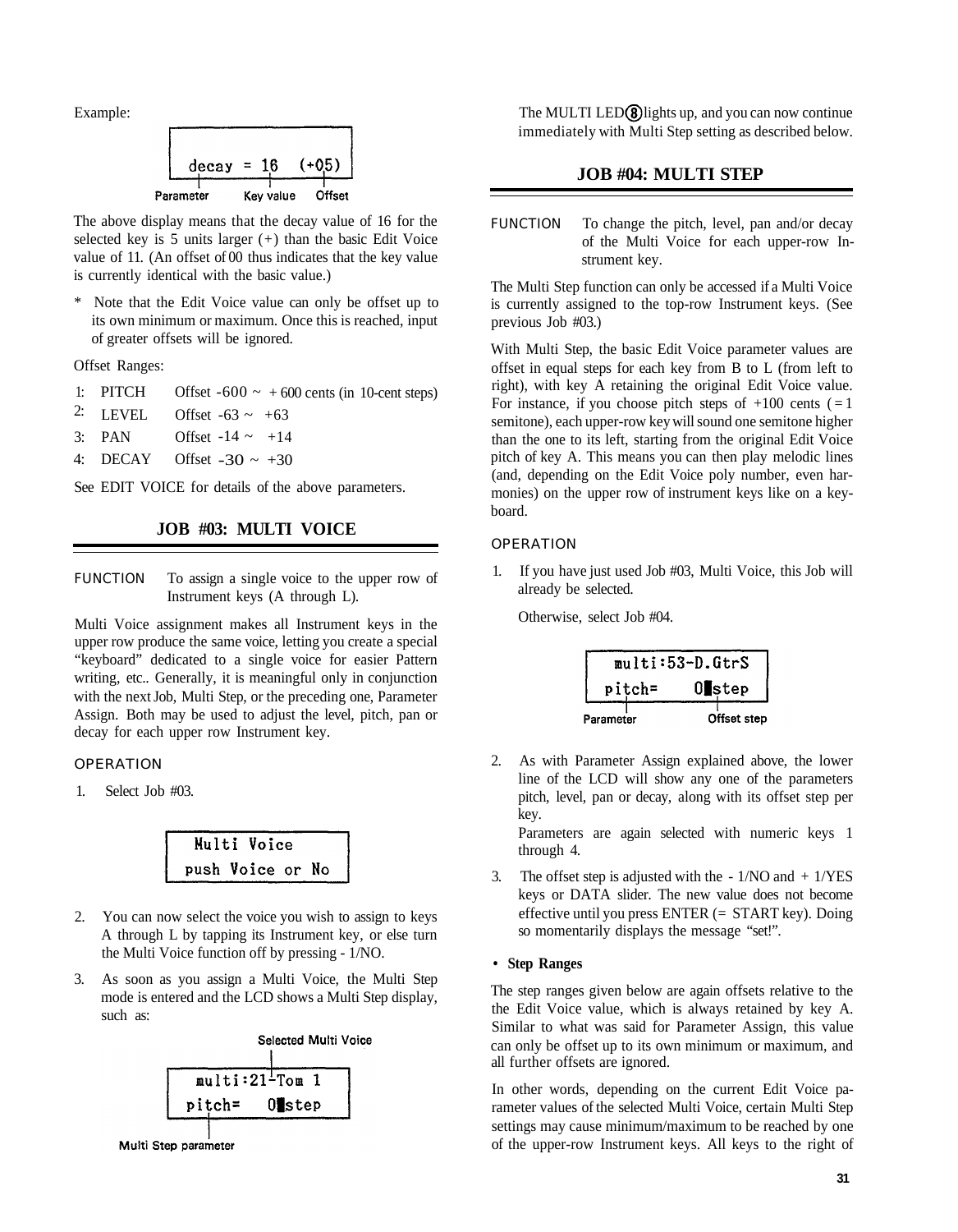Example:

```
decay = 16   (+05)
```

Parameter — Key value — Offset

The above display means that the decay value of 16 for the selected key is 5 units larger (+) than the basic Edit Voice value of 11. (An offset of 00 thus indicates that the key value is currently identical with the basic value.)

* Note that the Edit Voice value can only be offset up to its own minimum or maximum. Once this is reached, input of greater offsets will be ignored.

Offset Ranges:

| | | |
|---|---|---|
| 1: | PITCH | Offset -600 ~ + 600 cents (in 10-cent steps) |
| 2: | LEVEL | Offset -63 ~ +63 |
| 3: | PAN | Offset -14 ~ +14 |
| 4: | DECAY | Offset -30 ~ +30 |

See EDIT VOICE for details of the above parameters.

## JOB #03: MULTI VOICE

FUNCTION — To assign a single voice to the upper row of Instrument keys (A through L).

Multi Voice assignment makes all Instrument keys in the upper row produce the same voice, letting you create a special "keyboard" dedicated to a single voice for easier Pattern writing, etc.. Generally, it is meaningful only in conjunction with the next Job, Multi Step, or the preceding one, Parameter Assign. Both may be used to adjust the level, pitch, pan or decay for each upper row Instrument key.

### OPERATION

1. Select Job #03.

```
 Multi Voice
push Voice or No
```

2. You can now select the voice you wish to assign to keys A through L by tapping its Instrument key, or else turn the Multi Voice function off by pressing - 1/NO.

3. As soon as you assign a Multi Voice, the Multi Step mode is entered and the LCD shows a Multi Step display, such as:

Selected Multi Voice

```
multi:21-Tom 1
pitch=   0 step
```

Multi Step parameter

The MULTI LED ⑧ lights up, and you can now continue immediately with Multi Step setting as described below.

## JOB #04: MULTI STEP

FUNCTION — To change the pitch, level, pan and/or decay of the Multi Voice for each upper-row Instrument key.

The Multi Step function can only be accessed if a Multi Voice is currently assigned to the top-row Instrument keys. (See previous Job #03.)

With Multi Step, the basic Edit Voice parameter values are offset in equal steps for each key from B to L (from left to right), with key A retaining the original Edit Voice value. For instance, if you choose pitch steps of +100 cents ( = 1 semitone), each upper-row key will sound one semitone higher than the one to its left, starting from the original Edit Voice pitch of key A. This means you can then play melodic lines (and, depending on the Edit Voice poly number, even harmonies) on the upper row of instrument keys like on a keyboard.

### OPERATION

1. If you have just used Job #03, Multi Voice, this Job will already be selected.

   Otherwise, select Job #04.

```
 multi:53-D.GtrS
pitch=   0 step
```

Parameter — Offset step

2. As with Parameter Assign explained above, the lower line of the LCD will show any one of the parameters pitch, level, pan or decay, along with its offset step per key.
   Parameters are again selected with numeric keys 1 through 4.

3. The offset step is adjusted with the - 1/NO and + 1/YES keys or DATA slider. The new value does not become effective until you press ENTER (= START key). Doing so momentarily displays the message "set!".

- **Step Ranges**

The step ranges given below are again offsets relative to the the Edit Voice value, which is always retained by key A. Similar to what was said for Parameter Assign, this value can only be offset up to its own minimum or maximum, and all further offsets are ignored.

In other words, depending on the current Edit Voice parameter values of the selected Multi Voice, certain Multi Step settings may cause minimum/maximum to be reached by one of the upper-row Instrument keys. All keys to the right of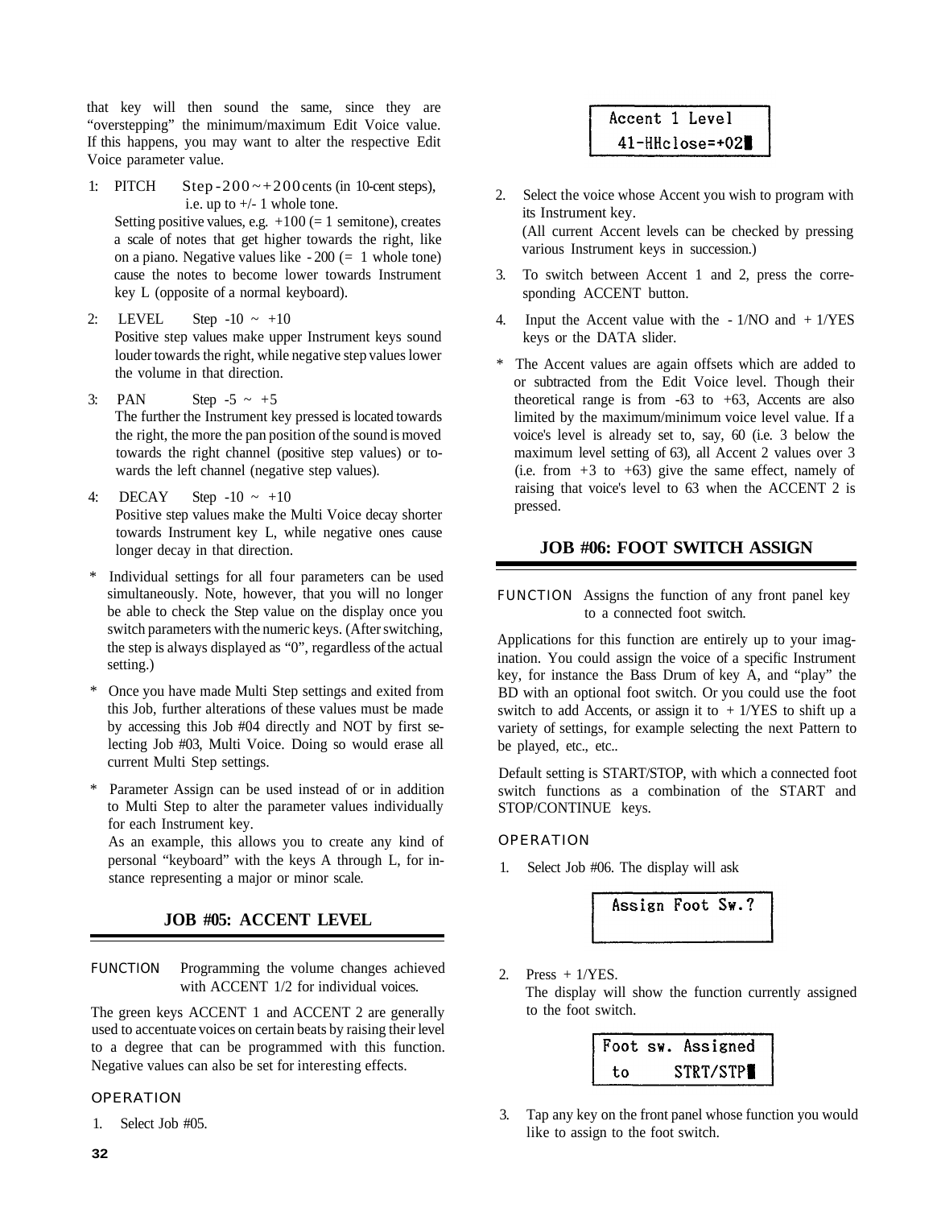that key will then sound the same, since they are "overstepping" the minimum/maximum Edit Voice value. If this happens, you may want to alter the respective Edit Voice parameter value.

1: PITCH  Step -200 ~ +200 cents (in 10-cent steps), i.e. up to +/- 1 whole tone.
   Setting positive values, e.g. +100 (= 1 semitone), creates a scale of notes that get higher towards the right, like on a piano. Negative values like - 200 (= 1 whole tone) cause the notes to become lower towards Instrument key L (opposite of a normal keyboard).

2: LEVEL  Step -10 ~ +10
   Positive step values make upper Instrument keys sound louder towards the right, while negative step values lower the volume in that direction.

3: PAN  Step -5 ~ +5
   The further the Instrument key pressed is located towards the right, the more the pan position of the sound is moved towards the right channel (positive step values) or towards the left channel (negative step values).

4: DECAY  Step -10 ~ +10
   Positive step values make the Multi Voice decay shorter towards Instrument key L, while negative ones cause longer decay in that direction.

\* Individual settings for all four parameters can be used simultaneously. Note, however, that you will no longer be able to check the Step value on the display once you switch parameters with the numeric keys. (After switching, the step is always displayed as "0", regardless of the actual setting.)

\* Once you have made Multi Step settings and exited from this Job, further alterations of these values must be made by accessing this Job #04 directly and NOT by first selecting Job #03, Multi Voice. Doing so would erase all current Multi Step settings.

\* Parameter Assign can be used instead of or in addition to Multi Step to alter the parameter values individually for each Instrument key.
  As an example, this allows you to create any kind of personal "keyboard" with the keys A through L, for instance representing a major or minor scale.

## JOB #05: ACCENT LEVEL

FUNCTION  Programming the volume changes achieved with ACCENT 1/2 for individual voices.

The green keys ACCENT 1 and ACCENT 2 are generally used to accentuate voices on certain beats by raising their level to a degree that can be programmed with this function. Negative values can also be set for interesting effects.

### OPERATION

1. Select Job #05.

```
Accent 1 Level
 41-HHclose=+02
```

2. Select the voice whose Accent you wish to program with its Instrument key.
   (All current Accent levels can be checked by pressing various Instrument keys in succession.)
3. To switch between Accent 1 and 2, press the corresponding ACCENT button.
4. Input the Accent value with the - 1/NO and + 1/YES keys or the DATA slider.

\* The Accent values are again offsets which are added to or subtracted from the Edit Voice level. Though their theoretical range is from -63 to +63, Accents are also limited by the maximum/minimum voice level value. If a voice's level is already set to, say, 60 (i.e. 3 below the maximum level setting of 63), all Accent 2 values over 3 (i.e. from +3 to +63) give the same effect, namely of raising that voice's level to 63 when the ACCENT 2 is pressed.

## JOB #06: FOOT SWITCH ASSIGN

FUNCTION  Assigns the function of any front panel key to a connected foot switch.

Applications for this function are entirely up to your imagination. You could assign the voice of a specific Instrument key, for instance the Bass Drum of key A, and "play" the BD with an optional foot switch. Or you could use the foot switch to add Accents, or assign it to + 1/YES to shift up a variety of settings, for example selecting the next Pattern to be played, etc., etc..

Default setting is START/STOP, with which a connected foot switch functions as a combination of the START and STOP/CONTINUE keys.

### OPERATION

1. Select Job #06. The display will ask

```
Assign Foot Sw.?
```

2. Press + 1/YES.
   The display will show the function currently assigned to the foot switch.

```
Foot sw. Assigned
 to      STRT/STP
```

3. Tap any key on the front panel whose function you would like to assign to the foot switch.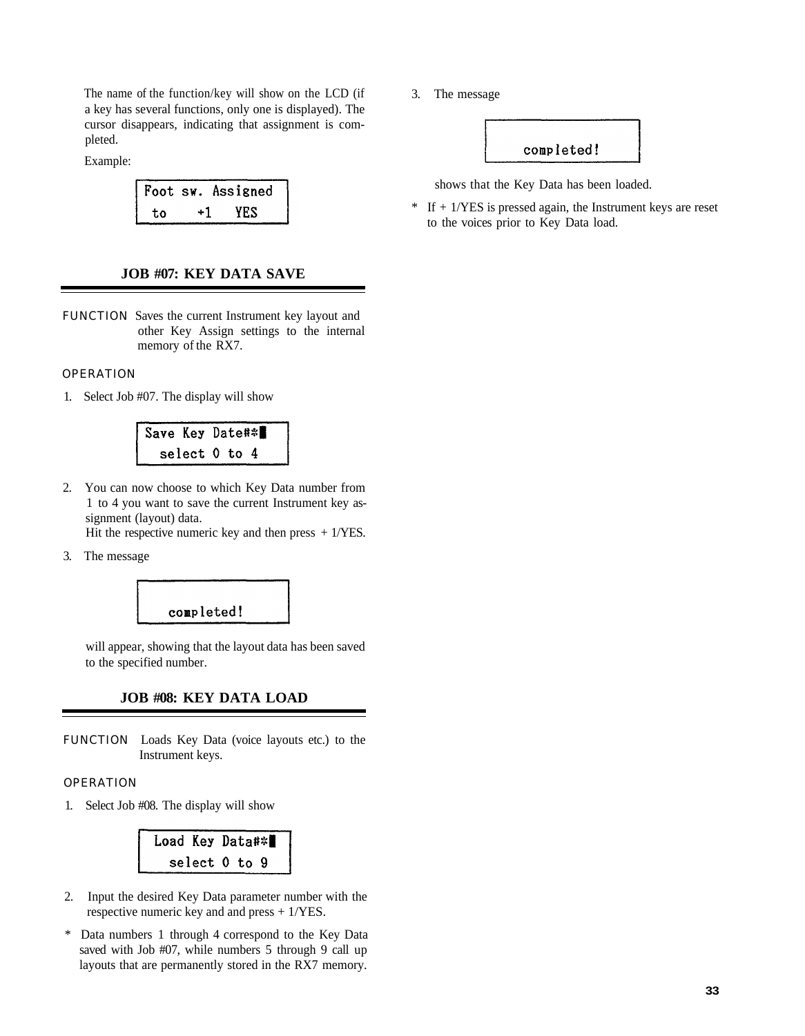The name of the function/key will show on the LCD (if a key has several functions, only one is displayed). The cursor disappears, indicating that assignment is completed.

Example:

```
Foot sw. Assigned
 to    +1   YES
```

## JOB #07: KEY DATA SAVE

**FUNCTION** Saves the current Instrument key layout and other Key Assign settings to the internal memory of the RX7.

**OPERATION**

1. Select Job #07. The display will show

```
Save Key Date#*█
  select 0 to 4
```

2. You can now choose to which Key Data number from 1 to 4 you want to save the current Instrument key assignment (layout) data.
   Hit the respective numeric key and then press + 1/YES.

3. The message

```

    completed!
```

   will appear, showing that the layout data has been saved to the specified number.

## JOB #08: KEY DATA LOAD

**FUNCTION** Loads Key Data (voice layouts etc.) to the Instrument keys.

**OPERATION**

1. Select Job #08. The display will show

```
Load Key Data#*█
  select 0 to 9
```

2. Input the desired Key Data parameter number with the respective numeric key and and press + 1/YES.

* Data numbers 1 through 4 correspond to the Key Data saved with Job #07, while numbers 5 through 9 call up layouts that are permanently stored in the RX7 memory.

3. The message

```

    completed!
```

   shows that the Key Data has been loaded.

* If + 1/YES is pressed again, the Instrument keys are reset to the voices prior to Key Data load.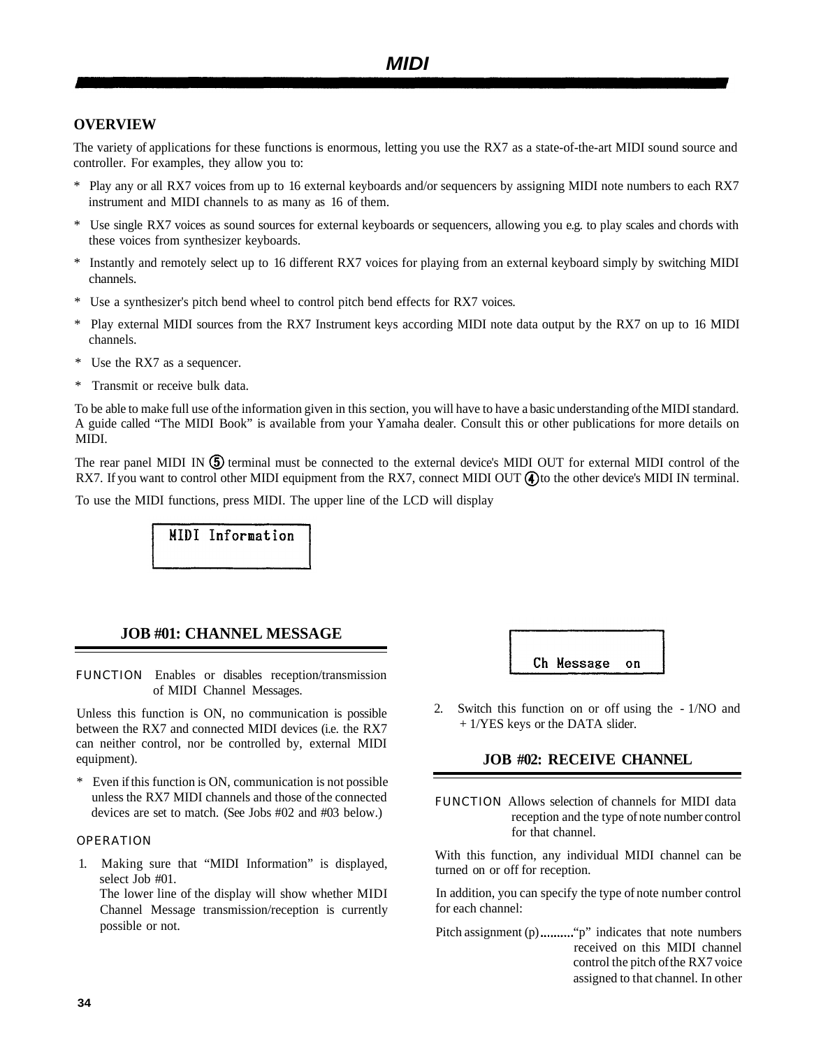# MIDI

## OVERVIEW

The variety of applications for these functions is enormous, letting you use the RX7 as a state-of-the-art MIDI sound source and controller. For examples, they allow you to:

* Play any or all RX7 voices from up to 16 external keyboards and/or sequencers by assigning MIDI note numbers to each RX7 instrument and MIDI channels to as many as 16 of them.
* Use single RX7 voices as sound sources for external keyboards or sequencers, allowing you e.g. to play scales and chords with these voices from synthesizer keyboards.
* Instantly and remotely select up to 16 different RX7 voices for playing from an external keyboard simply by switching MIDI channels.
* Use a synthesizer's pitch bend wheel to control pitch bend effects for RX7 voices.
* Play external MIDI sources from the RX7 Instrument keys according MIDI note data output by the RX7 on up to 16 MIDI channels.
* Use the RX7 as a sequencer.
* Transmit or receive bulk data.

To be able to make full use of the information given in this section, you will have to have a basic understanding of the MIDI standard. A guide called "The MIDI Book" is available from your Yamaha dealer. Consult this or other publications for more details on MIDI.

The rear panel MIDI IN ⑤ terminal must be connected to the external device's MIDI OUT for external MIDI control of the RX7. If you want to control other MIDI equipment from the RX7, connect MIDI OUT ④ to the other device's MIDI IN terminal.

To use the MIDI functions, press MIDI. The upper line of the LCD will display

```
MIDI Information
```

### JOB #01: CHANNEL MESSAGE

FUNCTION Enables or disables reception/transmission of MIDI Channel Messages.

Unless this function is ON, no communication is possible between the RX7 and connected MIDI devices (i.e. the RX7 can neither control, nor be controlled by, external MIDI equipment).

* Even if this function is ON, communication is not possible unless the RX7 MIDI channels and those of the connected devices are set to match. (See Jobs #02 and #03 below.)

OPERATION

1. Making sure that "MIDI Information" is displayed, select Job #01.
   The lower line of the display will show whether MIDI Channel Message transmission/reception is currently possible or not.

```
Ch Message  on
```

2. Switch this function on or off using the -1/NO and +1/YES keys or the DATA slider.

### JOB #02: RECEIVE CHANNEL

FUNCTION Allows selection of channels for MIDI data reception and the type of note number control for that channel.

With this function, any individual MIDI channel can be turned on or off for reception.

In addition, you can specify the type of note number control for each channel:

Pitch assignment (p)..........“p” indicates that note numbers received on this MIDI channel control the pitch of the RX7 voice assigned to that channel. In other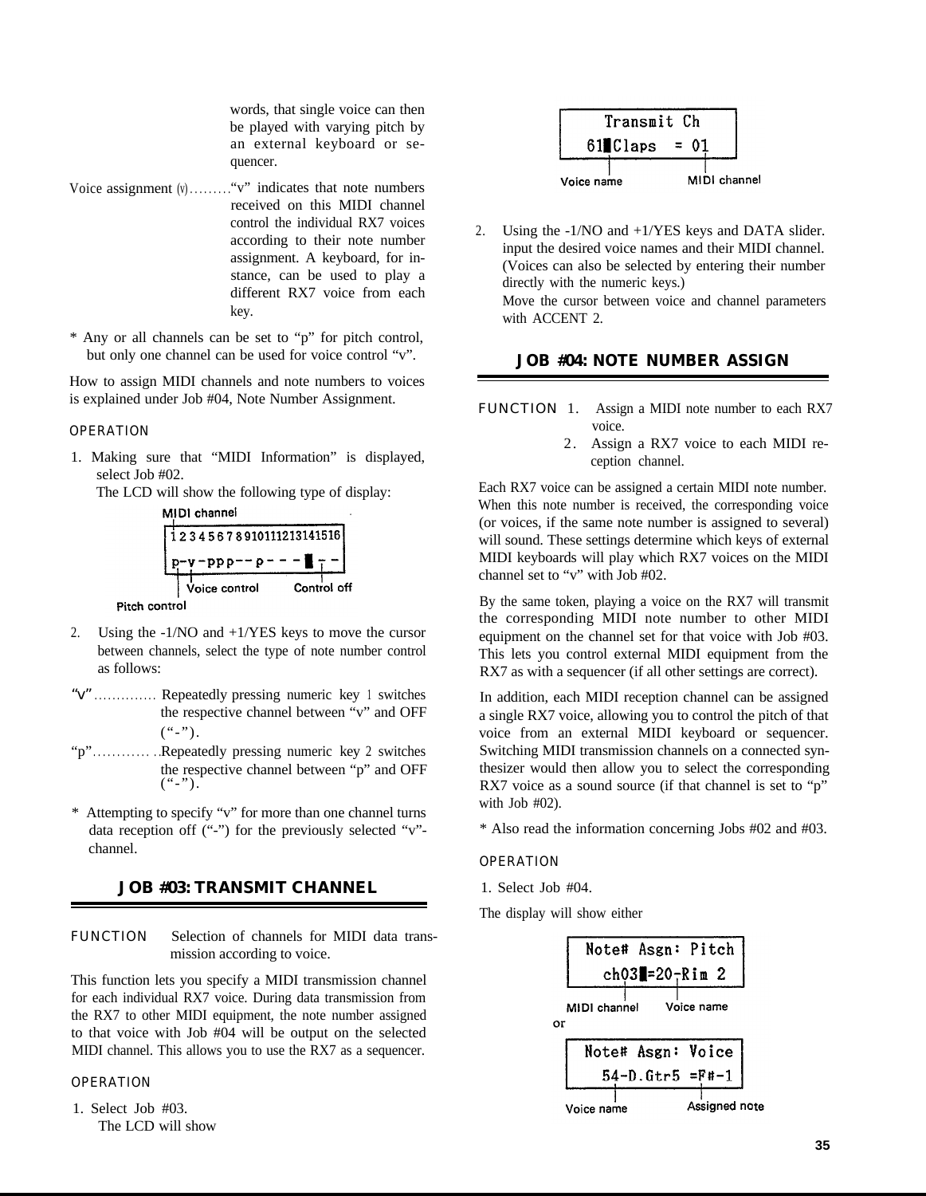words, that single voice can then be played with varying pitch by an external keyboard or sequencer.

Voice assignment (v)........."v" indicates that note numbers received on this MIDI channel control the individual RX7 voices according to their note number assignment. A keyboard, for instance, can be used to play a different RX7 voice from each key.

* Any or all channels can be set to "p" for pitch control, but only one channel can be used for voice control "v".

How to assign MIDI channels and note numbers to voices is explained under Job #04, Note Number Assignment.

OPERATION

1. Making sure that "MIDI Information" is displayed, select Job #02.
   The LCD will show the following type of display:

```
MIDI channel
1 2 3 4 5 6 7 8 9 10 11 12 13 14 15 16
p-v-ppp--p---█--
Pitch control   Voice control   Control off
```

2. Using the -1/NO and +1/YES keys to move the cursor between channels, select the type of note number control as follows:

"v".............. Repeatedly pressing numeric key 1 switches the respective channel between "v" and OFF ("-").

"p"............ ..Repeatedly pressing numeric key 2 switches the respective channel between "p" and OFF ("-").

* Attempting to specify "v" for more than one channel turns data reception off ("-") for the previously selected "v"-channel.

## JOB #03: TRANSMIT CHANNEL

FUNCTION Selection of channels for MIDI data transmission according to voice.

This function lets you specify a MIDI transmission channel for each individual RX7 voice. During data transmission from the RX7 to other MIDI equipment, the note number assigned to that voice with Job #04 will be output on the selected MIDI channel. This allows you to use the RX7 as a sequencer.

OPERATION

1. Select Job #03.
   The LCD will show

```
  Transmit Ch
61█Claps  = 01
Voice name    MIDI channel
```

2. Using the -1/NO and +1/YES keys and DATA slider. input the desired voice names and their MIDI channel. (Voices can also be selected by entering their number directly with the numeric keys.)
   Move the cursor between voice and channel parameters with ACCENT 2.

## JOB #04: NOTE NUMBER ASSIGN

FUNCTION 1. Assign a MIDI note number to each RX7 voice.
2. Assign a RX7 voice to each MIDI reception channel.

Each RX7 voice can be assigned a certain MIDI note number. When this note number is received, the corresponding voice (or voices, if the same note number is assigned to several) will sound. These settings determine which keys of external MIDI keyboards will play which RX7 voices on the MIDI channel set to "v" with Job #02.

By the same token, playing a voice on the RX7 will transmit the corresponding MIDI note number to other MIDI equipment on the channel set for that voice with Job #03. This lets you control external MIDI equipment from the RX7 as with a sequencer (if all other settings are correct).

In addition, each MIDI reception channel can be assigned a single RX7 voice, allowing you to control the pitch of that voice from an external MIDI keyboard or sequencer. Switching MIDI transmission channels on a connected synthesizer would then allow you to select the corresponding RX7 voice as a sound source (if that channel is set to "p" with Job #02).

* Also read the information concerning Jobs #02 and #03.

OPERATION

1. Select Job #04.

The display will show either

```
Note# Asgn: Pitch
  ch03█=20-Rim 2
MIDI channel   Voice name
```

or

```
Note# Asgn: Voice
  54-D.Gtr5 =F#-1
Voice name    Assigned note
```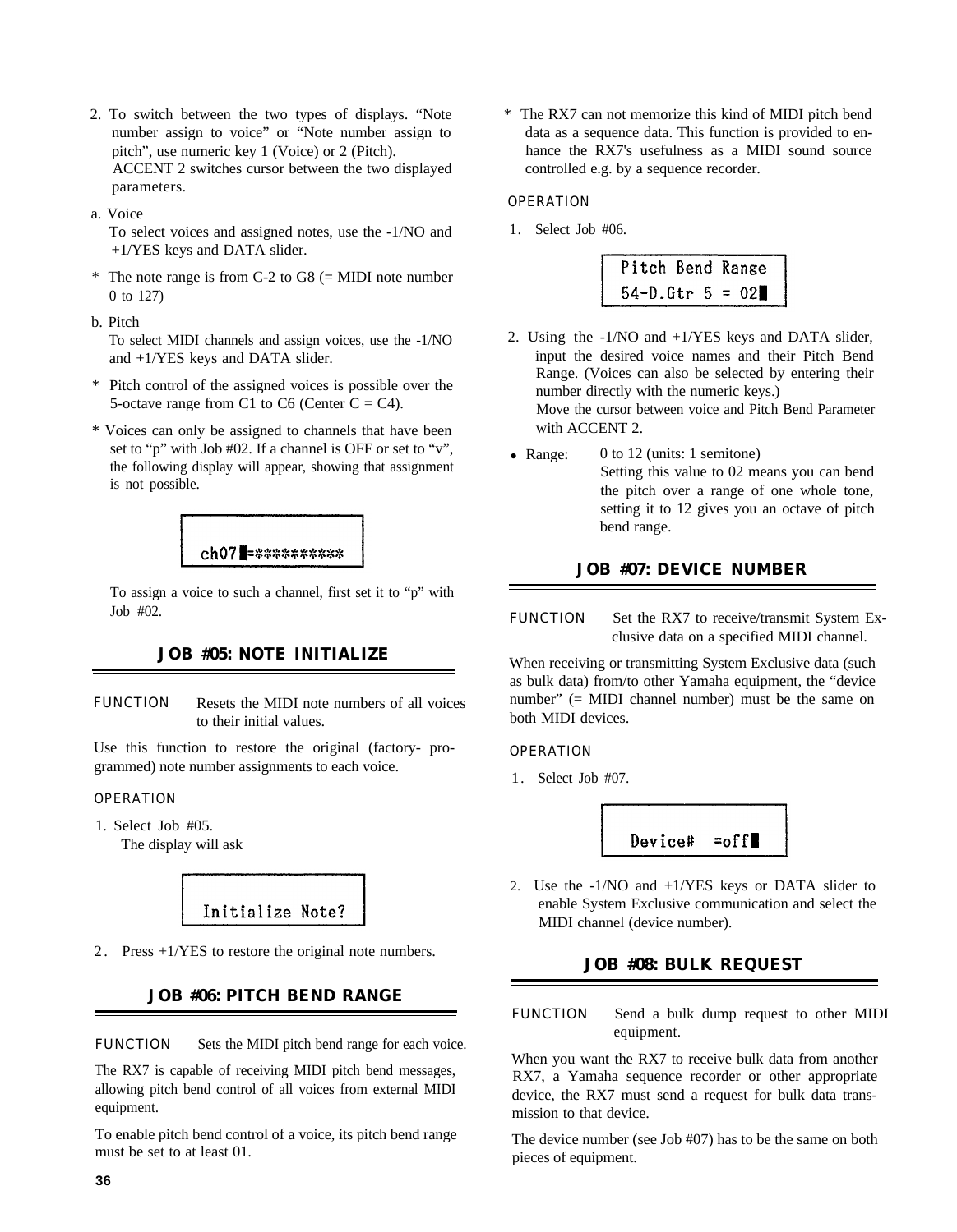2. To switch between the two types of displays. “Note number assign to voice” or “Note number assign to pitch”, use numeric key 1 (Voice) or 2 (Pitch). ACCENT 2 switches cursor between the two displayed parameters.

a. Voice
   To select voices and assigned notes, use the -1/NO and +1/YES keys and DATA slider.

* The note range is from C-2 to G8 (= MIDI note number 0 to 127)

b. Pitch
   To select MIDI channels and assign voices, use the -1/NO and +1/YES keys and DATA slider.

* Pitch control of the assigned voices is possible over the 5-octave range from C1 to C6 (Center C = C4).

* Voices can only be assigned to channels that have been set to “p” with Job #02. If a channel is OFF or set to “v”, the following display will appear, showing that assignment is not possible.

```
ch07█=**********
```

To assign a voice to such a channel, first set it to “p” with Job #02.

## JOB #05: NOTE INITIALIZE

FUNCTION Resets the MIDI note numbers of all voices to their initial values.

Use this function to restore the original (factory- programmed) note number assignments to each voice.

OPERATION

1. Select Job #05.
   The display will ask

```
Initialize Note?
```

2. Press +1/YES to restore the original note numbers.

## JOB #06: PITCH BEND RANGE

FUNCTION Sets the MIDI pitch bend range for each voice.

The RX7 is capable of receiving MIDI pitch bend messages, allowing pitch bend control of all voices from external MIDI equipment.

To enable pitch bend control of a voice, its pitch bend range must be set to at least 01.

* The RX7 can not memorize this kind of MIDI pitch bend data as a sequence data. This function is provided to enhance the RX7's usefulness as a MIDI sound source controlled e.g. by a sequence recorder.

OPERATION

1. Select Job #06.

```
Pitch Bend Range
54-D.Gtr 5 = 02█
```

2. Using the -1/NO and +1/YES keys and DATA slider, input the desired voice names and their Pitch Bend Range. (Voices can also be selected by entering their number directly with the numeric keys.)
   Move the cursor between voice and Pitch Bend Parameter with ACCENT 2.

- Range: 0 to 12 (units: 1 semitone)
  Setting this value to 02 means you can bend the pitch over a range of one whole tone, setting it to 12 gives you an octave of pitch bend range.

## JOB #07: DEVICE NUMBER

FUNCTION Set the RX7 to receive/transmit System Exclusive data on a specified MIDI channel.

When receiving or transmitting System Exclusive data (such as bulk data) from/to other Yamaha equipment, the “device number” (= MIDI channel number) must be the same on both MIDI devices.

OPERATION

1. Select Job #07.

```
Device#  =off█
```

2. Use the -1/NO and +1/YES keys or DATA slider to enable System Exclusive communication and select the MIDI channel (device number).

## JOB #08: BULK REQUEST

FUNCTION Send a bulk dump request to other MIDI equipment.

When you want the RX7 to receive bulk data from another RX7, a Yamaha sequence recorder or other appropriate device, the RX7 must send a request for bulk data transmission to that device.

The device number (see Job #07) has to be the same on both pieces of equipment.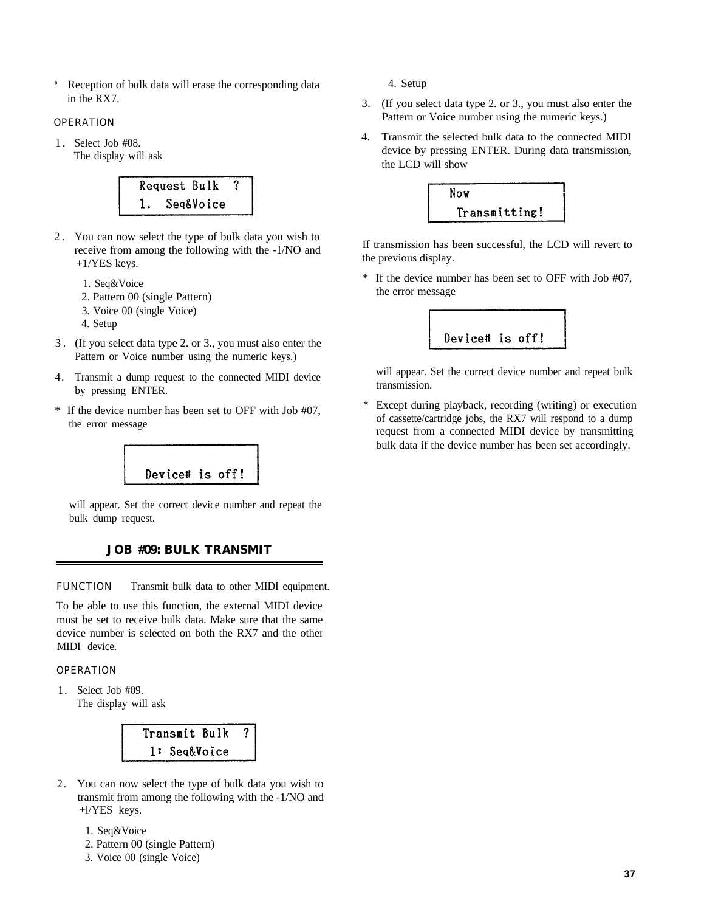* Reception of bulk data will erase the corresponding data in the RX7.

OPERATION

1. Select Job #08.
   The display will ask

```
Request Bulk  ?
1.  Seq&Voice
```

2. You can now select the type of bulk data you wish to receive from among the following with the -1/NO and +1/YES keys.

   1. Seq&Voice
   2. Pattern 00 (single Pattern)
   3. Voice 00 (single Voice)
   4. Setup

3. (If you select data type 2. or 3., you must also enter the Pattern or Voice number using the numeric keys.)
4. Transmit a dump request to the connected MIDI device by pressing ENTER.

* If the device number has been set to OFF with Job #07, the error message

```
Device# is off!
```

will appear. Set the correct device number and repeat the bulk dump request.

## JOB #09: BULK TRANSMIT

FUNCTION Transmit bulk data to other MIDI equipment.

To be able to use this function, the external MIDI device must be set to receive bulk data. Make sure that the same device number is selected on both the RX7 and the other MIDI device.

OPERATION

1. Select Job #09.
   The display will ask

```
Transmit Bulk  ?
 1: Seq&Voice
```

2. You can now select the type of bulk data you wish to transmit from among the following with the -1/NO and +l/YES keys.

   1. Seq&Voice
   2. Pattern 00 (single Pattern)
   3. Voice 00 (single Voice)
   4. Setup

3. (If you select data type 2. or 3., you must also enter the Pattern or Voice number using the numeric keys.)
4. Transmit the selected bulk data to the connected MIDI device by pressing ENTER. During data transmission, the LCD will show

```
Now
  Transmitting!
```

If transmission has been successful, the LCD will revert to the previous display.

* If the device number has been set to OFF with Job #07, the error message

```
Device# is off!
```

will appear. Set the correct device number and repeat bulk transmission.

* Except during playback, recording (writing) or execution of cassette/cartridge jobs, the RX7 will respond to a dump request from a connected MIDI device by transmitting bulk data if the device number has been set accordingly.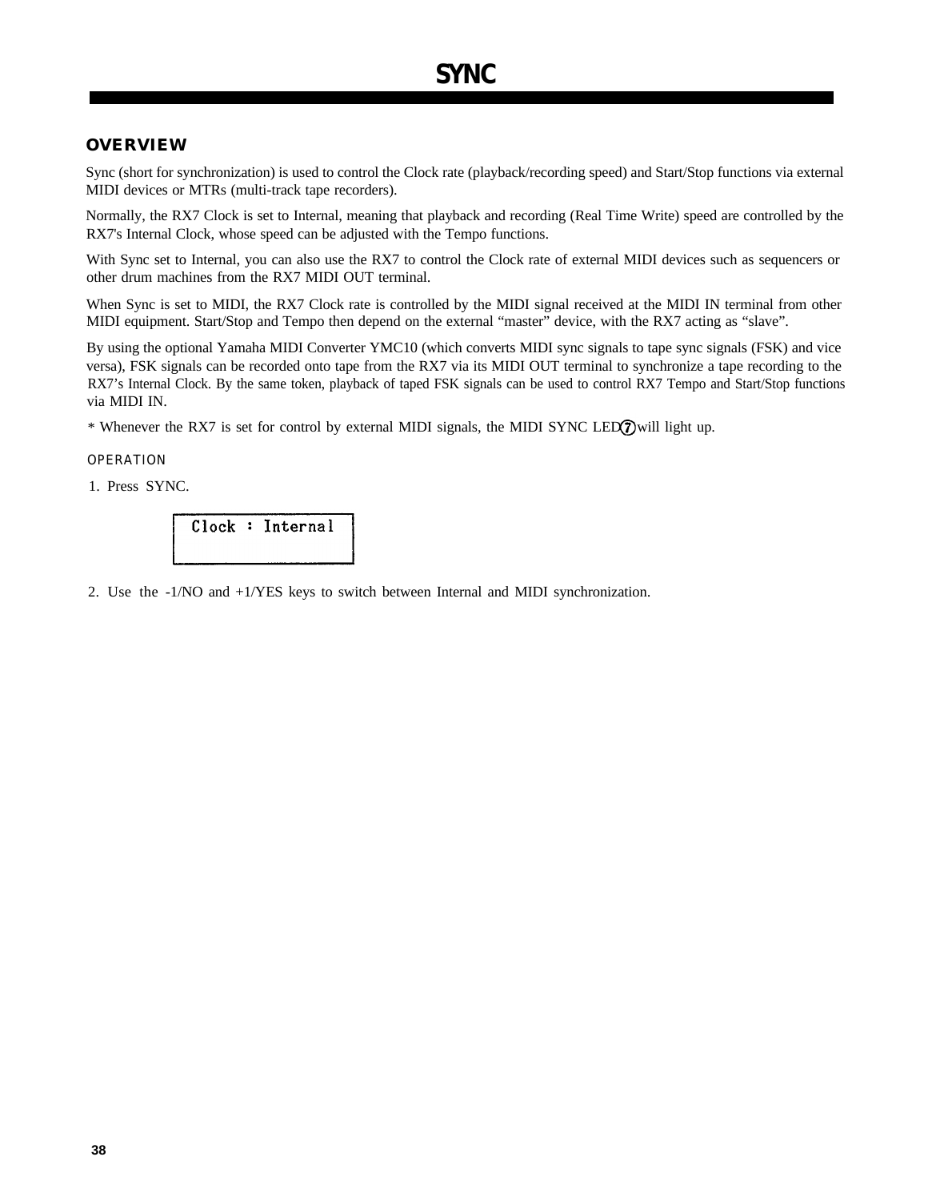# SYNC

## OVERVIEW

Sync (short for synchronization) is used to control the Clock rate (playback/recording speed) and Start/Stop functions via external MIDI devices or MTRs (multi-track tape recorders).

Normally, the RX7 Clock is set to Internal, meaning that playback and recording (Real Time Write) speed are controlled by the RX7's Internal Clock, whose speed can be adjusted with the Tempo functions.

With Sync set to Internal, you can also use the RX7 to control the Clock rate of external MIDI devices such as sequencers or other drum machines from the RX7 MIDI OUT terminal.

When Sync is set to MIDI, the RX7 Clock rate is controlled by the MIDI signal received at the MIDI IN terminal from other MIDI equipment. Start/Stop and Tempo then depend on the external "master" device, with the RX7 acting as "slave".

By using the optional Yamaha MIDI Converter YMC10 (which converts MIDI sync signals to tape sync signals (FSK) and vice versa), FSK signals can be recorded onto tape from the RX7 via its MIDI OUT terminal to synchronize a tape recording to the RX7's Internal Clock. By the same token, playback of taped FSK signals can be used to control RX7 Tempo and Start/Stop functions via MIDI IN.

* Whenever the RX7 is set for control by external MIDI signals, the MIDI SYNC LED ⑦ will light up.

### OPERATION

1. Press SYNC.

```
Clock : Internal
```

2. Use the -1/NO and +1/YES keys to switch between Internal and MIDI synchronization.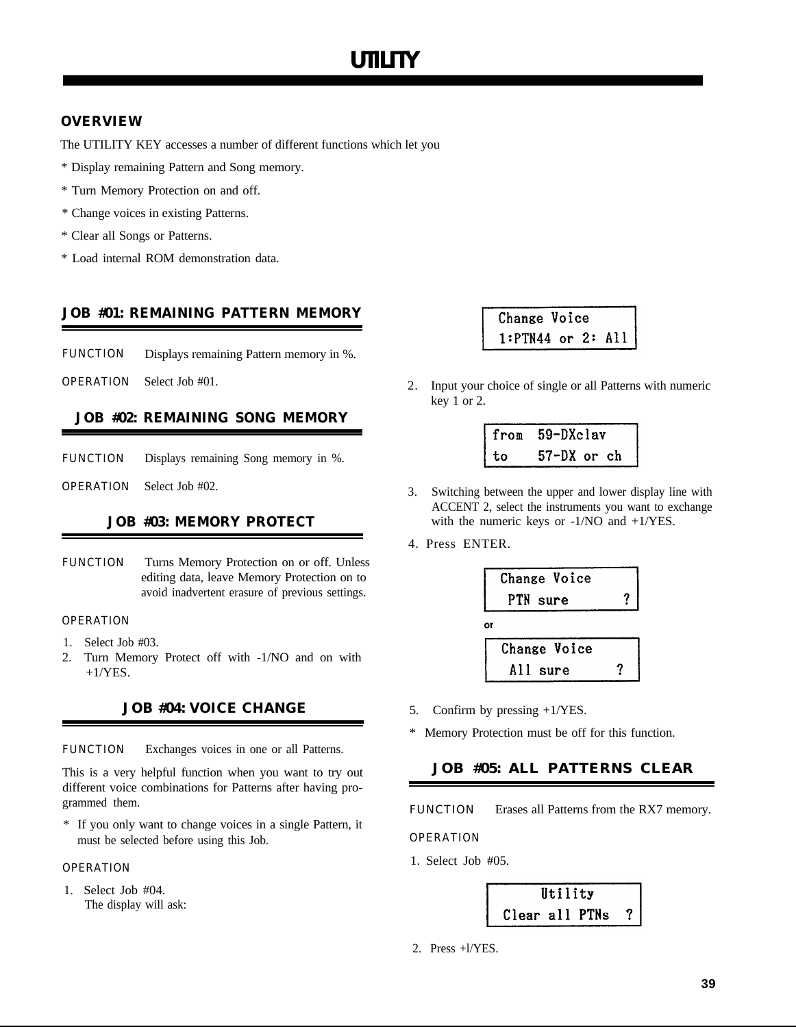# UTILITY

## OVERVIEW

The UTILITY KEY accesses a number of different functions which let you

* Display remaining Pattern and Song memory.
* Turn Memory Protection on and off.
* Change voices in existing Patterns.
* Clear all Songs or Patterns.
* Load internal ROM demonstration data.

## JOB #01: REMAINING PATTERN MEMORY

FUNCTION Displays remaining Pattern memory in %.

OPERATION Select Job #01.

## JOB #02: REMAINING SONG MEMORY

FUNCTION Displays remaining Song memory in %.

OPERATION Select Job #02.

## JOB #03: MEMORY PROTECT

FUNCTION Turns Memory Protection on or off. Unless editing data, leave Memory Protection on to avoid inadvertent erasure of previous settings.

OPERATION

1. Select Job #03.
2. Turn Memory Protect off with -1/NO and on with +1/YES.

## JOB #04: VOICE CHANGE

FUNCTION Exchanges voices in one or all Patterns.

This is a very helpful function when you want to try out different voice combinations for Patterns after having programmed them.

* If you only want to change voices in a single Pattern, it must be selected before using this Job.

OPERATION

1. Select Job #04.
   The display will ask:

```
Change Voice
1:PTN44 or 2: All
```

2. Input your choice of single or all Patterns with numeric key 1 or 2.

```
from  59-DXclav
to    57-DX or ch
```

3. Switching between the upper and lower display line with ACCENT 2, select the instruments you want to exchange with the numeric keys or -1/NO and +1/YES.
4. Press ENTER.

```
Change Voice
 PTN sure      ?
```

or

```
Change Voice
 All sure      ?
```

5. Confirm by pressing +1/YES.

* Memory Protection must be off for this function.

## JOB #05: ALL PATTERNS CLEAR

FUNCTION Erases all Patterns from the RX7 memory.

OPERATION

1. Select Job #05.

```
     Utility
Clear all PTNs  ?
```

2. Press +l/YES.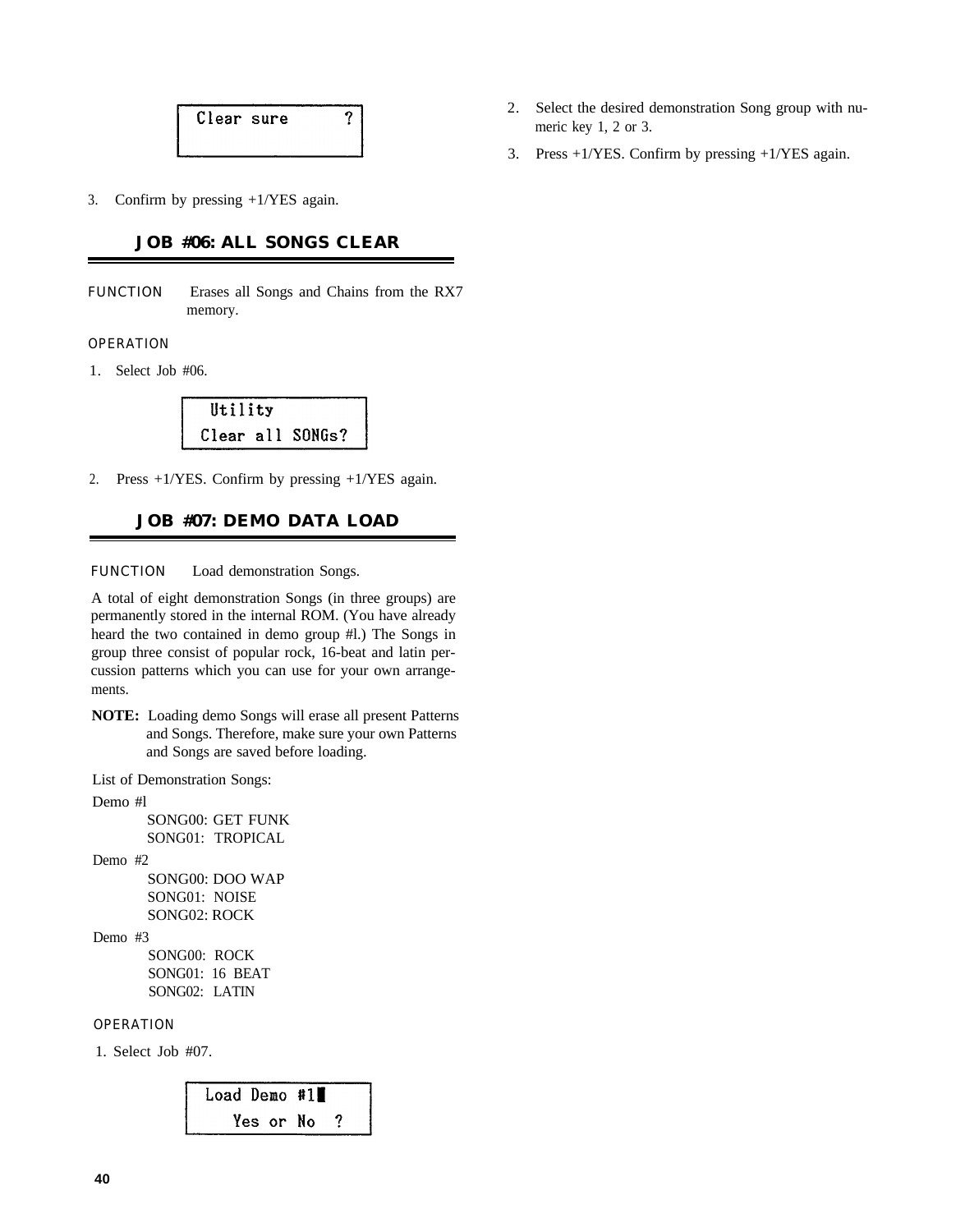```
Clear sure     ?
```

3. Confirm by pressing +1/YES again.

## JOB #06: ALL SONGS CLEAR

FUNCTION Erases all Songs and Chains from the RX7 memory.

OPERATION

1. Select Job #06.

```
 Utility
Clear all SONGs?
```

2. Press +1/YES. Confirm by pressing +1/YES again.

## JOB #07: DEMO DATA LOAD

FUNCTION Load demonstration Songs.

A total of eight demonstration Songs (in three groups) are permanently stored in the internal ROM. (You have already heard the two contained in demo group #l.) The Songs in group three consist of popular rock, 16-beat and latin percussion patterns which you can use for your own arrangements.

**NOTE:** Loading demo Songs will erase all present Patterns and Songs. Therefore, make sure your own Patterns and Songs are saved before loading.

List of Demonstration Songs:

Demo #l
- SONG00: GET FUNK
- SONG01: TROPICAL

Demo #2
- SONG00: DOO WAP
- SONG01: NOISE
- SONG02: ROCK

Demo #3
- SONG00: ROCK
- SONG01: 16 BEAT
- SONG02: LATIN

OPERATION

1. Select Job #07.

```
Load Demo #1█
   Yes or No  ?
```

2. Select the desired demonstration Song group with numeric key 1, 2 or 3.
3. Press +1/YES. Confirm by pressing +1/YES again.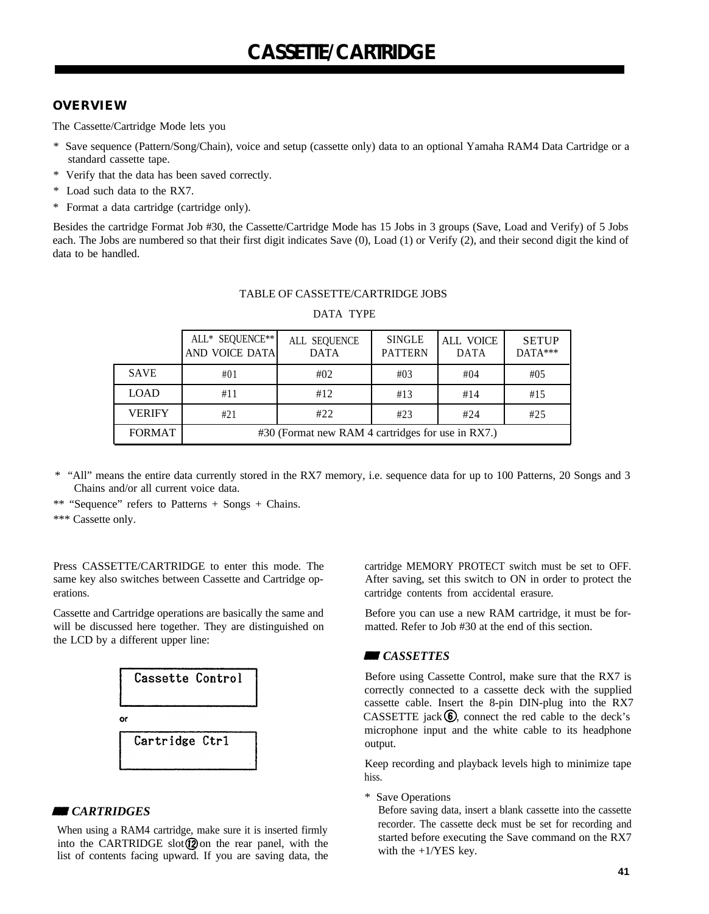# CASSETTE/CARTRIDGE

## OVERVIEW

The Cassette/Cartridge Mode lets you

* Save sequence (Pattern/Song/Chain), voice and setup (cassette only) data to an optional Yamaha RAM4 Data Cartridge or a standard cassette tape.
* Verify that the data has been saved correctly.
* Load such data to the RX7.
* Format a data cartridge (cartridge only).

Besides the cartridge Format Job #30, the Cassette/Cartridge Mode has 15 Jobs in 3 groups (Save, Load and Verify) of 5 Jobs each. The Jobs are numbered so that their first digit indicates Save (0), Load (1) or Verify (2), and their second digit the kind of data to be handled.

TABLE OF CASSETTE/CARTRIDGE JOBS

DATA TYPE

| | ALL* SEQUENCE** AND VOICE DATA | ALL SEQUENCE DATA | SINGLE PATTERN | ALL VOICE DATA | SETUP DATA*** |
|---|---|---|---|---|---|
| SAVE | #01 | #02 | #03 | #04 | #05 |
| LOAD | #11 | #12 | #13 | #14 | #15 |
| VERIFY | #21 | #22 | #23 | #24 | #25 |
| FORMAT | #30 (Format new RAM 4 cartridges for use in RX7.) | | | | |

* "All" means the entire data currently stored in the RX7 memory, i.e. sequence data for up to 100 Patterns, 20 Songs and 3 Chains and/or all current voice data.

** "Sequence" refers to Patterns + Songs + Chains.

*** Cassette only.

Press CASSETTE/CARTRIDGE to enter this mode. The same key also switches between Cassette and Cartridge operations.

Cassette and Cartridge operations are basically the same and will be discussed here together. They are distinguished on the LCD by a different upper line:

```
Cassette Control
```

or

```
Cartridge Ctrl
```

### CARTRIDGES

When using a RAM4 cartridge, make sure it is inserted firmly into the CARTRIDGE slot ⑫ on the rear panel, with the list of contents facing upward. If you are saving data, the cartridge MEMORY PROTECT switch must be set to OFF. After saving, set this switch to ON in order to protect the cartridge contents from accidental erasure.

Before you can use a new RAM cartridge, it must be formatted. Refer to Job #30 at the end of this section.

### CASSETTES

Before using Cassette Control, make sure that the RX7 is correctly connected to a cassette deck with the supplied cassette cable. Insert the 8-pin DIN-plug into the RX7 CASSETTE jack ⑥, connect the red cable to the deck's microphone input and the white cable to its headphone output.

Keep recording and playback levels high to minimize tape hiss.

* Save Operations

  Before saving data, insert a blank cassette into the cassette recorder. The cassette deck must be set for recording and started before executing the Save command on the RX7 with the +1/YES key.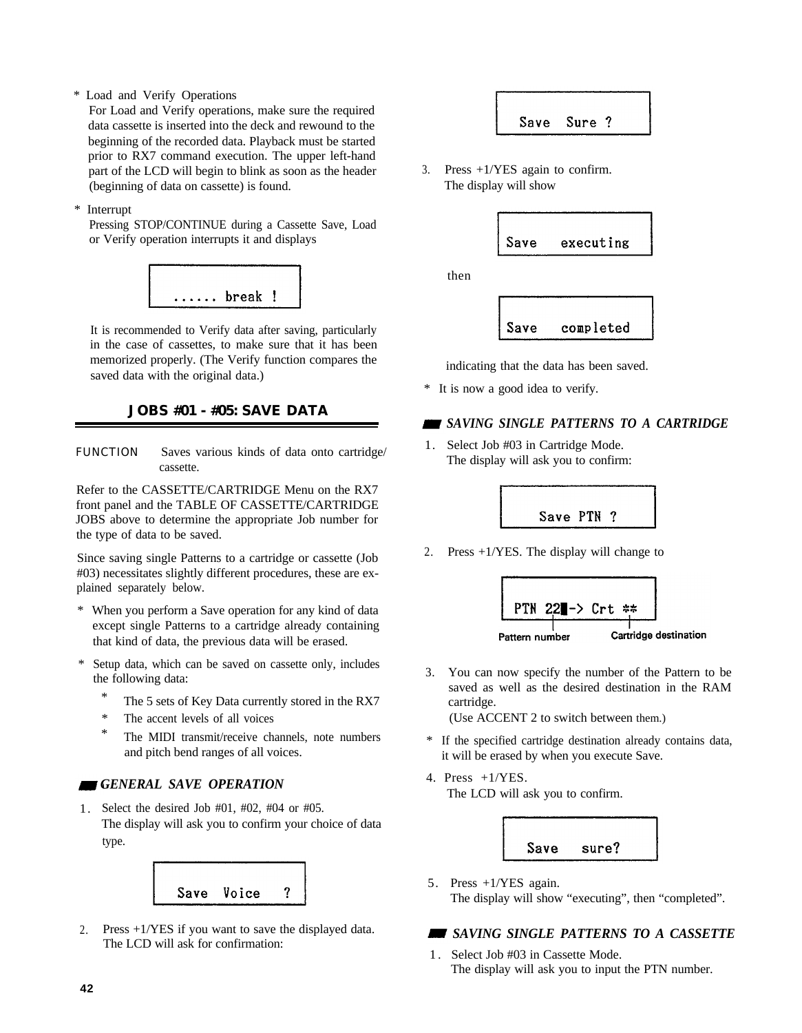* Load and Verify Operations

For Load and Verify operations, make sure the required data cassette is inserted into the deck and rewound to the beginning of the recorded data. Playback must be started prior to RX7 command execution. The upper left-hand part of the LCD will begin to blink as soon as the header (beginning of data on cassette) is found.

* Interrupt

Pressing STOP/CONTINUE during a Cassette Save, Load or Verify operation interrupts it and displays

```
...... break !
```

It is recommended to Verify data after saving, particularly in the case of cassettes, to make sure that it has been memorized properly. (The Verify function compares the saved data with the original data.)

## JOBS #01 - #05: SAVE DATA

FUNCTION Saves various kinds of data onto cartridge/cassette.

Refer to the CASSETTE/CARTRIDGE Menu on the RX7 front panel and the TABLE OF CASSETTE/CARTRIDGE JOBS above to determine the appropriate Job number for the type of data to be saved.

Since saving single Patterns to a cartridge or cassette (Job #03) necessitates slightly different procedures, these are explained separately below.

* When you perform a Save operation for any kind of data except single Patterns to a cartridge already containing that kind of data, the previous data will be erased.
* Setup data, which can be saved on cassette only, includes the following data:
  * The 5 sets of Key Data currently stored in the RX7
  * The accent levels of all voices
  * The MIDI transmit/receive channels, note numbers and pitch bend ranges of all voices.

### *GENERAL SAVE OPERATION*

1. Select the desired Job #01, #02, #04 or #05.
   The display will ask you to confirm your choice of data type.

```
Save Voice ?
```

2. Press +1/YES if you want to save the displayed data.
   The LCD will ask for confirmation:

```
Save Sure ?
```

3. Press +1/YES again to confirm.
   The display will show

```
Save executing
```

then

```
Save completed
```

indicating that the data has been saved.

* It is now a good idea to verify.

### *SAVING SINGLE PATTERNS TO A CARTRIDGE*

1. Select Job #03 in Cartridge Mode.
   The display will ask you to confirm:

```
Save PTN ?
```

2. Press +1/YES. The display will change to

```
PTN 22█-> Crt **
```

Pattern number — Cartridge destination

3. You can now specify the number of the Pattern to be saved as well as the desired destination in the RAM cartridge.
   (Use ACCENT 2 to switch between them.)

* If the specified cartridge destination already contains data, it will be erased by when you execute Save.

4. Press +1/YES.
   The LCD will ask you to confirm.

```
Save sure?
```

5. Press +1/YES again.
   The display will show "executing", then "completed".

### *SAVING SINGLE PATTERNS TO A CASSETTE*

1. Select Job #03 in Cassette Mode.
   The display will ask you to input the PTN number.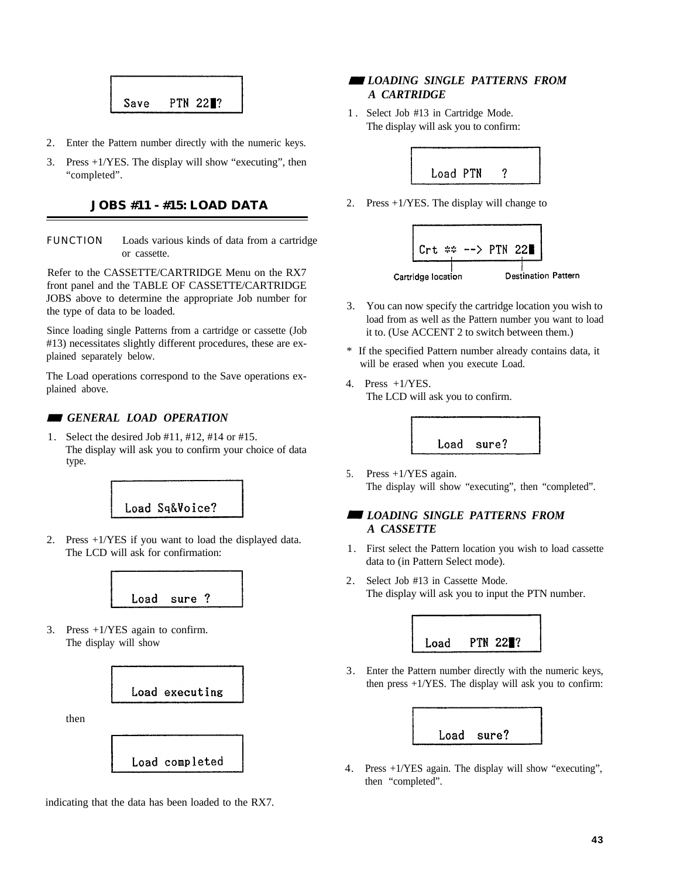```
Save   PTN 22█?
```

2. Enter the Pattern number directly with the numeric keys.
3. Press +1/YES. The display will show "executing", then "completed".

## JOBS #11 - #15: LOAD DATA

FUNCTION Loads various kinds of data from a cartridge or cassette.

Refer to the CASSETTE/CARTRIDGE Menu on the RX7 front panel and the TABLE OF CASSETTE/CARTRIDGE JOBS above to determine the appropriate Job number for the type of data to be loaded.

Since loading single Patterns from a cartridge or cassette (Job #13) necessitates slightly different procedures, these are explained separately below.

The Load operations correspond to the Save operations explained above.

### *GENERAL LOAD OPERATION*

1. Select the desired Job #11, #12, #14 or #15. The display will ask you to confirm your choice of data type.

```
Load Sq&Voice?
```

2. Press +1/YES if you want to load the displayed data. The LCD will ask for confirmation:

```
Load  sure ?
```

3. Press +1/YES again to confirm. The display will show

```
Load executing
```

then

```
Load completed
```

indicating that the data has been loaded to the RX7.

### *LOADING SINGLE PATTERNS FROM A CARTRIDGE*

1. Select Job #13 in Cartridge Mode. The display will ask you to confirm:

```
Load PTN   ?
```

2. Press +1/YES. The display will change to

```
Crt ** --> PTN 22█
```

Cartridge location — Destination Pattern

3. You can now specify the cartridge location you wish to load from as well as the Pattern number you want to load it to. (Use ACCENT 2 to switch between them.)

\* If the specified Pattern number already contains data, it will be erased when you execute Load.

4. Press +1/YES. The LCD will ask you to confirm.

```
Load  sure?
```

5. Press +1/YES again. The display will show "executing", then "completed".

### *LOADING SINGLE PATTERNS FROM A CASSETTE*

1. First select the Pattern location you wish to load cassette data to (in Pattern Select mode).
2. Select Job #13 in Cassette Mode. The display will ask you to input the PTN number.

```
Load   PTN 22█?
```

3. Enter the Pattern number directly with the numeric keys, then press +1/YES. The display will ask you to confirm:

```
Load  sure?
```

4. Press +1/YES again. The display will show "executing", then "completed".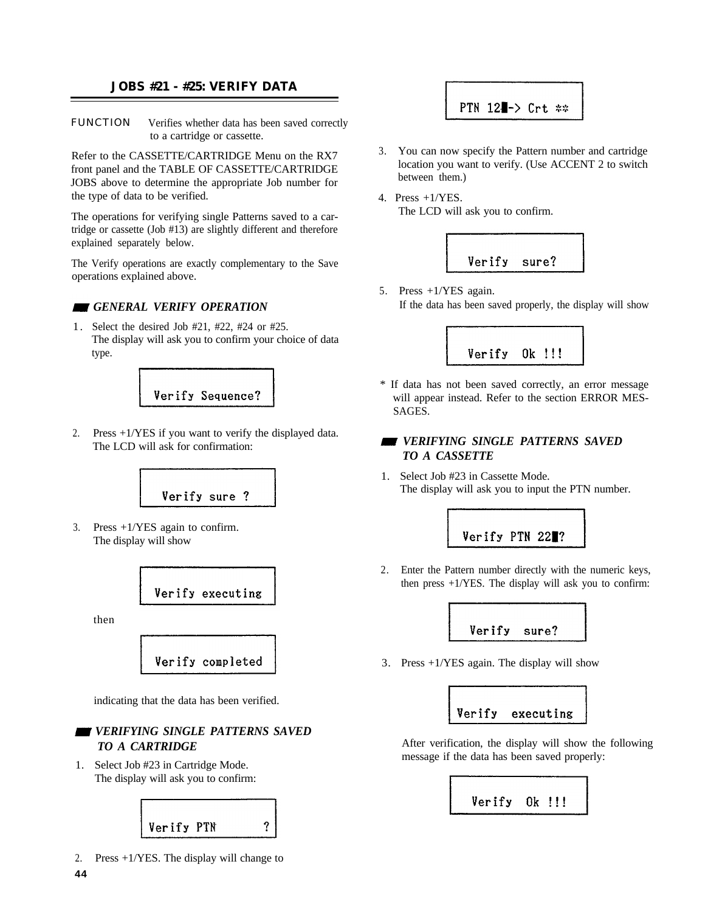## JOBS #21 - #25: VERIFY DATA

FUNCTION Verifies whether data has been saved correctly to a cartridge or cassette.

Refer to the CASSETTE/CARTRIDGE Menu on the RX7 front panel and the TABLE OF CASSETTE/CARTRIDGE JOBS above to determine the appropriate Job number for the type of data to be verified.

The operations for verifying single Patterns saved to a cartridge or cassette (Job #13) are slightly different and therefore explained separately below.

The Verify operations are exactly complementary to the Save operations explained above.

### *GENERAL VERIFY OPERATION*

1. Select the desired Job #21, #22, #24 or #25.
   The display will ask you to confirm your choice of data type.

```
Verify Sequence?
```

2. Press +1/YES if you want to verify the displayed data.
   The LCD will ask for confirmation:

```
Verify sure ?
```

3. Press +1/YES again to confirm.
   The display will show

```
Verify executing
```

   then

```
Verify completed
```

   indicating that the data has been verified.

### *VERIFYING SINGLE PATTERNS SAVED TO A CARTRIDGE*

1. Select Job #23 in Cartridge Mode.
   The display will ask you to confirm:

```
Verify PTN       ?
```

2. Press +1/YES. The display will change to

```
PTN 12█-> Crt **
```

3. You can now specify the Pattern number and cartridge location you want to verify. (Use ACCENT 2 to switch between them.)
4. Press +1/YES.
   The LCD will ask you to confirm.

```
Verify  sure?
```

5. Press +1/YES again.
   If the data has been saved properly, the display will show

```
Verify  Ok !!!
```

\* If data has not been saved correctly, an error message will appear instead. Refer to the section ERROR MESSAGES.

### *VERIFYING SINGLE PATTERNS SAVED TO A CASSETTE*

1. Select Job #23 in Cassette Mode.
   The display will ask you to input the PTN number.

```
Verify PTN 22█?
```

2. Enter the Pattern number directly with the numeric keys, then press +1/YES. The display will ask you to confirm:

```
Verify  sure?
```

3. Press +1/YES again. The display will show

```
Verify  executing
```

   After verification, the display will show the following message if the data has been saved properly:

```
Verify  Ok !!!
```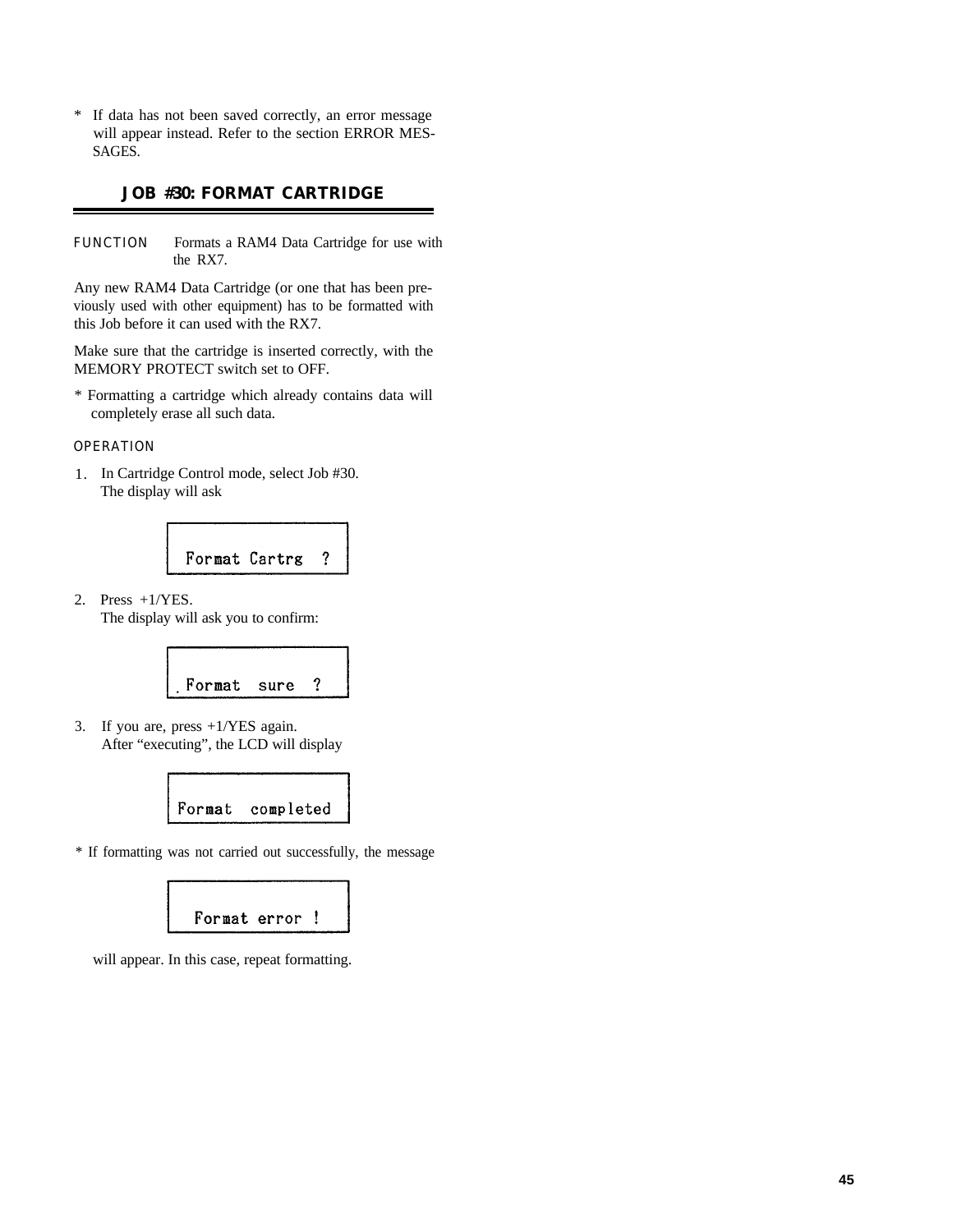* If data has not been saved correctly, an error message will appear instead. Refer to the section ERROR MESSAGES.

## JOB #30: FORMAT CARTRIDGE

FUNCTION  Formats a RAM4 Data Cartridge for use with the RX7.

Any new RAM4 Data Cartridge (or one that has been previously used with other equipment) has to be formatted with this Job before it can used with the RX7.

Make sure that the cartridge is inserted correctly, with the MEMORY PROTECT switch set to OFF.

* Formatting a cartridge which already contains data will completely erase all such data.

OPERATION

1. In Cartridge Control mode, select Job #30.
   The display will ask

```
Format Cartrg  ?
```

2. Press +1/YES.
   The display will ask you to confirm:

```
Format  sure  ?
```

3. If you are, press +1/YES again.
   After "executing", the LCD will display

```
Format  completed
```

* If formatting was not carried out successfully, the message

```
Format error !
```

will appear. In this case, repeat formatting.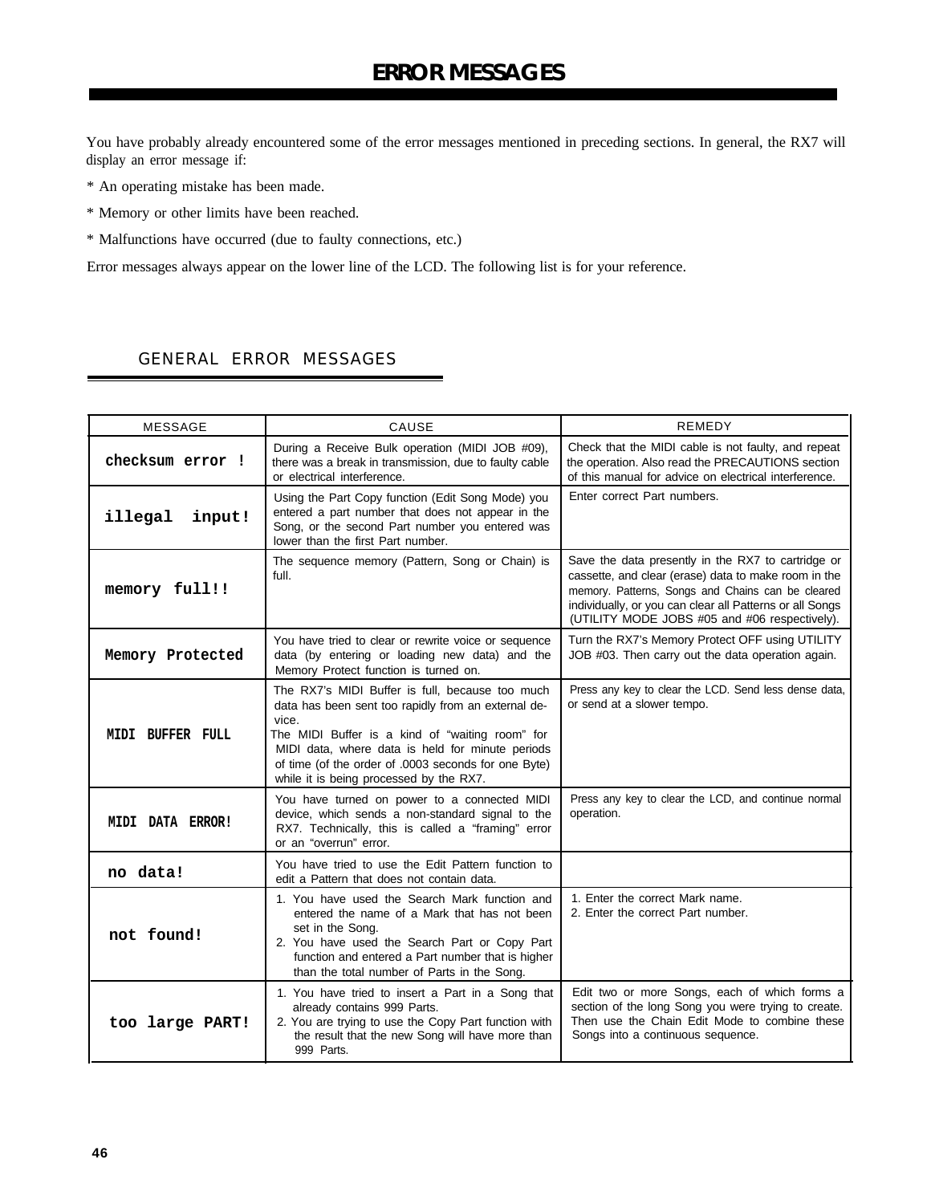# ERROR MESSAGES

You have probably already encountered some of the error messages mentioned in preceding sections. In general, the RX7 will display an error message if:

* An operating mistake has been made.

* Memory or other limits have been reached.

* Malfunctions have occurred (due to faulty connections, etc.)

Error messages always appear on the lower line of the LCD. The following list is for your reference.

## GENERAL ERROR MESSAGES

| MESSAGE | CAUSE | REMEDY |
|---|---|---|
| **checksum error !** | During a Receive Bulk operation (MIDI JOB #09), there was a break in transmission, due to faulty cable or electrical interference. | Check that the MIDI cable is not faulty, and repeat the operation. Also read the PRECAUTIONS section of this manual for advice on electrical interference. |
| **illegal input!** | Using the Part Copy function (Edit Song Mode) you entered a part number that does not appear in the Song, or the second Part number you entered was lower than the first Part number. | Enter correct Part numbers. |
| **memory full!!** | The sequence memory (Pattern, Song or Chain) is full. | Save the data presently in the RX7 to cartridge or cassette, and clear (erase) data to make room in the memory. Patterns, Songs and Chains can be cleared individually, or you can clear all Patterns or all Songs (UTILITY MODE JOBS #05 and #06 respectively). |
| **Memory Protected** | You have tried to clear or rewrite voice or sequence data (by entering or loading new data) and the Memory Protect function is turned on. | Turn the RX7's Memory Protect OFF using UTILITY JOB #03. Then carry out the data operation again. |
| **MIDI BUFFER FULL** | The RX7's MIDI Buffer is full, because too much data has been sent too rapidly from an external device. The MIDI Buffer is a kind of "waiting room" for MIDI data, where data is held for minute periods of time (of the order of .0003 seconds for one Byte) while it is being processed by the RX7. | Press any key to clear the LCD. Send less dense data, or send at a slower tempo. |
| **MIDI DATA ERROR!** | You have turned on power to a connected MIDI device, which sends a non-standard signal to the RX7. Technically, this is called a "framing" error or an "overrun" error. | Press any key to clear the LCD, and continue normal operation. |
| **no data!** | You have tried to use the Edit Pattern function to edit a Pattern that does not contain data. | |
| **not found!** | 1. You have used the Search Mark function and entered the name of a Mark that has not been set in the Song.<br>2. You have used the Search Part or Copy Part function and entered a Part number that is higher than the total number of Parts in the Song. | 1. Enter the correct Mark name.<br>2. Enter the correct Part number. |
| **too large PART!** | 1. You have tried to insert a Part in a Song that already contains 999 Parts.<br>2. You are trying to use the Copy Part function with the result that the new Song will have more than 999 Parts. | Edit two or more Songs, each of which forms a section of the long Song you were trying to create. Then use the Chain Edit Mode to combine these Songs into a continuous sequence. |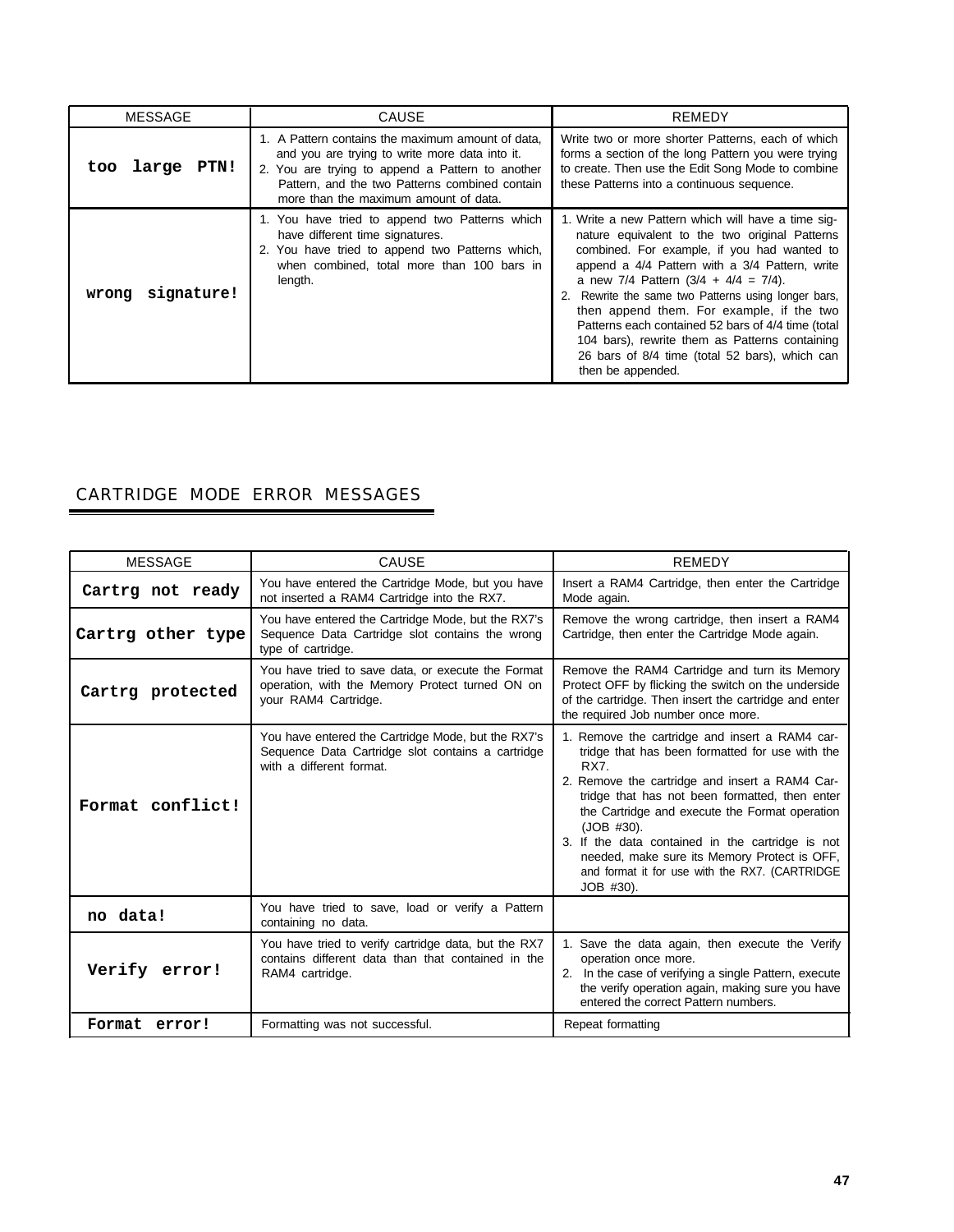| MESSAGE | CAUSE | REMEDY |
|---|---|---|
| **too large PTN!** | 1. A Pattern contains the maximum amount of data, and you are trying to write more data into it. 2. You are trying to append a Pattern to another Pattern, and the two Patterns combined contain more than the maximum amount of data. | Write two or more shorter Patterns, each of which forms a section of the long Pattern you were trying to create. Then use the Edit Song Mode to combine these Patterns into a continuous sequence. |
| **wrong signature!** | 1. You have tried to append two Patterns which have different time signatures. 2. You have tried to append two Patterns which, when combined, total more than 100 bars in length. | 1. Write a new Pattern which will have a time signature equivalent to the two original Patterns combined. For example, if you had wanted to append a 4/4 Pattern with a 3/4 Pattern, write a new 7/4 Pattern (3/4 + 4/4 = 7/4). 2. Rewrite the same two Patterns using longer bars, then append them. For example, if the two Patterns each contained 52 bars of 4/4 time (total 104 bars), rewrite them as Patterns containing 26 bars of 8/4 time (total 52 bars), which can then be appended. |

## CARTRIDGE MODE ERROR MESSAGES

| MESSAGE | CAUSE | REMEDY |
|---|---|---|
| **Cartrg not ready** | You have entered the Cartridge Mode, but you have not inserted a RAM4 Cartridge into the RX7. | Insert a RAM4 Cartridge, then enter the Cartridge Mode again. |
| **Cartrg other type** | You have entered the Cartridge Mode, but the RX7's Sequence Data Cartridge slot contains the wrong type of cartridge. | Remove the wrong cartridge, then insert a RAM4 Cartridge, then enter the Cartridge Mode again. |
| **Cartrg protected** | You have tried to save data, or execute the Format operation, with the Memory Protect turned ON on your RAM4 Cartridge. | Remove the RAM4 Cartridge and turn its Memory Protect OFF by flicking the switch on the underside of the cartridge. Then insert the cartridge and enter the required Job number once more. |
| **Format conflict!** | You have entered the Cartridge Mode, but the RX7's Sequence Data Cartridge slot contains a cartridge with a different format. | 1. Remove the cartridge and insert a RAM4 cartridge that has been formatted for use with the RX7. 2. Remove the cartridge and insert a RAM4 Cartridge that has not been formatted, then enter the Cartridge and execute the Format operation (JOB #30). 3. If the data contained in the cartridge is not needed, make sure its Memory Protect is OFF, and format it for use with the RX7. (CARTRIDGE JOB #30). |
| **no data!** | You have tried to save, load or verify a Pattern containing no data. | |
| **Verify error!** | You have tried to verify cartridge data, but the RX7 contains different data than that contained in the RAM4 cartridge. | 1. Save the data again, then execute the Verify operation once more. 2. In the case of verifying a single Pattern, execute the verify operation again, making sure you have entered the correct Pattern numbers. |
| **Format error!** | Formatting was not successful. | Repeat formatting |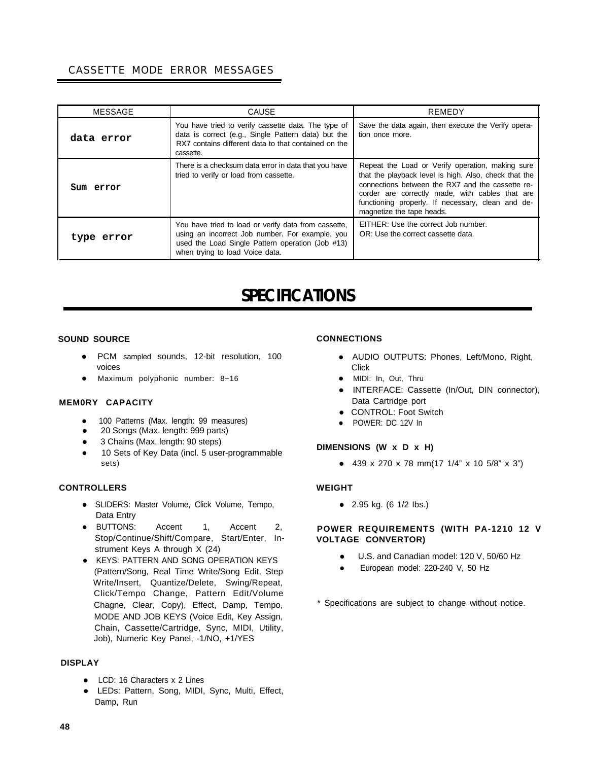## CASSETTE MODE ERROR MESSAGES

| MESSAGE | CAUSE | REMEDY |
|---|---|---|
| data error | You have tried to verify cassette data. The type of data is correct (e.g., Single Pattern data) but the RX7 contains different data to that contained on the cassette. | Save the data again, then execute the Verify operation once more. |
| Sum error | There is a checksum data error in data that you have tried to verify or load from cassette. | Repeat the Load or Verify operation, making sure that the playback level is high. Also, check that the connections between the RX7 and the cassette recorder are correctly made, with cables that are functioning properly. If necessary, clean and demagnetize the tape heads. |
| type error | You have tried to load or verify data from cassette, using an incorrect Job number. For example, you used the Load Single Pattern operation (Job #13) when trying to load Voice data. | EITHER: Use the correct Job number.<br>OR: Use the correct cassette data. |

# SPECIFICATIONS

### SOUND SOURCE

- PCM sampled sounds, 12-bit resolution, 100 voices
- Maximum polyphonic number: 8~16

### MEM0RY CAPACITY

- 100 Patterns (Max. length: 99 measures)
- 20 Songs (Max. length: 999 parts)
- 3 Chains (Max. length: 90 steps)
- 10 Sets of Key Data (incl. 5 user-programmable sets)

### CONTROLLERS

- SLIDERS: Master Volume, Click Volume, Tempo, Data Entry
- BUTTONS: Accent 1, Accent 2, Stop/Continue/Shift/Compare, Start/Enter, Instrument Keys A through X (24)
- KEYS: PATTERN AND SONG OPERATION KEYS (Pattern/Song, Real Time Write/Song Edit, Step Write/Insert, Quantize/Delete, Swing/Repeat, Click/Tempo Change, Pattern Edit/Volume Chagne, Clear, Copy), Effect, Damp, Tempo, MODE AND JOB KEYS (Voice Edit, Key Assign, Chain, Cassette/Cartridge, Sync, MIDI, Utility, Job), Numeric Key Panel, -1/NO, +1/YES

### DISPLAY

- LCD: 16 Characters x 2 Lines
- LEDs: Pattern, Song, MIDI, Sync, Multi, Effect, Damp, Run

### CONNECTIONS

- AUDIO OUTPUTS: Phones, Left/Mono, Right, Click
- MIDI: In, Out, Thru
- INTERFACE: Cassette (In/Out, DIN connector), Data Cartridge port
- CONTROL: Foot Switch
- POWER: DC 12V In

### DIMENSIONS (W x D x H)

- 439 x 270 x 78 mm(17 1/4" x 10 5/8" x 3")

### WEIGHT

- 2.95 kg. (6 1/2 Ibs.)

### POWER REQUIREMENTS (WITH PA-1210 12 V VOLTAGE CONVERTOR)

- U.S. and Canadian model: 120 V, 50/60 Hz
- European model: 220-240 V, 50 Hz

\* Specifications are subject to change without notice.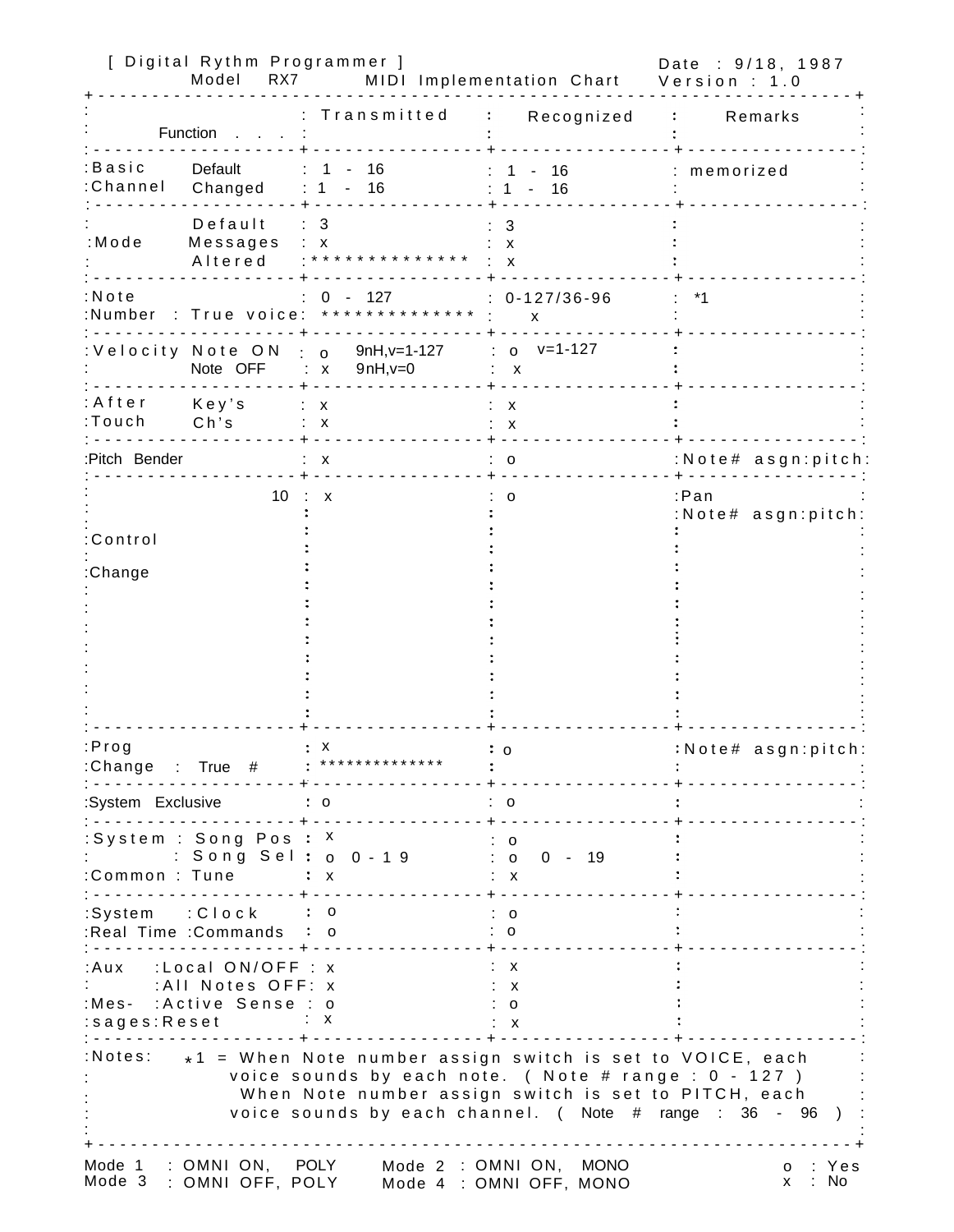[ Digital Rythm Programmer ]

Model RX7 — MIDI Implementation Chart

Date : 9/18, 1987
Version : 1.0

| Function . . . | | Transmitted | Recognized | Remarks |
|---|---|---|---|---|
| Basic Channel | Default | 1 - 16 | 1 - 16 | memorized |
| | Changed | 1 - 16 | 1 - 16 | |
| Mode | Default | 3 | 3 | |
| | Messages | x | x | |
| | Altered | ************** | x | |
| Note Number | | 0 - 127 | 0-127/36-96 | *1 |
| | True voice | ************** | x | |
| Velocity | Note ON | o 9nH,v=1-127 | o v=1-127 | |
| | Note OFF | x 9nH,v=0 | x | |
| After Touch | Key's | x | x | |
| | Ch's | x | x | |
| Pitch Bender | | x | o | Note# asgn:pitch |
| Control Change | 10 | x | o | Pan<br>Note# asgn:pitch |
| Prog Change | | x | o | Note# asgn:pitch |
| | True # | ************** | | |
| System Exclusive | | o | o | |
| System Common | Song Pos | x | o | |
| | Song Sel | o 0-19 | o 0 - 19 | |
| | Tune | x | x | |
| System Real Time | Clock | o | o | |
| | Commands | o | o | |
| Aux Messages | Local ON/OFF | x | x | |
| | All Notes OFF | x | x | |
| | Active Sense | o | o | |
| | Reset | x | x | |

Notes: *1 = When Note number assign switch is set to VOICE, each voice sounds by each note. ( Note # range : 0 - 127 )
When Note number assign switch is set to PITCH, each voice sounds by each channel. ( Note # range : 36 - 96 )

Mode 1 : OMNI ON, POLY — Mode 2 : OMNI ON, MONO
Mode 3 : OMNI OFF, POLY — Mode 4 : OMNI OFF, MONO

o : Yes
x : No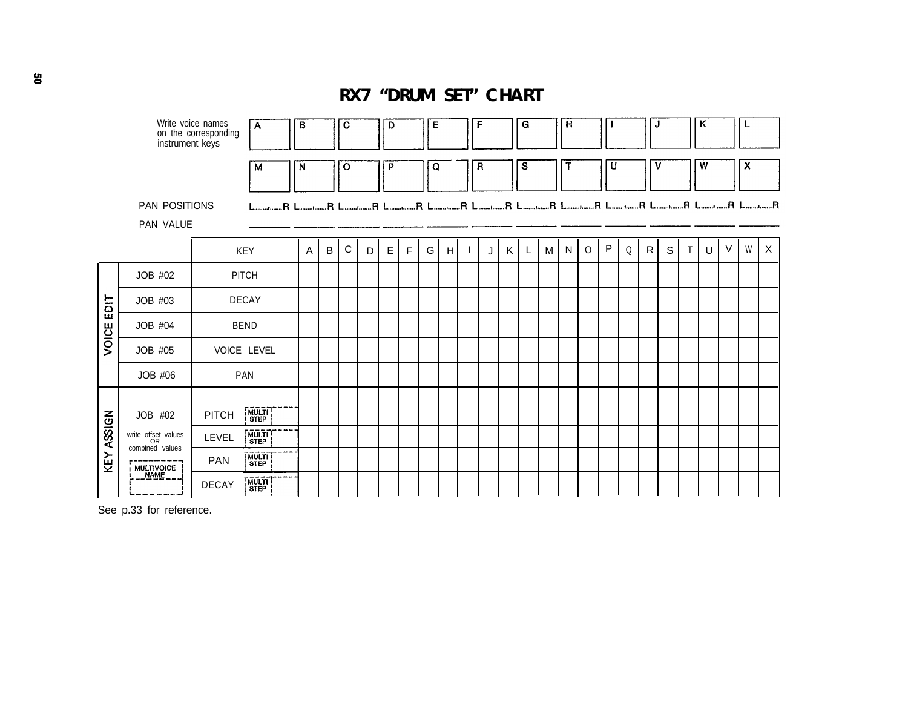# RX7 "DRUM SET" CHART

Write voice names on the corresponding instrument keys

| A | B | C | D | E | F | G | H | I | J | K | L |
|---|---|---|---|---|---|---|---|---|---|---|---|
| | | | | | | | | | | | |

| M | N | O | P | Q | R | S | T | U | V | W | X |
|---|---|---|---|---|---|---|---|---|---|---|---|
| | | | | | | | | | | | |

| PAN POSITIONS | L.....R | L.....R | L.....R | L.....R | L.....R | L.....R | L.....R | L.....R | L.....R | L.....R | L.....R | L.....R |
|---|---|---|---|---|---|---|---|---|---|---|---|---|
| PAN VALUE | | | | | | | | | | | | |

| | | KEY | | A | B | C | D | E | F | G | H | I | J | K | L | M | N | O | P | Q | R | S | T | U | V | W | X |
|---|---|---|---|---|---|---|---|---|---|---|---|---|---|---|---|---|---|---|---|---|---|---|---|---|---|---|---|
| VOICE EDIT | JOB #02 | PITCH | | | | | | | | | | | | | | | | | | | | | | | | | |
| | JOB #03 | DECAY | | | | | | | | | | | | | | | | | | | | | | | | | |
| | JOB #04 | BEND | | | | | | | | | | | | | | | | | | | | | | | | | |
| | JOB #05 | VOICE LEVEL | | | | | | | | | | | | | | | | | | | | | | | | | |
| | JOB #06 | PAN | | | | | | | | | | | | | | | | | | | | | | | | | |
| KEY ASSIGN | JOB #02 | PITCH | MULTI STEP | | | | | | | | | | | | | | | | | | | | | | | | |
| | write offset values OR combined values | LEVEL | MULTI STEP | | | | | | | | | | | | | | | | | | | | | | | | |
| | MULTIVOICE NAME | PAN | MULTI STEP | | | | | | | | | | | | | | | | | | | | | | | | |
| | | DECAY | MULTI STEP | | | | | | | | | | | | | | | | | | | | | | | | |

See p.33 for reference.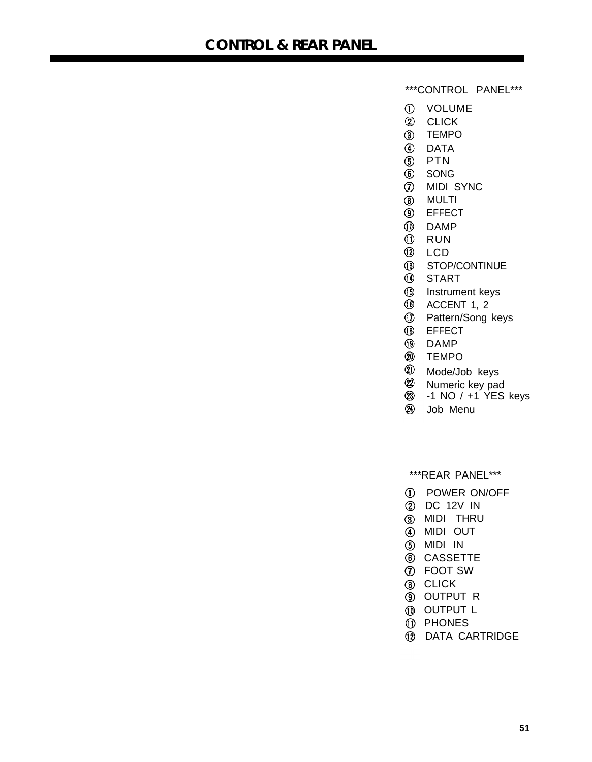# CONTROL & REAR PANEL

***CONTROL PANEL***

① VOLUME
② CLICK
③ TEMPO
④ DATA
⑤ PTN
⑥ SONG
⑦ MIDI SYNC
⑧ MULTI
⑨ EFFECT
⑩ DAMP
⑪ RUN
⑫ LCD
⑬ STOP/CONTINUE
⑭ START
⑮ Instrument keys
⑯ ACCENT 1, 2
⑰ Pattern/Song keys
⑱ EFFECT
⑲ DAMP
⑳ TEMPO
㉑ Mode/Job keys
㉒ Numeric key pad
㉓ -1 NO / +1 YES keys
㉔ Job Menu

***REAR PANEL***

① POWER ON/OFF
② DC 12V IN
③ MIDI THRU
④ MIDI OUT
⑤ MIDI IN
⑥ CASSETTE
⑦ FOOT SW
⑧ CLICK
⑨ OUTPUT R
⑩ OUTPUT L
⑪ PHONES
⑫ DATA CARTRIDGE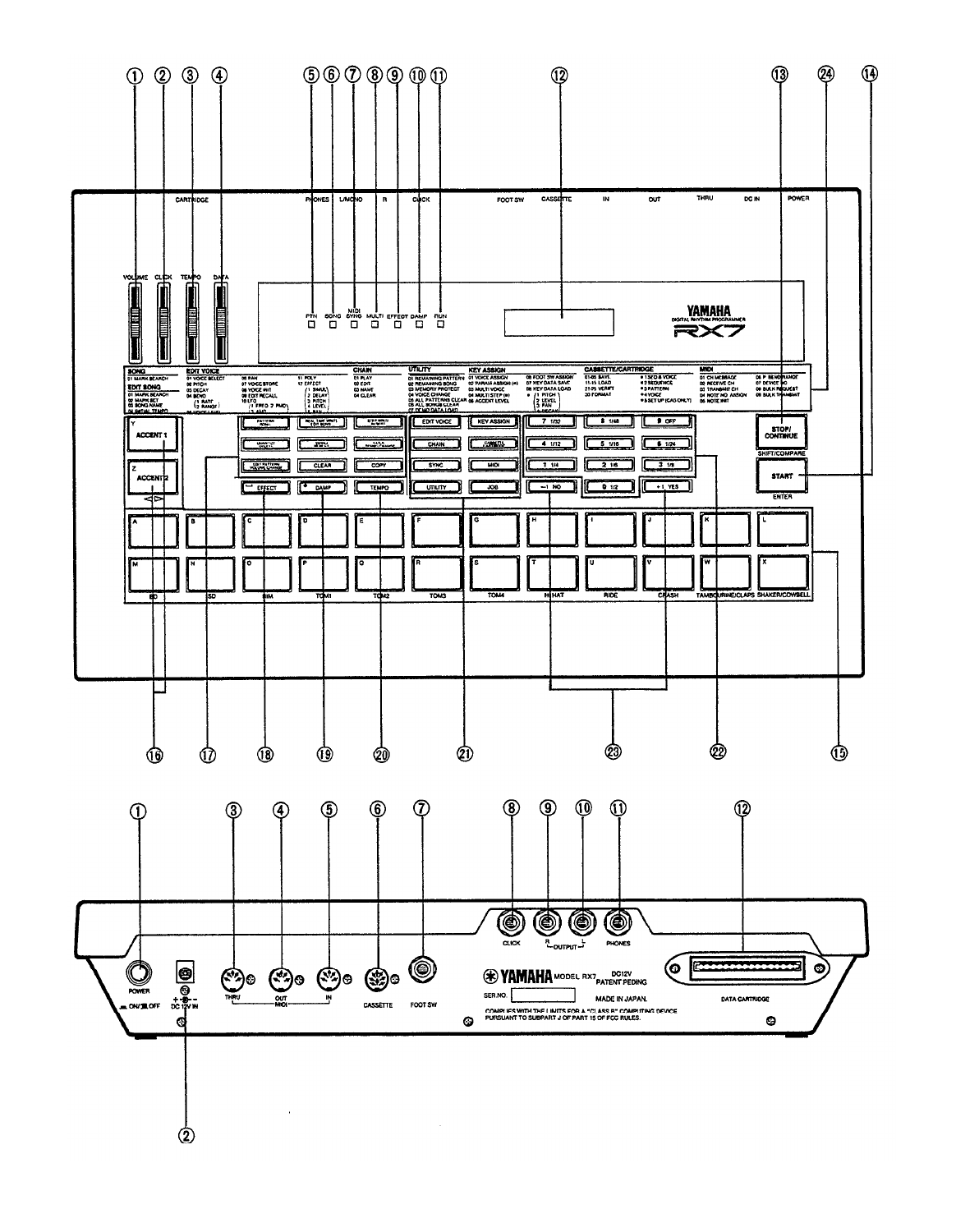① ② ③ ④ ⑤ ⑥ ⑦ ⑧ ⑨ ⑩ ⑪ ⑫ ⑬ ㉔ ⑭

CARTRIDGE
PHONES
L/MONO
R
CLICK
FOOT SW
CASSETTE
IN
OUT
THRU
DC IN
POWER

VOLUME
CLICK
TEMPO
DATA

PTN
SONG
MIDI SYNC
MULTI
EFFECT
DAMP
RUN

YAMAHA
DIGITAL RHYTHM PROGRAMMER
RX7

SONG
01 MARK SEARCH
EDIT SONG
01 MARK SEARCH
02 MARK SET
03 SONG NAME
04 INITIAL TEMPO

EDIT VOICE
01 VOICE SELECT
02 PITCH
03 DECAY
04 BEND
(1 RATE
(2 RANGE
05 PAN
07 VOICE STORE
08 VOICE INIT
09 EDIT RECALL
10 LFO
(1 FREQ 2 PMD
3 AMD
11 POLY
12 EFFECT
(1 SIMUL
2 DELAY
3 PITCH
4 LEVEL
5 PAN

CHAIN
01 PLAY
02 EDIT
03 NAME
04 CLEAR

UTILITY
01 REMAINING PATTERN
02 REMAINING SONG
03 MEMORY PROTECT
04 VOICE CHANGE
05 ALL PATTERNS CLEAR
06 ALL SONGS CLEAR
07 DEMO DATA LOAD

KEY ASSIGN
01 VOICE ASSIGN
02 PARAM ASSIGN
03 MULTI VOICE
04 MULTI STEP
05 ACCENT LEVEL
06 FOOT SW ASSIGN
07 KEY DATA SAVE
08 KEY DATA LOAD
(1 PITCH
2 LEVEL
3 PAN
4 DECAY

CASSETTE/CARTRIDGE
01-05 SAVE
11-15 LOAD
21-25 VERIFY
30 FORMAT
1 SEQ & VOICE
2 SEQUENCE
3 PATTERN
4 VOICE
5 SET UP (CAS ONLY)

MIDI
01 CH MESSAGE
02 RECEIVE CH
03 TRANSMIT CH
04 NOTE NO. ASSIGN
05 NOTE INIT
06 P. BEND RANGE
07 DEVICE NO
08 BULK REQUEST
09 BULK TRANSMIT

Y ACCENT 1
Z ACCENT 2

EFFECT
DAMP
TEMPO
CLEAR
COPY

EDIT VOICE
KEY ASSIGN
CHAIN
SYNC
MIDI
UTILITY
JOB

7 1/32
8 1/48
9 OFF
4 1/12
5 1/16
6 1/24
1 1/4
2 1/6
3 1/8
−1 NO
0 1/2
+1 YES

STOP/CONTINUE
SHIFT/COMPARE
START
ENTER

A B C D E F G H I J K L
M N O P Q R S T U V W X

BD
SD
RIM
TOM1
TOM2
TOM3
TOM4
HI HAT
RIDE
CRASH
TAMBOURINE/CLAPS
SHAKER/COWBELL

⑯ ⑰ ⑱ ⑲ ⑳ ㉑ ㉓ ㉒ ⑮

① ③ ④ ⑤ ⑥ ⑦ ⑧ ⑨ ⑩ ⑪ ⑫

POWER
ON/OFF
DC 12V IN
THRU
OUT
IN
MIDI
CASSETTE
FOOT SW
CLICK
R
L
OUTPUT
PHONES

YAMAHA MODEL RX7
DC12V
PATENT PEDING
SER.NO.
MADE IN JAPAN.
COMPLIES WITH THE LIMITS FOR A "CLASS B" COMPUTING DEVICE PURSUANT TO SUBPART J OF PART 15 OF FCC RULES.

DATA CARTRIDGE

②